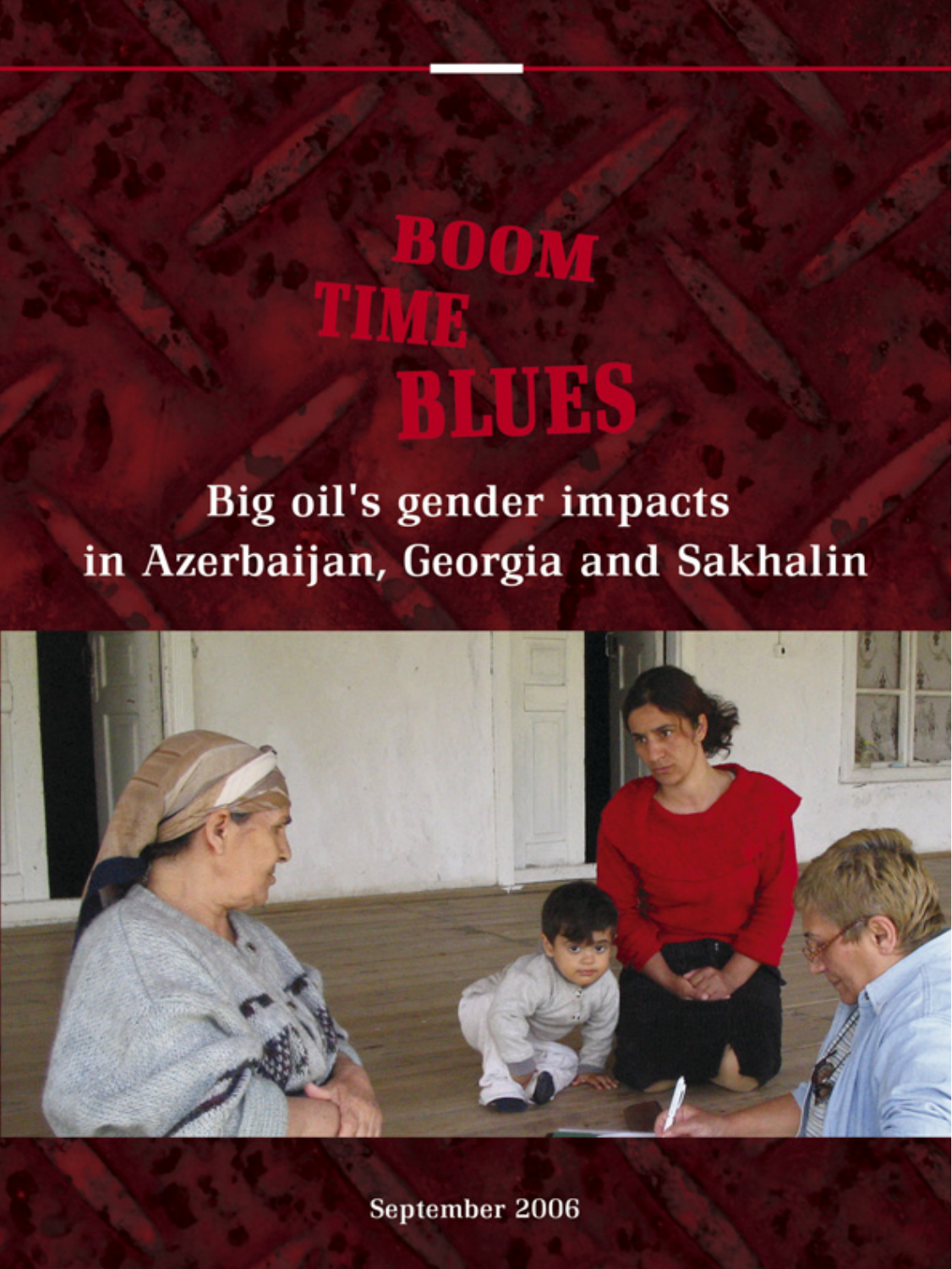# BOOM TIME BLUES

## Big oil's gender impacts in Azerbaijan, Georgia and Sakhalin

September 2006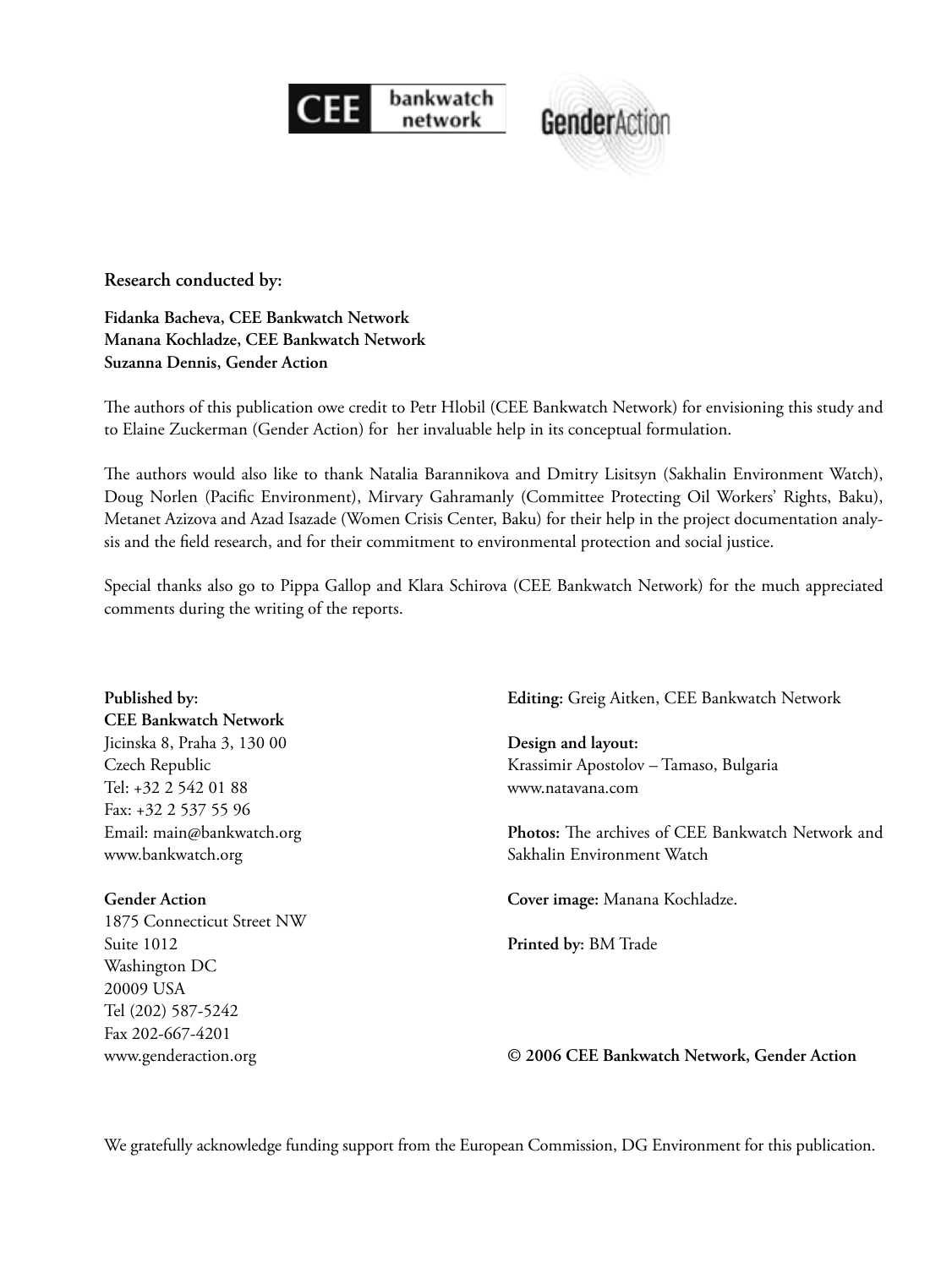CEE bankwatch network

GenderAction

**Research conducted by:**

**Fidanka Bacheva, CEE Bankwatch Network**
**Manana Kochladze, CEE Bankwatch Network**
**Suzanna Dennis, Gender Action**

The authors of this publication owe credit to Petr Hlobil (CEE Bankwatch Network) for envisioning this study and to Elaine Zuckerman (Gender Action) for her invaluable help in its conceptual formulation.

The authors would also like to thank Natalia Barannikova and Dmitry Lisitsyn (Sakhalin Environment Watch), Doug Norlen (Pacific Environment), Mirvary Gahramanly (Committee Protecting Oil Workers' Rights, Baku), Metanet Azizova and Azad Isazade (Women Crisis Center, Baku) for their help in the project documentation analysis and the field research, and for their commitment to environmental protection and social justice.

Special thanks also go to Pippa Gallop and Klara Schirova (CEE Bankwatch Network) for the much appreciated comments during the writing of the reports.

**Published by:**
**CEE Bankwatch Network**
Jicinska 8, Praha 3, 130 00
Czech Republic
Tel: +32 2 542 01 88
Fax: +32 2 537 55 96
Email: main@bankwatch.org
www.bankwatch.org

**Gender Action**
1875 Connecticut Street NW
Suite 1012
Washington DC
20009 USA
Tel (202) 587-5242
Fax 202-667-4201
www.genderaction.org

**Editing:** Greig Aitken, CEE Bankwatch Network

**Design and layout:**
Krassimir Apostolov – Tamaso, Bulgaria
www.natavana.com

**Photos:** The archives of CEE Bankwatch Network and Sakhalin Environment Watch

**Cover image:** Manana Kochladze.

**Printed by:** BM Trade

**© 2006 CEE Bankwatch Network, Gender Action**

We gratefully acknowledge funding support from the European Commission, DG Environment for this publication.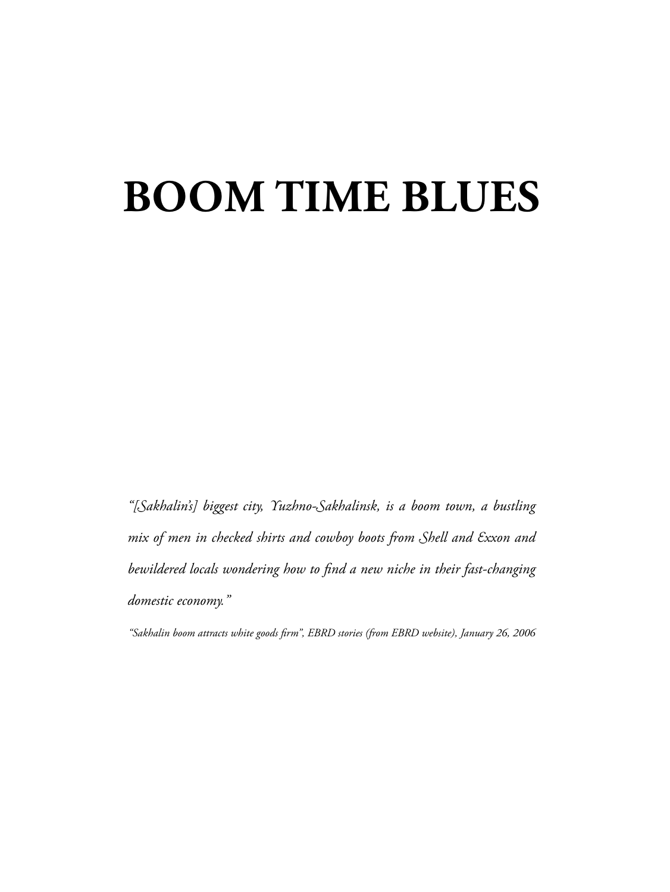# BOOM TIME BLUES

*"[Sakhalin's] biggest city, Yuzhno-Sakhalinsk, is a boom town, a bustling mix of men in checked shirts and cowboy boots from Shell and Exxon and bewildered locals wondering how to find a new niche in their fast-changing domestic economy."*

*"Sakhalin boom attracts white goods firm", EBRD stories (from EBRD website), January 26, 2006*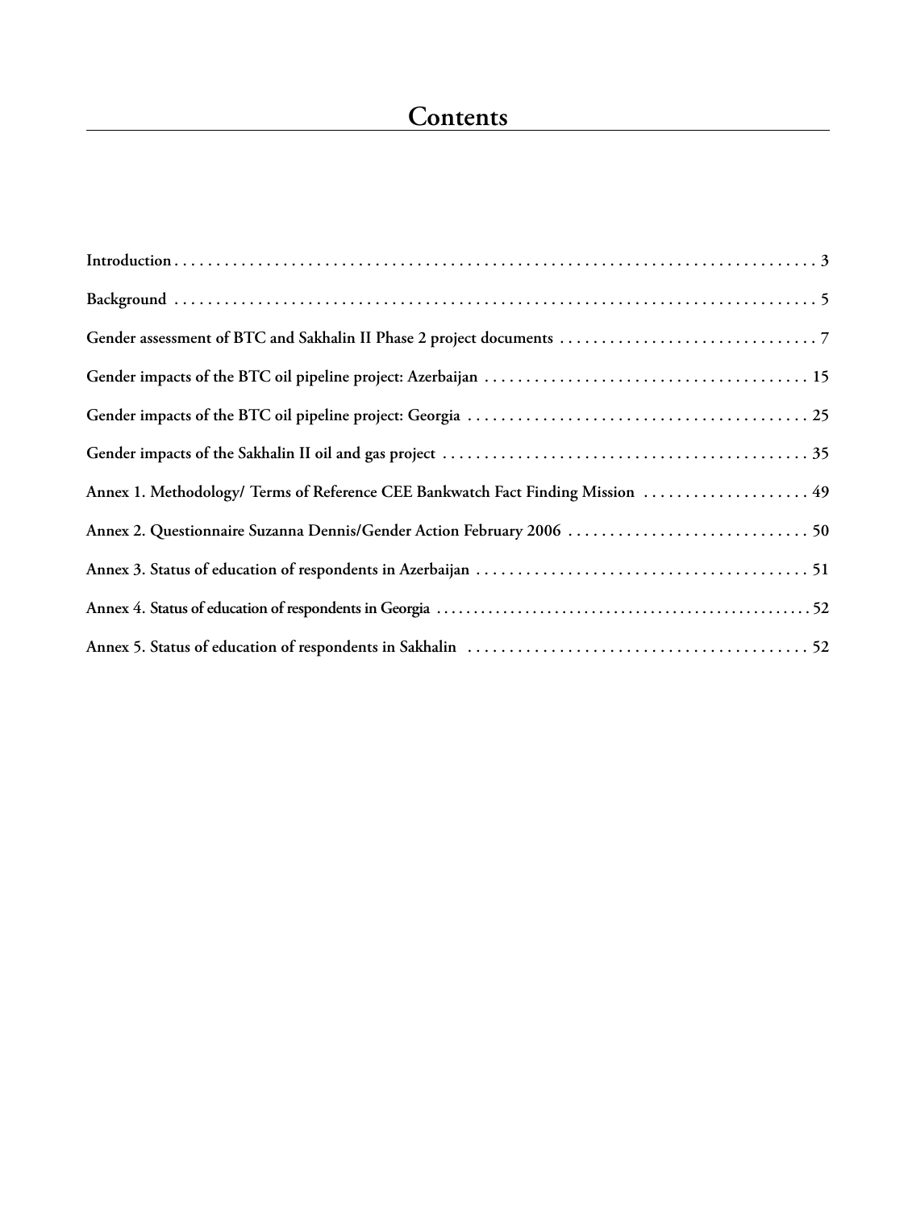# Contents

| | |
|---|---|
| Introduction | 3 |
| Background | 5 |
| Gender assessment of BTC and Sakhalin II Phase 2 project documents | 7 |
| Gender impacts of the BTC oil pipeline project: Azerbaijan | 15 |
| Gender impacts of the BTC oil pipeline project: Georgia | 25 |
| Gender impacts of the Sakhalin II oil and gas project | 35 |
| Annex 1. Methodology/ Terms of Reference CEE Bankwatch Fact Finding Mission | 49 |
| Annex 2. Questionnaire Suzanna Dennis/Gender Action February 2006 | 50 |
| Annex 3. Status of education of respondents in Azerbaijan | 51 |
| Annex 4. Status of education of respondents in Georgia | 52 |
| Annex 5. Status of education of respondents in Sakhalin | 52 |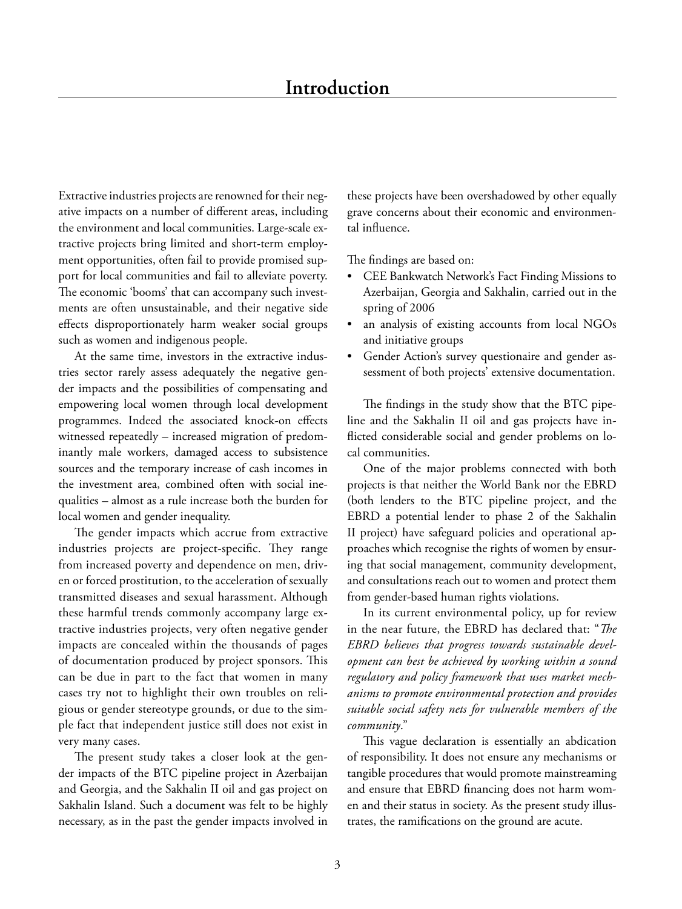# Introduction

Extractive industries projects are renowned for their negative impacts on a number of different areas, including the environment and local communities. Large-scale extractive projects bring limited and short-term employment opportunities, often fail to provide promised support for local communities and fail to alleviate poverty. The economic 'booms' that can accompany such investments are often unsustainable, and their negative side effects disproportionately harm weaker social groups such as women and indigenous people.

At the same time, investors in the extractive industries sector rarely assess adequately the negative gender impacts and the possibilities of compensating and empowering local women through local development programmes. Indeed the associated knock-on effects witnessed repeatedly – increased migration of predominantly male workers, damaged access to subsistence sources and the temporary increase of cash incomes in the investment area, combined often with social inequalities – almost as a rule increase both the burden for local women and gender inequality.

The gender impacts which accrue from extractive industries projects are project-specific. They range from increased poverty and dependence on men, driven or forced prostitution, to the acceleration of sexually transmitted diseases and sexual harassment. Although these harmful trends commonly accompany large extractive industries projects, very often negative gender impacts are concealed within the thousands of pages of documentation produced by project sponsors. This can be due in part to the fact that women in many cases try not to highlight their own troubles on religious or gender stereotype grounds, or due to the simple fact that independent justice still does not exist in very many cases.

The present study takes a closer look at the gender impacts of the BTC pipeline project in Azerbaijan and Georgia, and the Sakhalin II oil and gas project on Sakhalin Island. Such a document was felt to be highly necessary, as in the past the gender impacts involved in these projects have been overshadowed by other equally grave concerns about their economic and environmental influence.

The findings are based on:

- CEE Bankwatch Network's Fact Finding Missions to Azerbaijan, Georgia and Sakhalin, carried out in the spring of 2006
- an analysis of existing accounts from local NGOs and initiative groups
- Gender Action's survey questionaire and gender assessment of both projects' extensive documentation.

The findings in the study show that the BTC pipeline and the Sakhalin II oil and gas projects have inflicted considerable social and gender problems on local communities.

One of the major problems connected with both projects is that neither the World Bank nor the EBRD (both lenders to the BTC pipeline project, and the EBRD a potential lender to phase 2 of the Sakhalin II project) have safeguard policies and operational approaches which recognise the rights of women by ensuring that social management, community development, and consultations reach out to women and protect them from gender-based human rights violations.

In its current environmental policy, up for review in the near future, the EBRD has declared that: "*The EBRD believes that progress towards sustainable development can best be achieved by working within a sound regulatory and policy framework that uses market mechanisms to promote environmental protection and provides suitable social safety nets for vulnerable members of the community*."

This vague declaration is essentially an abdication of responsibility. It does not ensure any mechanisms or tangible procedures that would promote mainstreaming and ensure that EBRD financing does not harm women and their status in society. As the present study illustrates, the ramifications on the ground are acute.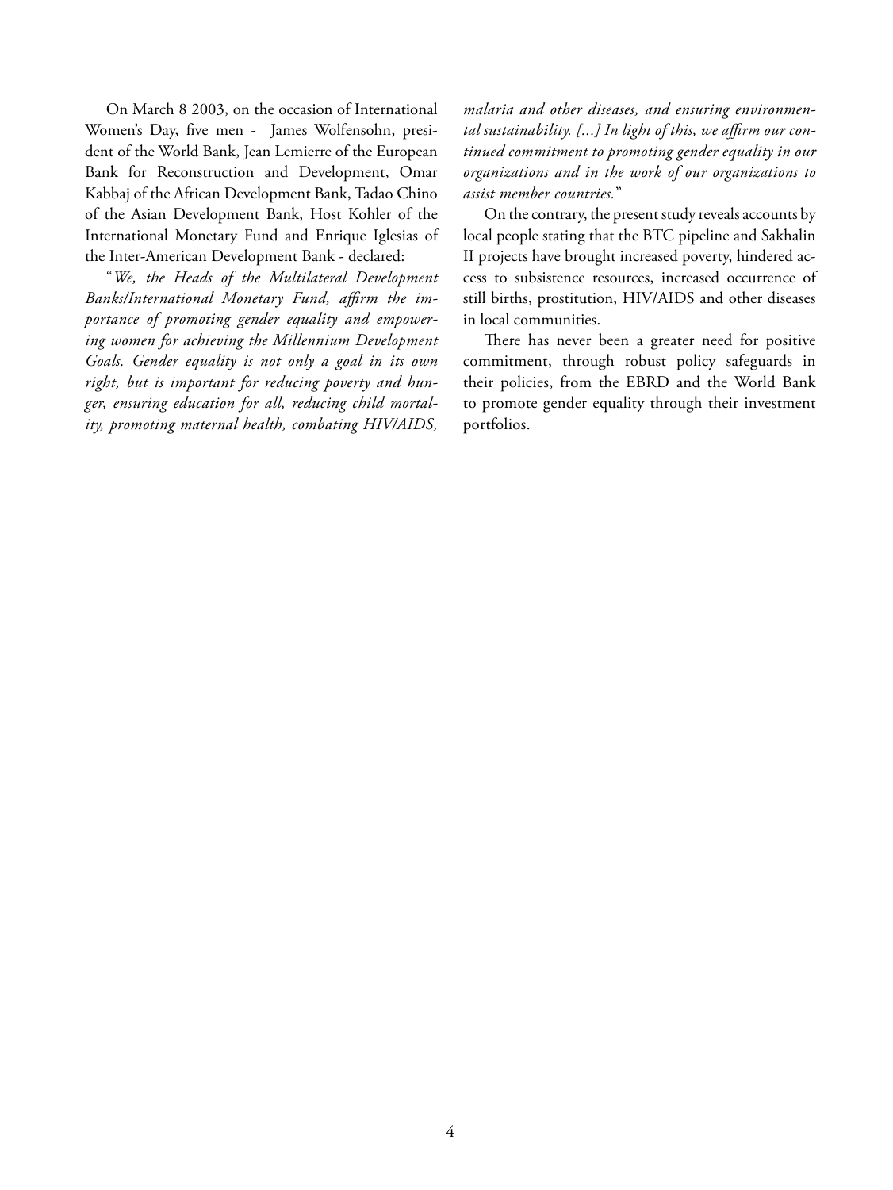On March 8 2003, on the occasion of International Women's Day, five men - James Wolfensohn, president of the World Bank, Jean Lemierre of the European Bank for Reconstruction and Development, Omar Kabbaj of the African Development Bank, Tadao Chino of the Asian Development Bank, Host Kohler of the International Monetary Fund and Enrique Iglesias of the Inter-American Development Bank - declared:

"*We, the Heads of the Multilateral Development Banks/International Monetary Fund, affirm the importance of promoting gender equality and empowering women for achieving the Millennium Development Goals. Gender equality is not only a goal in its own right, but is important for reducing poverty and hunger, ensuring education for all, reducing child mortality, promoting maternal health, combating HIV/AIDS, malaria and other diseases, and ensuring environmental sustainability. [...] In light of this, we affirm our continued commitment to promoting gender equality in our organizations and in the work of our organizations to assist member countries.*"

On the contrary, the present study reveals accounts by local people stating that the BTC pipeline and Sakhalin II projects have brought increased poverty, hindered access to subsistence resources, increased occurrence of still births, prostitution, HIV/AIDS and other diseases in local communities.

There has never been a greater need for positive commitment, through robust policy safeguards in their policies, from the EBRD and the World Bank to promote gender equality through their investment portfolios.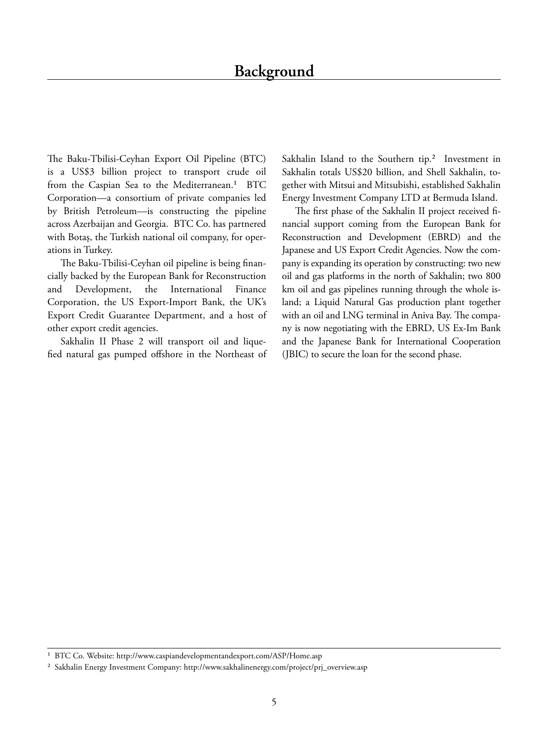# Background

The Baku-Tbilisi-Ceyhan Export Oil Pipeline (BTC) is a US$3 billion project to transport crude oil from the Caspian Sea to the Mediterranean.[1] BTC Corporation—a consortium of private companies led by British Petroleum—is constructing the pipeline across Azerbaijan and Georgia. BTC Co. has partnered with Botaş, the Turkish national oil company, for operations in Turkey.

The Baku-Tbilisi-Ceyhan oil pipeline is being financially backed by the European Bank for Reconstruction and Development, the International Finance Corporation, the US Export-Import Bank, the UK's Export Credit Guarantee Department, and a host of other export credit agencies.

Sakhalin II Phase 2 will transport oil and liquefied natural gas pumped offshore in the Northeast of Sakhalin Island to the Southern tip.[2] Investment in Sakhalin totals US$20 billion, and Shell Sakhalin, together with Mitsui and Mitsubishi, established Sakhalin Energy Investment Company LTD at Bermuda Island.

The first phase of the Sakhalin II project received financial support coming from the European Bank for Reconstruction and Development (EBRD) and the Japanese and US Export Credit Agencies. Now the company is expanding its operation by constructing: two new oil and gas platforms in the north of Sakhalin; two 800 km oil and gas pipelines running through the whole island; a Liquid Natural Gas production plant together with an oil and LNG terminal in Aniva Bay. The company is now negotiating with the EBRD, US Ex-Im Bank and the Japanese Bank for International Cooperation (JBIC) to secure the loan for the second phase.

---

[1] BTC Co. Website: http://www.caspiandevelopmentandexport.com/ASP/Home.asp

[2] Sakhalin Energy Investment Company: http://www.sakhalinenergy.com/project/prj_overview.asp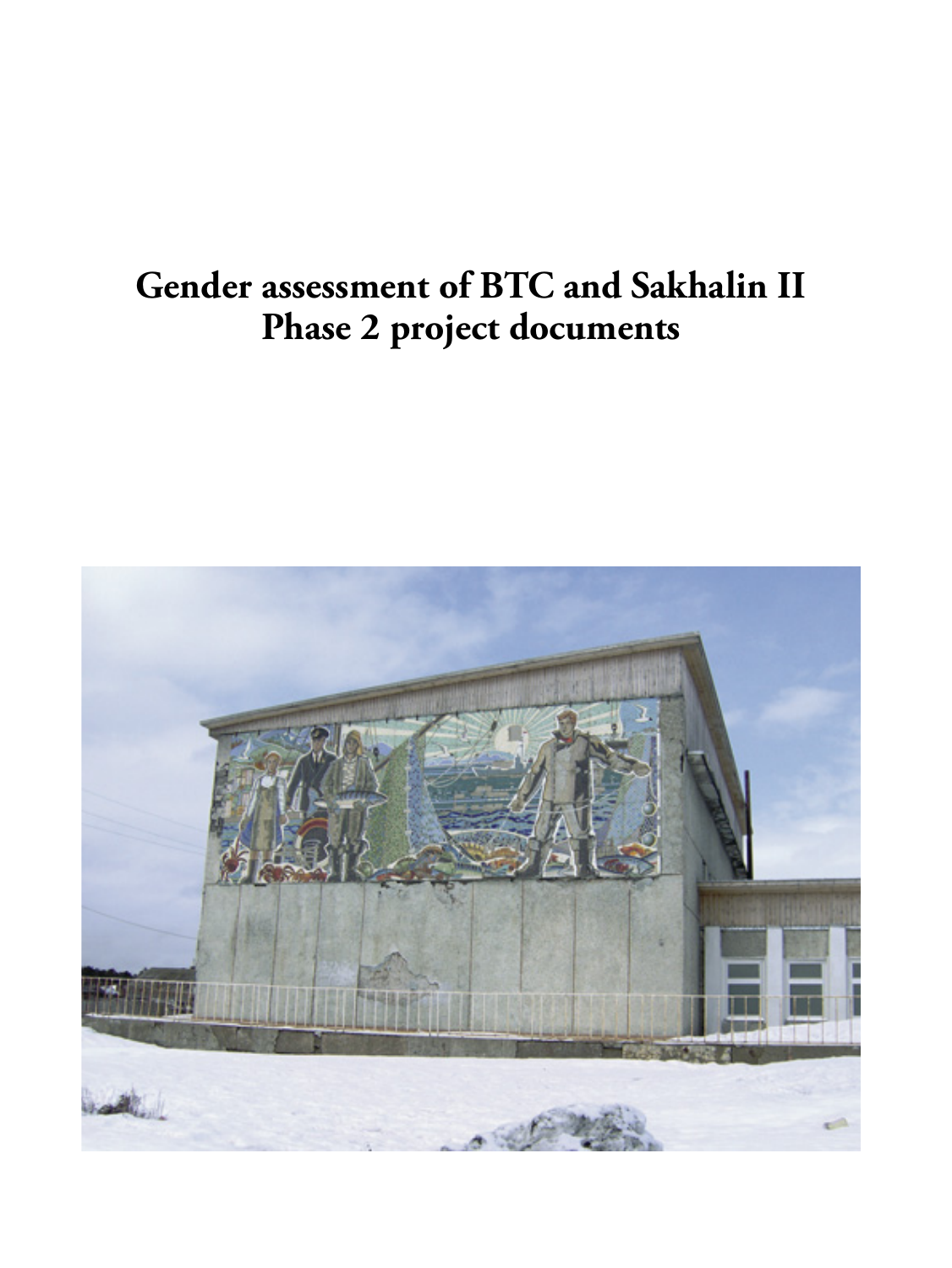# Gender assessment of BTC and Sakhalin II Phase 2 project documents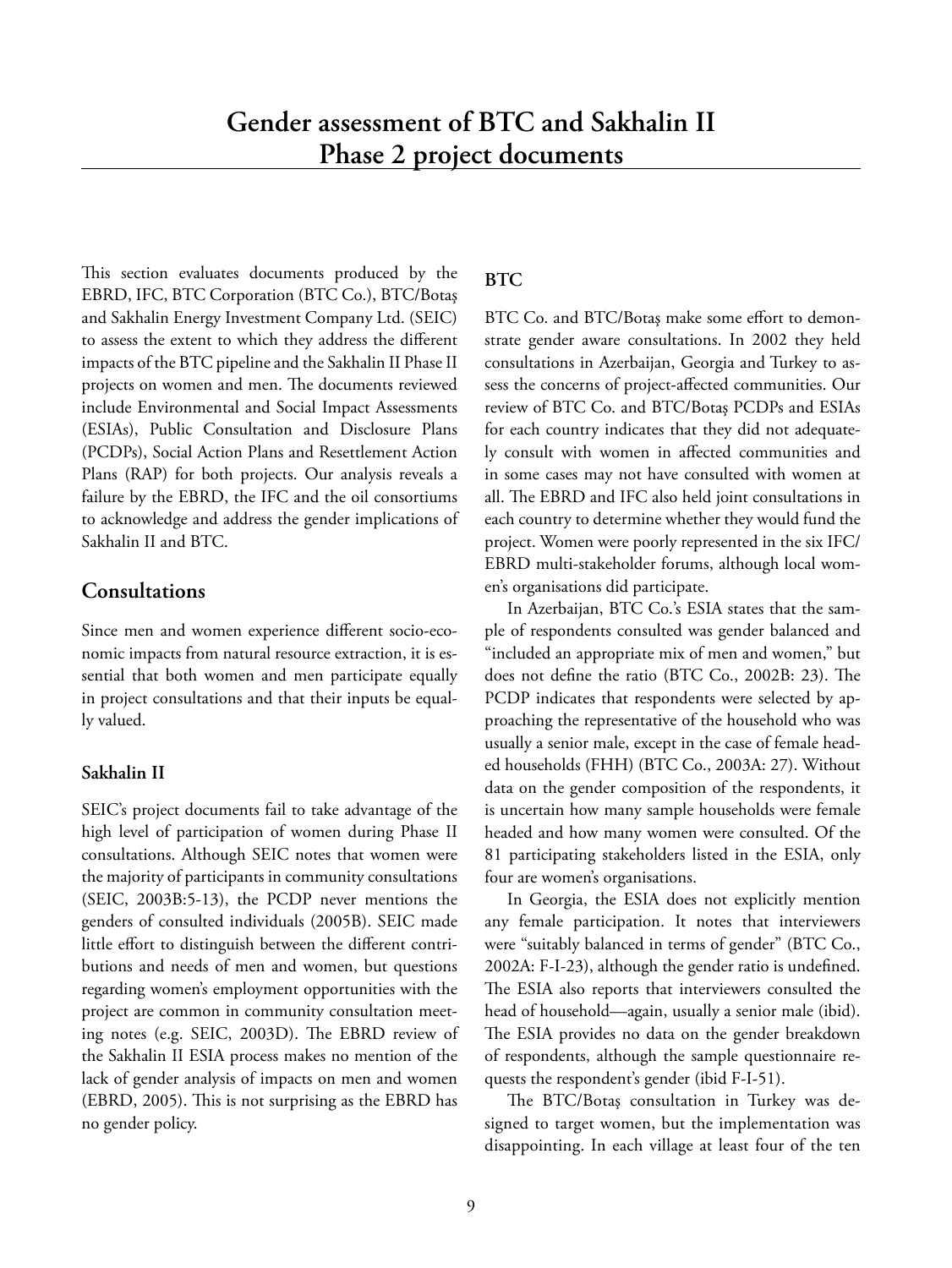# Gender assessment of BTC and Sakhalin II Phase 2 project documents

This section evaluates documents produced by the EBRD, IFC, BTC Corporation (BTC Co.), BTC/Botaş and Sakhalin Energy Investment Company Ltd. (SEIC) to assess the extent to which they address the different impacts of the BTC pipeline and the Sakhalin II Phase II projects on women and men. The documents reviewed include Environmental and Social Impact Assessments (ESIAs), Public Consultation and Disclosure Plans (PCDPs), Social Action Plans and Resettlement Action Plans (RAP) for both projects. Our analysis reveals a failure by the EBRD, the IFC and the oil consortiums to acknowledge and address the gender implications of Sakhalin II and BTC.

## Consultations

Since men and women experience different socio-economic impacts from natural resource extraction, it is essential that both women and men participate equally in project consultations and that their inputs be equally valued.

### Sakhalin II

SEIC's project documents fail to take advantage of the high level of participation of women during Phase II consultations. Although SEIC notes that women were the majority of participants in community consultations (SEIC, 2003B:5-13), the PCDP never mentions the genders of consulted individuals (2005B). SEIC made little effort to distinguish between the different contributions and needs of men and women, but questions regarding women's employment opportunities with the project are common in community consultation meeting notes (e.g. SEIC, 2003D). The EBRD review of the Sakhalin II ESIA process makes no mention of the lack of gender analysis of impacts on men and women (EBRD, 2005). This is not surprising as the EBRD has no gender policy.

### BTC

BTC Co. and BTC/Botaş make some effort to demonstrate gender aware consultations. In 2002 they held consultations in Azerbaijan, Georgia and Turkey to assess the concerns of project-affected communities. Our review of BTC Co. and BTC/Botaş PCDPs and ESIAs for each country indicates that they did not adequately consult with women in affected communities and in some cases may not have consulted with women at all. The EBRD and IFC also held joint consultations in each country to determine whether they would fund the project. Women were poorly represented in the six IFC/EBRD multi-stakeholder forums, although local women's organisations did participate.

In Azerbaijan, BTC Co.'s ESIA states that the sample of respondents consulted was gender balanced and "included an appropriate mix of men and women," but does not define the ratio (BTC Co., 2002B: 23). The PCDP indicates that respondents were selected by approaching the representative of the household who was usually a senior male, except in the case of female headed households (FHH) (BTC Co., 2003A: 27). Without data on the gender composition of the respondents, it is uncertain how many sample households were female headed and how many women were consulted. Of the 81 participating stakeholders listed in the ESIA, only four are women's organisations.

In Georgia, the ESIA does not explicitly mention any female participation. It notes that interviewers were "suitably balanced in terms of gender" (BTC Co., 2002A: F-I-23), although the gender ratio is undefined. The ESIA also reports that interviewers consulted the head of household—again, usually a senior male (ibid). The ESIA provides no data on the gender breakdown of respondents, although the sample questionnaire requests the respondent's gender (ibid F-I-51).

The BTC/Botaş consultation in Turkey was designed to target women, but the implementation was disappointing. In each village at least four of the ten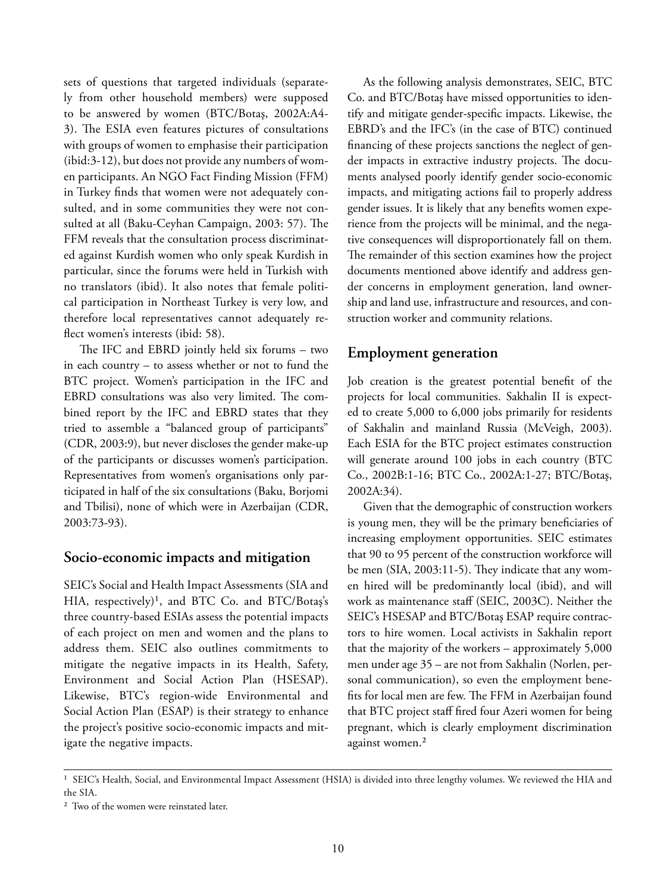sets of questions that targeted individuals (separately from other household members) were supposed to be answered by women (BTC/Botaş, 2002A:A4-3). The ESIA even features pictures of consultations with groups of women to emphasise their participation (ibid:3-12), but does not provide any numbers of women participants. An NGO Fact Finding Mission (FFM) in Turkey finds that women were not adequately consulted, and in some communities they were not consulted at all (Baku-Ceyhan Campaign, 2003: 57). The FFM reveals that the consultation process discriminated against Kurdish women who only speak Kurdish in particular, since the forums were held in Turkish with no translators (ibid). It also notes that female political participation in Northeast Turkey is very low, and therefore local representatives cannot adequately reflect women's interests (ibid: 58).

The IFC and EBRD jointly held six forums – two in each country – to assess whether or not to fund the BTC project. Women's participation in the IFC and EBRD consultations was also very limited. The combined report by the IFC and EBRD states that they tried to assemble a "balanced group of participants" (CDR, 2003:9), but never discloses the gender make-up of the participants or discusses women's participation. Representatives from women's organisations only participated in half of the six consultations (Baku, Borjomi and Tbilisi), none of which were in Azerbaijan (CDR, 2003:73-93).

## Socio-economic impacts and mitigation

SEIC's Social and Health Impact Assessments (SIA and HIA, respectively)[1], and BTC Co. and BTC/Botaş's three country-based ESIAs assess the potential impacts of each project on men and women and the plans to address them. SEIC also outlines commitments to mitigate the negative impacts in its Health, Safety, Environment and Social Action Plan (HSESAP). Likewise, BTC's region-wide Environmental and Social Action Plan (ESAP) is their strategy to enhance the project's positive socio-economic impacts and mitigate the negative impacts.

As the following analysis demonstrates, SEIC, BTC Co. and BTC/Botaş have missed opportunities to identify and mitigate gender-specific impacts. Likewise, the EBRD's and the IFC's (in the case of BTC) continued financing of these projects sanctions the neglect of gender impacts in extractive industry projects. The documents analysed poorly identify gender socio-economic impacts, and mitigating actions fail to properly address gender issues. It is likely that any benefits women experience from the projects will be minimal, and the negative consequences will disproportionately fall on them. The remainder of this section examines how the project documents mentioned above identify and address gender concerns in employment generation, land ownership and land use, infrastructure and resources, and construction worker and community relations.

## Employment generation

Job creation is the greatest potential benefit of the projects for local communities. Sakhalin II is expected to create 5,000 to 6,000 jobs primarily for residents of Sakhalin and mainland Russia (McVeigh, 2003). Each ESIA for the BTC project estimates construction will generate around 100 jobs in each country (BTC Co., 2002B:1-16; BTC Co., 2002A:1-27; BTC/Botaş, 2002A:34).

Given that the demographic of construction workers is young men, they will be the primary beneficiaries of increasing employment opportunities. SEIC estimates that 90 to 95 percent of the construction workforce will be men (SIA, 2003:11-5). They indicate that any women hired will be predominantly local (ibid), and will work as maintenance staff (SEIC, 2003C). Neither the SEIC's HSESAP and BTC/Botaş ESAP require contractors to hire women. Local activists in Sakhalin report that the majority of the workers – approximately 5,000 men under age 35 – are not from Sakhalin (Norlen, personal communication), so even the employment benefits for local men are few. The FFM in Azerbaijan found that BTC project staff fired four Azeri women for being pregnant, which is clearly employment discrimination against women.[2]

---

[1] SEIC's Health, Social, and Environmental Impact Assessment (HSIA) is divided into three lengthy volumes. We reviewed the HIA and the SIA.

[2] Two of the women were reinstated later.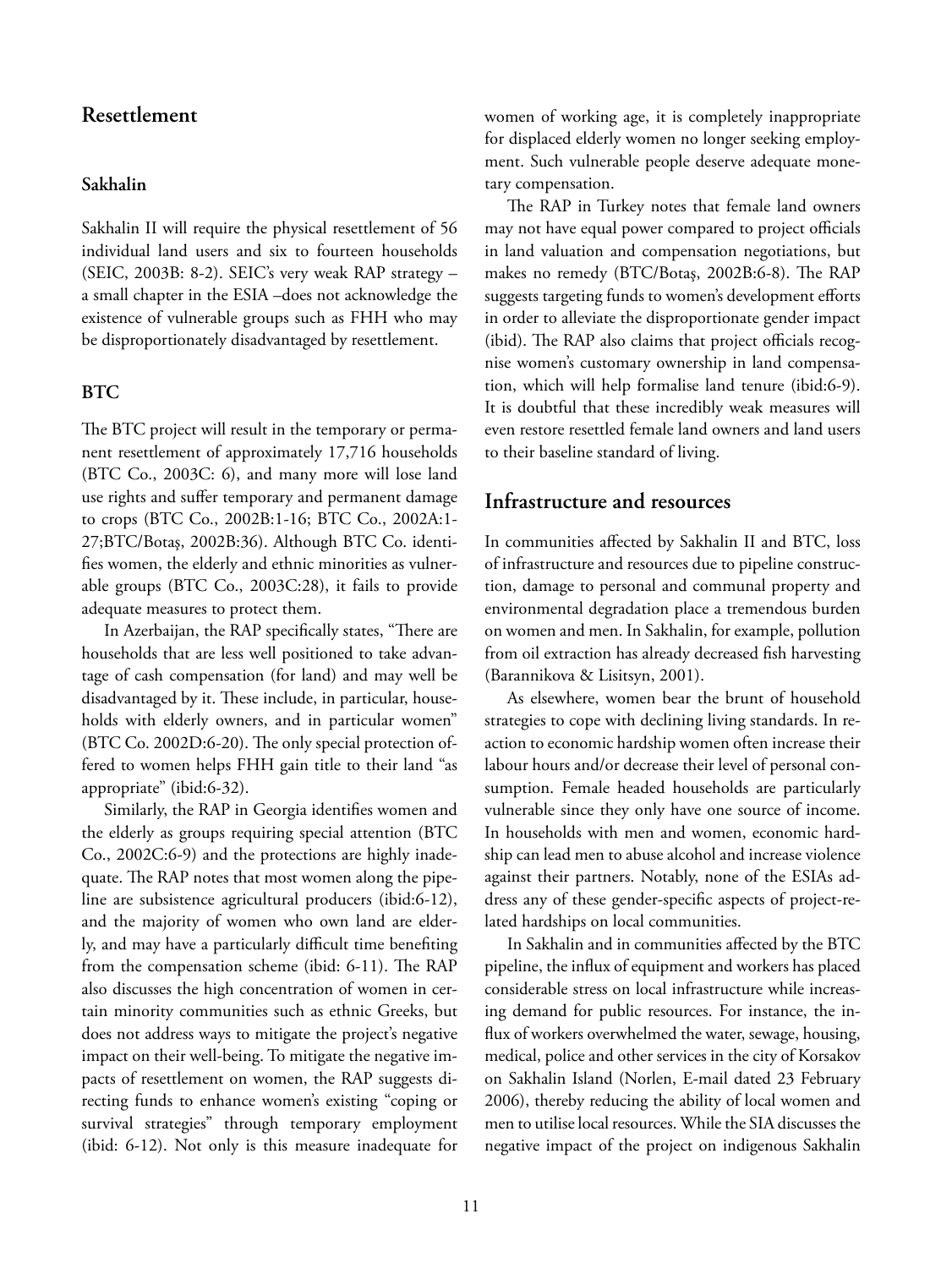## Resettlement

### Sakhalin

Sakhalin II will require the physical resettlement of 56 individual land users and six to fourteen households (SEIC, 2003B: 8-2). SEIC's very weak RAP strategy – a small chapter in the ESIA –does not acknowledge the existence of vulnerable groups such as FHH who may be disproportionately disadvantaged by resettlement.

### BTC

The BTC project will result in the temporary or permanent resettlement of approximately 17,716 households (BTC Co., 2003C: 6), and many more will lose land use rights and suffer temporary and permanent damage to crops (BTC Co., 2002B:1-16; BTC Co., 2002A:1-27;BTC/Botaş, 2002B:36). Although BTC Co. identifies women, the elderly and ethnic minorities as vulnerable groups (BTC Co., 2003C:28), it fails to provide adequate measures to protect them.

In Azerbaijan, the RAP specifically states, "There are households that are less well positioned to take advantage of cash compensation (for land) and may well be disadvantaged by it. These include, in particular, households with elderly owners, and in particular women" (BTC Co. 2002D:6-20). The only special protection offered to women helps FHH gain title to their land "as appropriate" (ibid:6-32).

Similarly, the RAP in Georgia identifies women and the elderly as groups requiring special attention (BTC Co., 2002C:6-9) and the protections are highly inadequate. The RAP notes that most women along the pipeline are subsistence agricultural producers (ibid:6-12), and the majority of women who own land are elderly, and may have a particularly difficult time benefiting from the compensation scheme (ibid: 6-11). The RAP also discusses the high concentration of women in certain minority communities such as ethnic Greeks, but does not address ways to mitigate the project's negative impact on their well-being. To mitigate the negative impacts of resettlement on women, the RAP suggests directing funds to enhance women's existing "coping or survival strategies" through temporary employment (ibid: 6-12). Not only is this measure inadequate for women of working age, it is completely inappropriate for displaced elderly women no longer seeking employment. Such vulnerable people deserve adequate monetary compensation.

The RAP in Turkey notes that female land owners may not have equal power compared to project officials in land valuation and compensation negotiations, but makes no remedy (BTC/Botaş, 2002B:6-8). The RAP suggests targeting funds to women's development efforts in order to alleviate the disproportionate gender impact (ibid). The RAP also claims that project officials recognise women's customary ownership in land compensation, which will help formalise land tenure (ibid:6-9). It is doubtful that these incredibly weak measures will even restore resettled female land owners and land users to their baseline standard of living.

## Infrastructure and resources

In communities affected by Sakhalin II and BTC, loss of infrastructure and resources due to pipeline construction, damage to personal and communal property and environmental degradation place a tremendous burden on women and men. In Sakhalin, for example, pollution from oil extraction has already decreased fish harvesting (Barannikova & Lisitsyn, 2001).

As elsewhere, women bear the brunt of household strategies to cope with declining living standards. In reaction to economic hardship women often increase their labour hours and/or decrease their level of personal consumption. Female headed households are particularly vulnerable since they only have one source of income. In households with men and women, economic hardship can lead men to abuse alcohol and increase violence against their partners. Notably, none of the ESIAs address any of these gender-specific aspects of project-related hardships on local communities.

In Sakhalin and in communities affected by the BTC pipeline, the influx of equipment and workers has placed considerable stress on local infrastructure while increasing demand for public resources. For instance, the influx of workers overwhelmed the water, sewage, housing, medical, police and other services in the city of Korsakov on Sakhalin Island (Norlen, E-mail dated 23 February 2006), thereby reducing the ability of local women and men to utilise local resources. While the SIA discusses the negative impact of the project on indigenous Sakhalin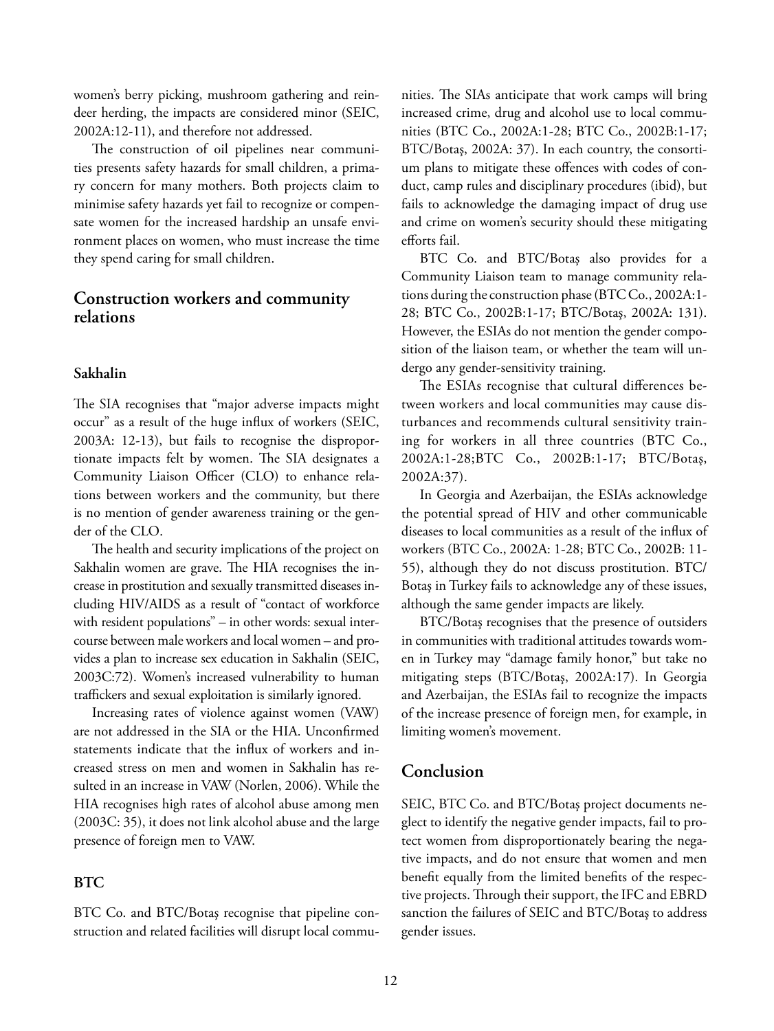women's berry picking, mushroom gathering and reindeer herding, the impacts are considered minor (SEIC, 2002A:12-11), and therefore not addressed.

The construction of oil pipelines near communities presents safety hazards for small children, a primary concern for many mothers. Both projects claim to minimise safety hazards yet fail to recognize or compensate women for the increased hardship an unsafe environment places on women, who must increase the time they spend caring for small children.

## Construction workers and community relations

### Sakhalin

The SIA recognises that "major adverse impacts might occur" as a result of the huge influx of workers (SEIC, 2003A: 12-13), but fails to recognise the disproportionate impacts felt by women. The SIA designates a Community Liaison Officer (CLO) to enhance relations between workers and the community, but there is no mention of gender awareness training or the gender of the CLO.

The health and security implications of the project on Sakhalin women are grave. The HIA recognises the increase in prostitution and sexually transmitted diseases including HIV/AIDS as a result of "contact of workforce with resident populations" – in other words: sexual intercourse between male workers and local women – and provides a plan to increase sex education in Sakhalin (SEIC, 2003C:72). Women's increased vulnerability to human traffickers and sexual exploitation is similarly ignored.

Increasing rates of violence against women (VAW) are not addressed in the SIA or the HIA. Unconfirmed statements indicate that the influx of workers and increased stress on men and women in Sakhalin has resulted in an increase in VAW (Norlen, 2006). While the HIA recognises high rates of alcohol abuse among men (2003C: 35), it does not link alcohol abuse and the large presence of foreign men to VAW.

### BTC

BTC Co. and BTC/Botaş recognise that pipeline construction and related facilities will disrupt local communities. The SIAs anticipate that work camps will bring increased crime, drug and alcohol use to local communities (BTC Co., 2002A:1-28; BTC Co., 2002B:1-17; BTC/Botaş, 2002A: 37). In each country, the consortium plans to mitigate these offences with codes of conduct, camp rules and disciplinary procedures (ibid), but fails to acknowledge the damaging impact of drug use and crime on women's security should these mitigating efforts fail.

BTC Co. and BTC/Botaş also provides for a Community Liaison team to manage community relations during the construction phase (BTC Co., 2002A:1-28; BTC Co., 2002B:1-17; BTC/Botaş, 2002A: 131). However, the ESIAs do not mention the gender composition of the liaison team, or whether the team will undergo any gender-sensitivity training.

The ESIAs recognise that cultural differences between workers and local communities may cause disturbances and recommends cultural sensitivity training for workers in all three countries (BTC Co., 2002A:1-28;BTC Co., 2002B:1-17; BTC/Botaş, 2002A:37).

In Georgia and Azerbaijan, the ESIAs acknowledge the potential spread of HIV and other communicable diseases to local communities as a result of the influx of workers (BTC Co., 2002A: 1-28; BTC Co., 2002B: 11-55), although they do not discuss prostitution. BTC/Botaş in Turkey fails to acknowledge any of these issues, although the same gender impacts are likely.

BTC/Botaş recognises that the presence of outsiders in communities with traditional attitudes towards women in Turkey may "damage family honor," but take no mitigating steps (BTC/Botaş, 2002A:17). In Georgia and Azerbaijan, the ESIAs fail to recognize the impacts of the increase presence of foreign men, for example, in limiting women's movement.

## Conclusion

SEIC, BTC Co. and BTC/Botaş project documents neglect to identify the negative gender impacts, fail to protect women from disproportionately bearing the negative impacts, and do not ensure that women and men benefit equally from the limited benefits of the respective projects. Through their support, the IFC and EBRD sanction the failures of SEIC and BTC/Botaş to address gender issues.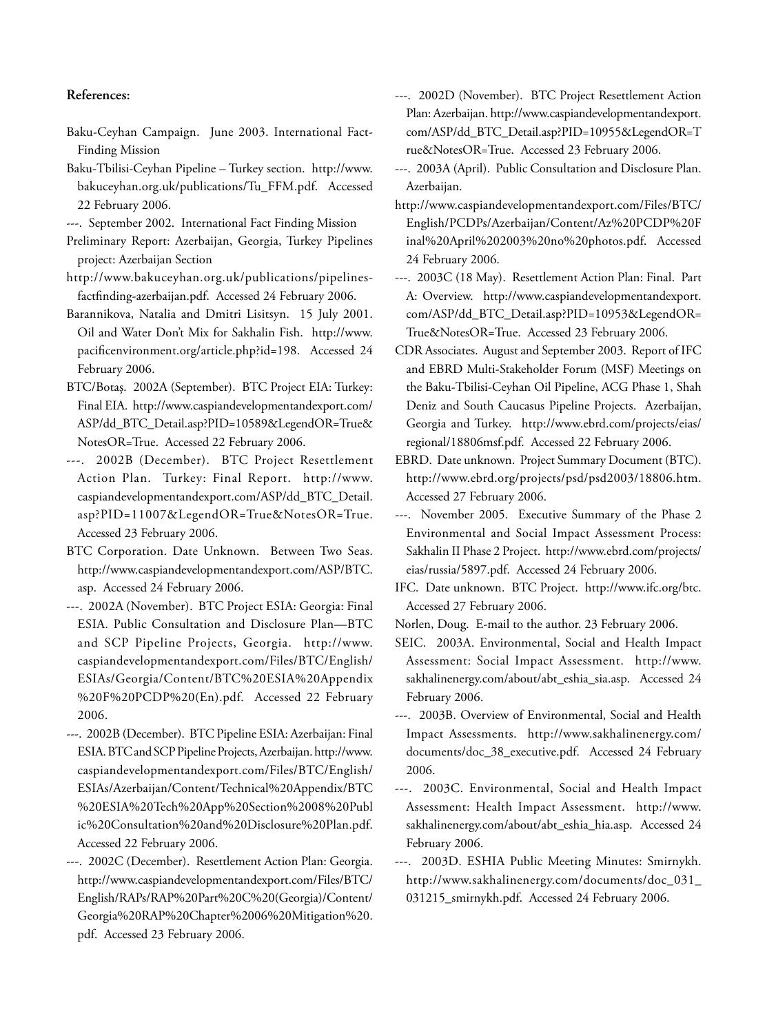**References:**

Baku-Ceyhan Campaign. June 2003. International Fact-Finding Mission

Baku-Tbilisi-Ceyhan Pipeline – Turkey section. http://www.bakuceyhan.org.uk/publications/Tu_FFM.pdf. Accessed 22 February 2006.

---. September 2002. International Fact Finding Mission

Preliminary Report: Azerbaijan, Georgia, Turkey Pipelines project: Azerbaijan Section

http://www.bakuceyhan.org.uk/publications/pipelines-factfinding-azerbaijan.pdf. Accessed 24 February 2006.

Barannikova, Natalia and Dmitri Lisitsyn. 15 July 2001. Oil and Water Don't Mix for Sakhalin Fish. http://www.pacificenvironment.org/article.php?id=198. Accessed 24 February 2006.

BTC/Botaş. 2002A (September). BTC Project EIA: Turkey: Final EIA. http://www.caspiandevelopmentandexport.com/ASP/dd_BTC_Detail.asp?PID=10589&LegendOR=True&NotesOR=True. Accessed 22 February 2006.

---. 2002B (December). BTC Project Resettlement Action Plan. Turkey: Final Report. http://www.caspiandevelopmentandexport.com/ASP/dd_BTC_Detail.asp?PID=11007&LegendOR=True&NotesOR=True. Accessed 23 February 2006.

BTC Corporation. Date Unknown. Between Two Seas. http://www.caspiandevelopmentandexport.com/ASP/BTC.asp. Accessed 24 February 2006.

---. 2002A (November). BTC Project ESIA: Georgia: Final ESIA. Public Consultation and Disclosure Plan—BTC and SCP Pipeline Projects, Georgia. http://www.caspiandevelopmentandexport.com/Files/BTC/English/ESIAs/Georgia/Content/BTC%20ESIA%20Appendix%20F%20PCDP%20(En).pdf. Accessed 22 February 2006.

---. 2002B (December). BTC Pipeline ESIA: Azerbaijan: Final ESIA. BTC and SCP Pipeline Projects, Azerbaijan. http://www.caspiandevelopmentandexport.com/Files/BTC/English/ESIAs/Azerbaijan/Content/Technical%20Appendix/BTC%20ESIA%20Tech%20App%20Section%2008%20Public%20Consultation%20and%20Disclosure%20Plan.pdf. Accessed 22 February 2006.

---. 2002C (December). Resettlement Action Plan: Georgia. http://www.caspiandevelopmentandexport.com/Files/BTC/English/RAPs/RAP%20Part%20C%20(Georgia)/Content/Georgia%20RAP%20Chapter%2006%20Mitigation%20.pdf. Accessed 23 February 2006.

---. 2002D (November). BTC Project Resettlement Action Plan: Azerbaijan. http://www.caspiandevelopmentandexport.com/ASP/dd_BTC_Detail.asp?PID=10955&LegendOR=True&NotesOR=True. Accessed 23 February 2006.

---. 2003A (April). Public Consultation and Disclosure Plan. Azerbaijan.

http://www.caspiandevelopmentandexport.com/Files/BTC/English/PCDPs/Azerbaijan/Content/Az%20PCDP%20Final%20April%202003%20no%20photos.pdf. Accessed 24 February 2006.

---. 2003C (18 May). Resettlement Action Plan: Final. Part A: Overview. http://www.caspiandevelopmentandexport.com/ASP/dd_BTC_Detail.asp?PID=10953&LegendOR=True&NotesOR=True. Accessed 23 February 2006.

CDR Associates. August and September 2003. Report of IFC and EBRD Multi-Stakeholder Forum (MSF) Meetings on the Baku-Tbilisi-Ceyhan Oil Pipeline, ACG Phase 1, Shah Deniz and South Caucasus Pipeline Projects. Azerbaijan, Georgia and Turkey. http://www.ebrd.com/projects/eias/regional/18806msf.pdf. Accessed 22 February 2006.

EBRD. Date unknown. Project Summary Document (BTC). http://www.ebrd.org/projects/psd/psd2003/18806.htm. Accessed 27 February 2006.

---. November 2005. Executive Summary of the Phase 2 Environmental and Social Impact Assessment Process: Sakhalin II Phase 2 Project. http://www.ebrd.com/projects/eias/russia/5897.pdf. Accessed 24 February 2006.

IFC. Date unknown. BTC Project. http://www.ifc.org/btc. Accessed 27 February 2006.

Norlen, Doug. E-mail to the author. 23 February 2006.

SEIC. 2003A. Environmental, Social and Health Impact Assessment: Social Impact Assessment. http://www.sakhalinenergy.com/about/abt_eshia_sia.asp. Accessed 24 February 2006.

---. 2003B. Overview of Environmental, Social and Health Impact Assessments. http://www.sakhalinenergy.com/documents/doc_38_executive.pdf. Accessed 24 February 2006.

---. 2003C. Environmental, Social and Health Impact Assessment: Health Impact Assessment. http://www.sakhalinenergy.com/about/abt_eshia_hia.asp. Accessed 24 February 2006.

---. 2003D. ESHIA Public Meeting Minutes: Smirnykh. http://www.sakhalinenergy.com/documents/doc_031_031215_smirnykh.pdf. Accessed 24 February 2006.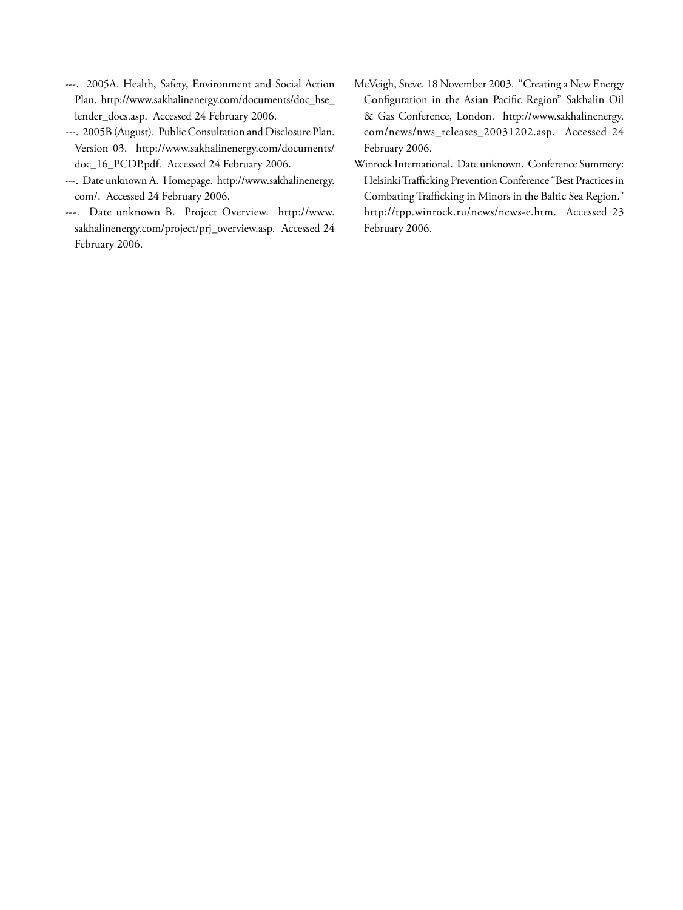---. 2005A. Health, Safety, Environment and Social Action Plan. http://www.sakhalinenergy.com/documents/doc_hse_lender_docs.asp. Accessed 24 February 2006.

---. 2005B (August). Public Consultation and Disclosure Plan. Version 03. http://www.sakhalinenergy.com/documents/doc_16_PCDP.pdf. Accessed 24 February 2006.

---. Date unknown A. Homepage. http://www.sakhalinenergy.com/. Accessed 24 February 2006.

---. Date unknown B. Project Overview. http://www.sakhalinenergy.com/project/prj_overview.asp. Accessed 24 February 2006.

McVeigh, Steve. 18 November 2003. "Creating a New Energy Configuration in the Asian Pacific Region" Sakhalin Oil & Gas Conference, London. http://www.sakhalinenergy.com/news/nws_releases_20031202.asp. Accessed 24 February 2006.

Winrock International. Date unknown. Conference Summery: Helsinki Trafficking Prevention Conference "Best Practices in Combating Trafficking in Minors in the Baltic Sea Region." http://tpp.winrock.ru/news/news-e.htm. Accessed 23 February 2006.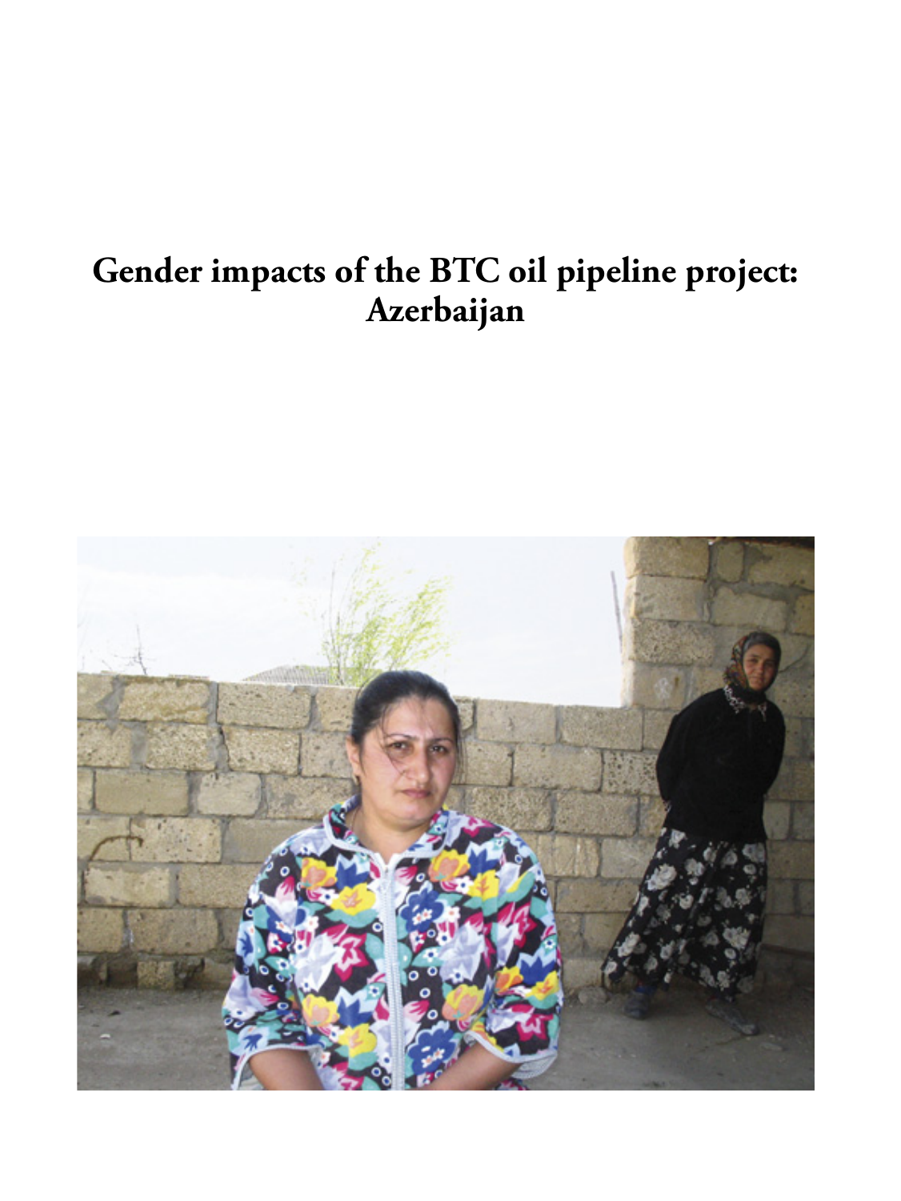# Gender impacts of the BTC oil pipeline project: Azerbaijan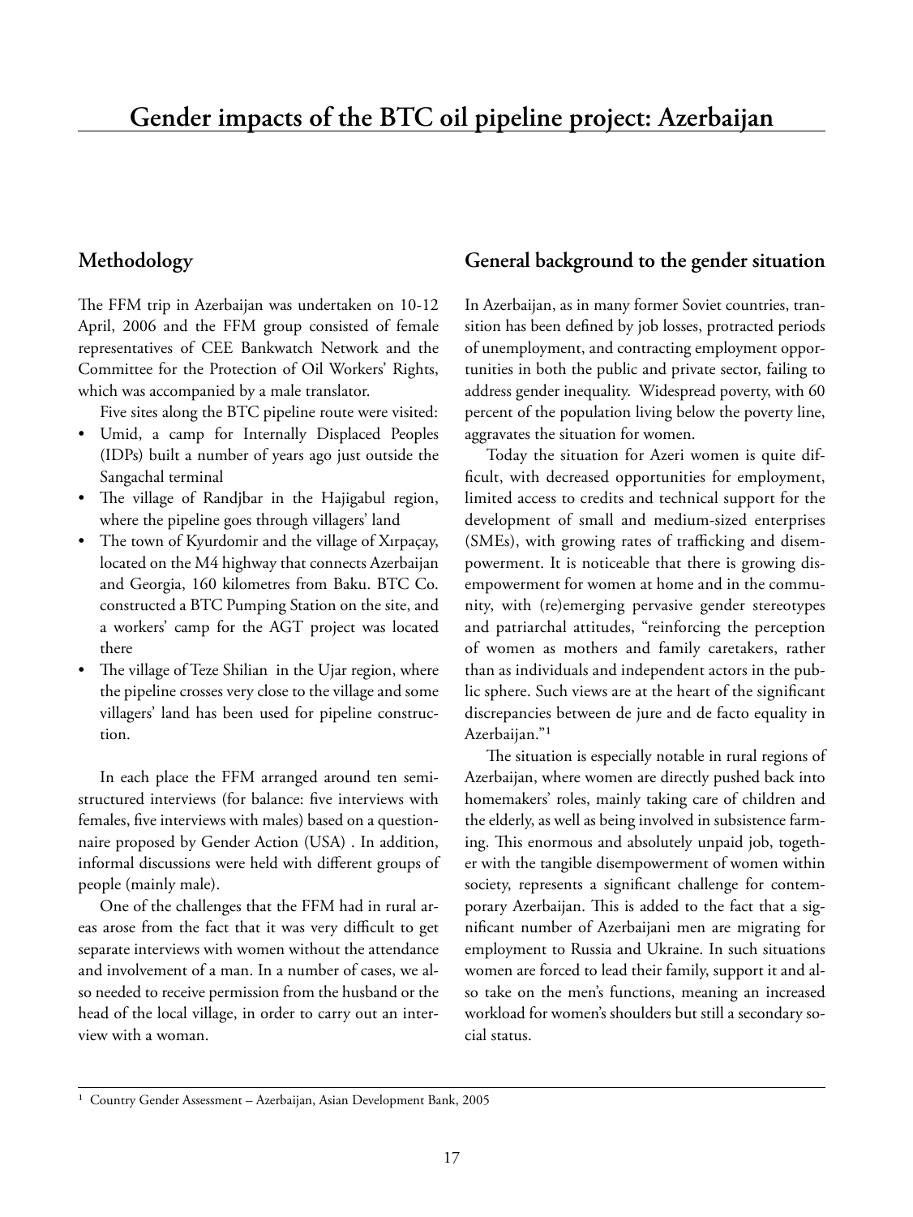# Gender impacts of the BTC oil pipeline project: Azerbaijan

## Methodology

The FFM trip in Azerbaijan was undertaken on 10-12 April, 2006 and the FFM group consisted of female representatives of CEE Bankwatch Network and the Committee for the Protection of Oil Workers' Rights, which was accompanied by a male translator.

Five sites along the BTC pipeline route were visited:

- Umid, a camp for Internally Displaced Peoples (IDPs) built a number of years ago just outside the Sangachal terminal
- The village of Randjbar in the Hajigabul region, where the pipeline goes through villagers' land
- The town of Kyurdomir and the village of Xırpaçay, located on the M4 highway that connects Azerbaijan and Georgia, 160 kilometres from Baku. BTC Co. constructed a BTC Pumping Station on the site, and a workers' camp for the AGT project was located there
- The village of Teze Shilian in the Ujar region, where the pipeline crosses very close to the village and some villagers' land has been used for pipeline construction.

In each place the FFM arranged around ten semi-structured interviews (for balance: five interviews with females, five interviews with males) based on a questionnaire proposed by Gender Action (USA) . In addition, informal discussions were held with different groups of people (mainly male).

One of the challenges that the FFM had in rural areas arose from the fact that it was very difficult to get separate interviews with women without the attendance and involvement of a man. In a number of cases, we also needed to receive permission from the husband or the head of the local village, in order to carry out an interview with a woman.

## General background to the gender situation

In Azerbaijan, as in many former Soviet countries, transition has been defined by job losses, protracted periods of unemployment, and contracting employment opportunities in both the public and private sector, failing to address gender inequality. Widespread poverty, with 60 percent of the population living below the poverty line, aggravates the situation for women.

Today the situation for Azeri women is quite difficult, with decreased opportunities for employment, limited access to credits and technical support for the development of small and medium-sized enterprises (SMEs), with growing rates of trafficking and disempowerment. It is noticeable that there is growing disempowerment for women at home and in the community, with (re)emerging pervasive gender stereotypes and patriarchal attitudes, "reinforcing the perception of women as mothers and family caretakers, rather than as individuals and independent actors in the public sphere. Such views are at the heart of the significant discrepancies between de jure and de facto equality in Azerbaijan."[1]

The situation is especially notable in rural regions of Azerbaijan, where women are directly pushed back into homemakers' roles, mainly taking care of children and the elderly, as well as being involved in subsistence farming. This enormous and absolutely unpaid job, together with the tangible disempowerment of women within society, represents a significant challenge for contemporary Azerbaijan. This is added to the fact that a significant number of Azerbaijani men are migrating for employment to Russia and Ukraine. In such situations women are forced to lead their family, support it and also take on the men's functions, meaning an increased workload for women's shoulders but still a secondary social status.

[1] Country Gender Assessment – Azerbaijan, Asian Development Bank, 2005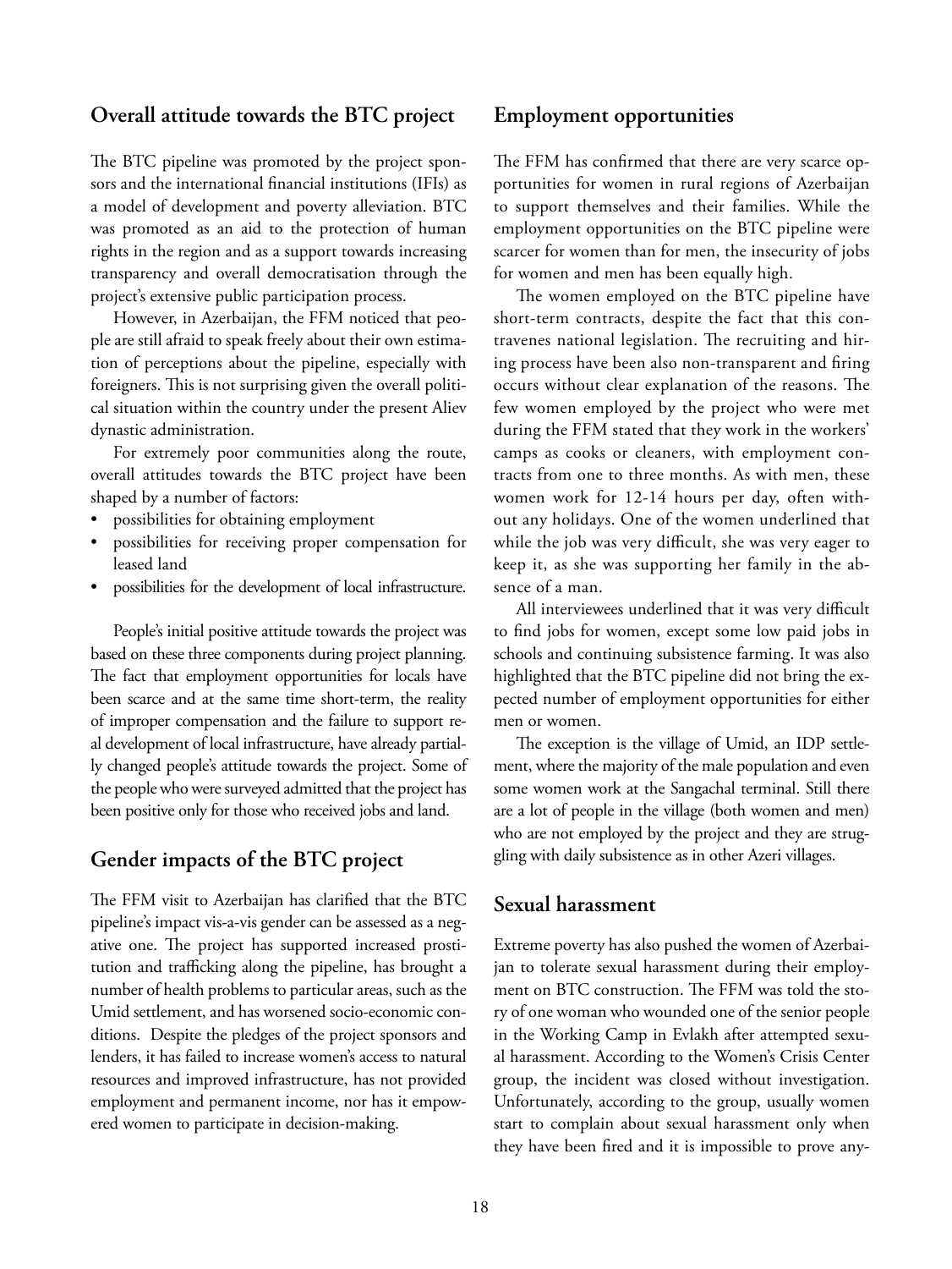## Overall attitude towards the BTC project

The BTC pipeline was promoted by the project sponsors and the international financial institutions (IFIs) as a model of development and poverty alleviation. BTC was promoted as an aid to the protection of human rights in the region and as a support towards increasing transparency and overall democratisation through the project's extensive public participation process.

However, in Azerbaijan, the FFM noticed that people are still afraid to speak freely about their own estimation of perceptions about the pipeline, especially with foreigners. This is not surprising given the overall political situation within the country under the present Aliev dynastic administration.

For extremely poor communities along the route, overall attitudes towards the BTC project have been shaped by a number of factors:

- possibilities for obtaining employment
- possibilities for receiving proper compensation for leased land
- possibilities for the development of local infrastructure.

People's initial positive attitude towards the project was based on these three components during project planning. The fact that employment opportunities for locals have been scarce and at the same time short-term, the reality of improper compensation and the failure to support real development of local infrastructure, have already partially changed people's attitude towards the project. Some of the people who were surveyed admitted that the project has been positive only for those who received jobs and land.

## Gender impacts of the BTC project

The FFM visit to Azerbaijan has clarified that the BTC pipeline's impact vis-a-vis gender can be assessed as a negative one. The project has supported increased prostitution and trafficking along the pipeline, has brought a number of health problems to particular areas, such as the Umid settlement, and has worsened socio-economic conditions. Despite the pledges of the project sponsors and lenders, it has failed to increase women's access to natural resources and improved infrastructure, has not provided employment and permanent income, nor has it empowered women to participate in decision-making.

## Employment opportunities

The FFM has confirmed that there are very scarce opportunities for women in rural regions of Azerbaijan to support themselves and their families. While the employment opportunities on the BTC pipeline were scarcer for women than for men, the insecurity of jobs for women and men has been equally high.

The women employed on the BTC pipeline have short-term contracts, despite the fact that this contravenes national legislation. The recruiting and hiring process have been also non-transparent and firing occurs without clear explanation of the reasons. The few women employed by the project who were met during the FFM stated that they work in the workers' camps as cooks or cleaners, with employment contracts from one to three months. As with men, these women work for 12-14 hours per day, often without any holidays. One of the women underlined that while the job was very difficult, she was very eager to keep it, as she was supporting her family in the absence of a man.

All interviewees underlined that it was very difficult to find jobs for women, except some low paid jobs in schools and continuing subsistence farming. It was also highlighted that the BTC pipeline did not bring the expected number of employment opportunities for either men or women.

The exception is the village of Umid, an IDP settlement, where the majority of the male population and even some women work at the Sangachal terminal. Still there are a lot of people in the village (both women and men) who are not employed by the project and they are struggling with daily subsistence as in other Azeri villages.

## Sexual harassment

Extreme poverty has also pushed the women of Azerbaijan to tolerate sexual harassment during their employment on BTC construction. The FFM was told the story of one woman who wounded one of the senior people in the Working Camp in Evlakh after attempted sexual harassment. According to the Women's Crisis Center group, the incident was closed without investigation. Unfortunately, according to the group, usually women start to complain about sexual harassment only when they have been fired and it is impossible to prove any-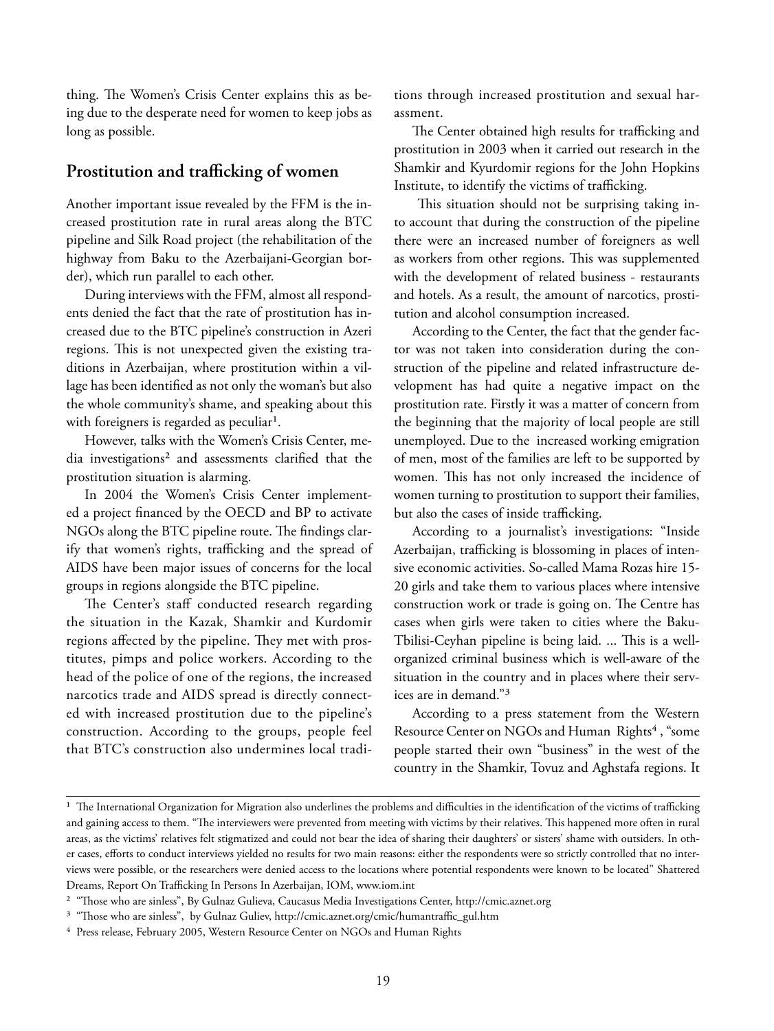thing. The Women's Crisis Center explains this as being due to the desperate need for women to keep jobs as long as possible.

## Prostitution and trafficking of women

Another important issue revealed by the FFM is the increased prostitution rate in rural areas along the BTC pipeline and Silk Road project (the rehabilitation of the highway from Baku to the Azerbaijani-Georgian border), which run parallel to each other.

During interviews with the FFM, almost all respondents denied the fact that the rate of prostitution has increased due to the BTC pipeline's construction in Azeri regions. This is not unexpected given the existing traditions in Azerbaijan, where prostitution within a village has been identified as not only the woman's but also the whole community's shame, and speaking about this with foreigners is regarded as peculiar[1].

However, talks with the Women's Crisis Center, media investigations[2] and assessments clarified that the prostitution situation is alarming.

In 2004 the Women's Crisis Center implemented a project financed by the OECD and BP to activate NGOs along the BTC pipeline route. The findings clarify that women's rights, trafficking and the spread of AIDS have been major issues of concerns for the local groups in regions alongside the BTC pipeline.

The Center's staff conducted research regarding the situation in the Kazak, Shamkir and Kurdomir regions affected by the pipeline. They met with prostitutes, pimps and police workers. According to the head of the police of one of the regions, the increased narcotics trade and AIDS spread is directly connected with increased prostitution due to the pipeline's construction. According to the groups, people feel that BTC's construction also undermines local traditions through increased prostitution and sexual harassment.

The Center obtained high results for trafficking and prostitution in 2003 when it carried out research in the Shamkir and Kyurdomir regions for the John Hopkins Institute, to identify the victims of trafficking.

This situation should not be surprising taking into account that during the construction of the pipeline there were an increased number of foreigners as well as workers from other regions. This was supplemented with the development of related business - restaurants and hotels. As a result, the amount of narcotics, prostitution and alcohol consumption increased.

According to the Center, the fact that the gender factor was not taken into consideration during the construction of the pipeline and related infrastructure development has had quite a negative impact on the prostitution rate. Firstly it was a matter of concern from the beginning that the majority of local people are still unemployed. Due to the increased working emigration of men, most of the families are left to be supported by women. This has not only increased the incidence of women turning to prostitution to support their families, but also the cases of inside trafficking.

According to a journalist's investigations: "Inside Azerbaijan, trafficking is blossoming in places of intensive economic activities. So-called Mama Rozas hire 15-20 girls and take them to various places where intensive construction work or trade is going on. The Centre has cases when girls were taken to cities where the Baku-Tbilisi-Ceyhan pipeline is being laid. ... This is a well-organized criminal business which is well-aware of the situation in the country and in places where their services are in demand."[3]

According to a press statement from the Western Resource Center on NGOs and Human Rights[4], "some people started their own "business" in the west of the country in the Shamkir, Tovuz and Aghstafa regions. It

---

[1] The International Organization for Migration also underlines the problems and difficulties in the identification of the victims of trafficking and gaining access to them. "The interviewers were prevented from meeting with victims by their relatives. This happened more often in rural areas, as the victims' relatives felt stigmatized and could not bear the idea of sharing their daughters' or sisters' shame with outsiders. In other cases, efforts to conduct interviews yielded no results for two main reasons: either the respondents were so strictly controlled that no interviews were possible, or the researchers were denied access to the locations where potential respondents were known to be located" Shattered Dreams, Report On Trafficking In Persons In Azerbaijan, IOM, www.iom.int

[2] "Those who are sinless", By Gulnaz Gulieva, Caucasus Media Investigations Center, http://cmic.aznet.org

[3] "Those who are sinless", by Gulnaz Guliev, http://cmic.aznet.org/cmic/humantraffic_gul.htm

[4] Press release, February 2005, Western Resource Center on NGOs and Human Rights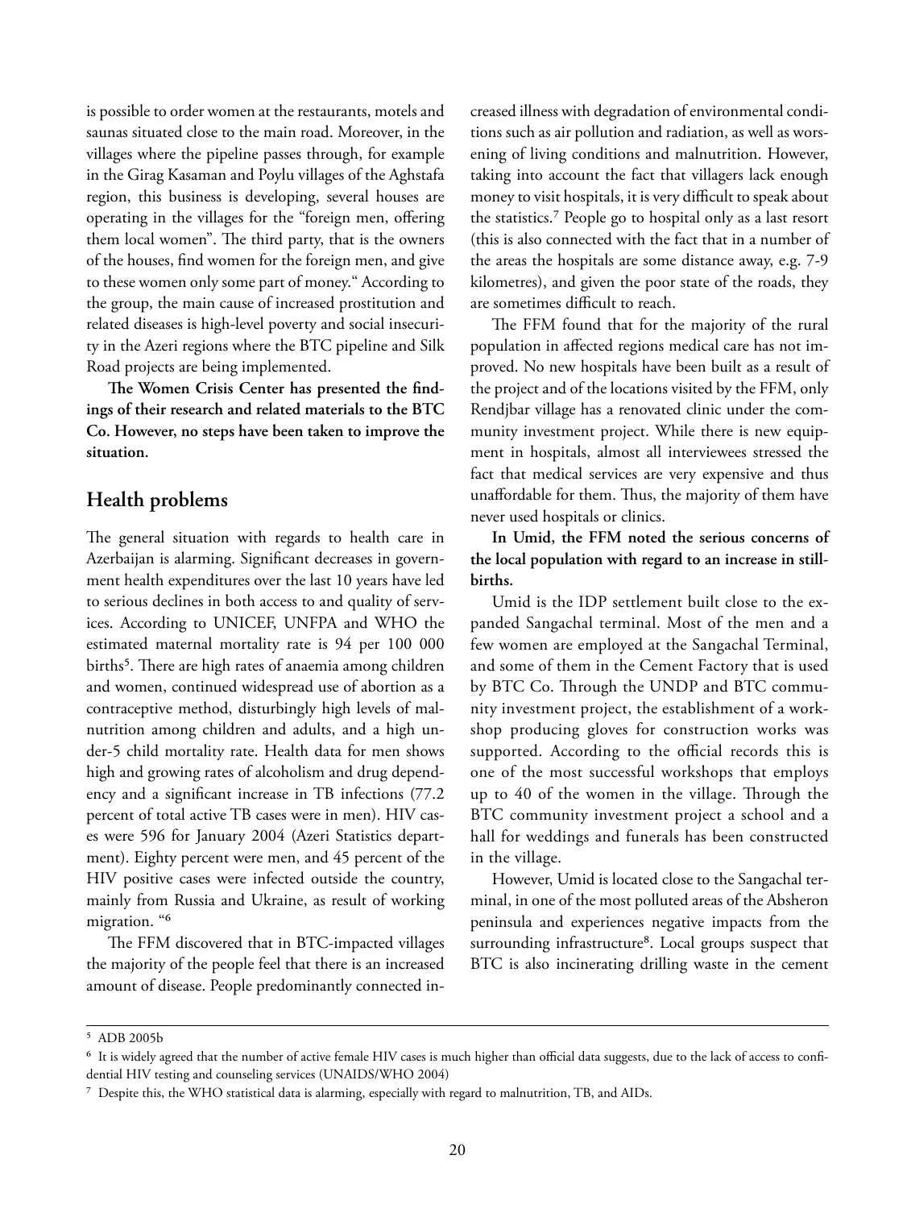is possible to order women at the restaurants, motels and saunas situated close to the main road. Moreover, in the villages where the pipeline passes through, for example in the Girag Kasaman and Poylu villages of the Aghstafa region, this business is developing, several houses are operating in the villages for the "foreign men, offering them local women". The third party, that is the owners of the houses, find women for the foreign men, and give to these women only some part of money." According to the group, the main cause of increased prostitution and related diseases is high-level poverty and social insecurity in the Azeri regions where the BTC pipeline and Silk Road projects are being implemented.

**The Women Crisis Center has presented the findings of their research and related materials to the BTC Co. However, no steps have been taken to improve the situation.**

## Health problems

The general situation with regards to health care in Azerbaijan is alarming. Significant decreases in government health expenditures over the last 10 years have led to serious declines in both access to and quality of services. According to UNICEF, UNFPA and WHO the estimated maternal mortality rate is 94 per 100 000 births[5]. There are high rates of anaemia among children and women, continued widespread use of abortion as a contraceptive method, disturbingly high levels of malnutrition among children and adults, and a high under-5 child mortality rate. Health data for men shows high and growing rates of alcoholism and drug dependency and a significant increase in TB infections (77.2 percent of total active TB cases were in men). HIV cases were 596 for January 2004 (Azeri Statistics department). Eighty percent were men, and 45 percent of the HIV positive cases were infected outside the country, mainly from Russia and Ukraine, as result of working migration. "[6]

The FFM discovered that in BTC-impacted villages the majority of the people feel that there is an increased amount of disease. People predominantly connected increased illness with degradation of environmental conditions such as air pollution and radiation, as well as worsening of living conditions and malnutrition. However, taking into account the fact that villagers lack enough money to visit hospitals, it is very difficult to speak about the statistics.[7] People go to hospital only as a last resort (this is also connected with the fact that in a number of the areas the hospitals are some distance away, e.g. 7-9 kilometres), and given the poor state of the roads, they are sometimes difficult to reach.

The FFM found that for the majority of the rural population in affected regions medical care has not improved. No new hospitals have been built as a result of the project and of the locations visited by the FFM, only Rendjbar village has a renovated clinic under the community investment project. While there is new equipment in hospitals, almost all interviewees stressed the fact that medical services are very expensive and thus unaffordable for them. Thus, the majority of them have never used hospitals or clinics.

**In Umid, the FFM noted the serious concerns of the local population with regard to an increase in stillbirths.**

Umid is the IDP settlement built close to the expanded Sangachal terminal. Most of the men and a few women are employed at the Sangachal Terminal, and some of them in the Cement Factory that is used by BTC Co. Through the UNDP and BTC community investment project, the establishment of a workshop producing gloves for construction works was supported. According to the official records this is one of the most successful workshops that employs up to 40 of the women in the village. Through the BTC community investment project a school and a hall for weddings and funerals has been constructed in the village.

However, Umid is located close to the Sangachal terminal, in one of the most polluted areas of the Absheron peninsula and experiences negative impacts from the surrounding infrastructure[8]. Local groups suspect that BTC is also incinerating drilling waste in the cement

---

[5] ADB 2005b

[6] It is widely agreed that the number of active female HIV cases is much higher than official data suggests, due to the lack of access to confidential HIV testing and counseling services (UNAIDS/WHO 2004)

[7] Despite this, the WHO statistical data is alarming, especially with regard to malnutrition, TB, and AIDs.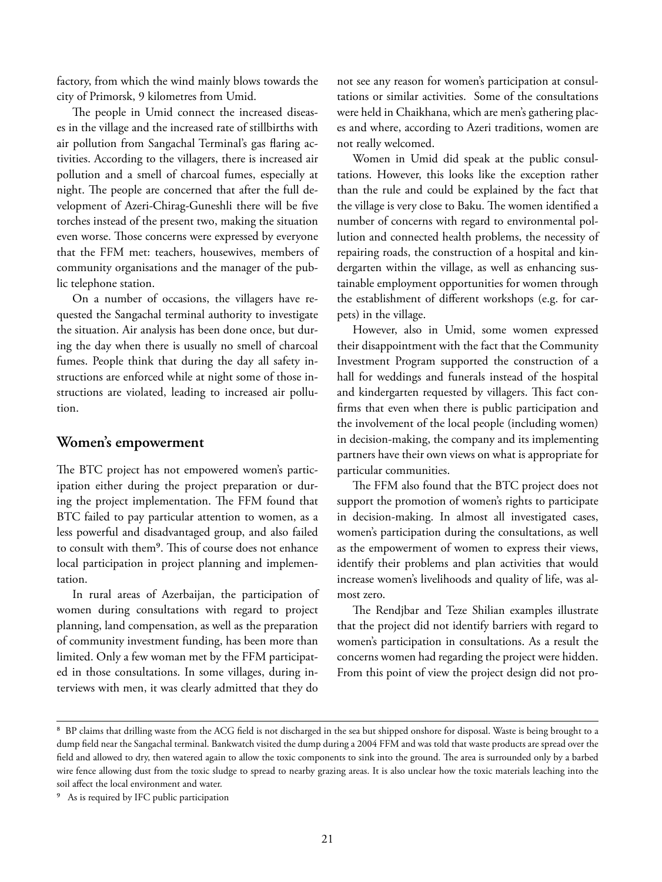factory, from which the wind mainly blows towards the city of Primorsk, 9 kilometres from Umid.

The people in Umid connect the increased diseases in the village and the increased rate of stillbirths with air pollution from Sangachal Terminal's gas flaring activities. According to the villagers, there is increased air pollution and a smell of charcoal fumes, especially at night. The people are concerned that after the full development of Azeri-Chirag-Guneshli there will be five torches instead of the present two, making the situation even worse. Those concerns were expressed by everyone that the FFM met: teachers, housewives, members of community organisations and the manager of the public telephone station.

On a number of occasions, the villagers have requested the Sangachal terminal authority to investigate the situation. Air analysis has been done once, but during the day when there is usually no smell of charcoal fumes. People think that during the day all safety instructions are enforced while at night some of those instructions are violated, leading to increased air pollution.

## Women's empowerment

The BTC project has not empowered women's participation either during the project preparation or during the project implementation. The FFM found that BTC failed to pay particular attention to women, as a less powerful and disadvantaged group, and also failed to consult with them[9]. This of course does not enhance local participation in project planning and implementation.

In rural areas of Azerbaijan, the participation of women during consultations with regard to project planning, land compensation, as well as the preparation of community investment funding, has been more than limited. Only a few woman met by the FFM participated in those consultations. In some villages, during interviews with men, it was clearly admitted that they do not see any reason for women's participation at consultations or similar activities. Some of the consultations were held in Chaikhana, which are men's gathering places and where, according to Azeri traditions, women are not really welcomed.

Women in Umid did speak at the public consultations. However, this looks like the exception rather than the rule and could be explained by the fact that the village is very close to Baku. The women identified a number of concerns with regard to environmental pollution and connected health problems, the necessity of repairing roads, the construction of a hospital and kindergarten within the village, as well as enhancing sustainable employment opportunities for women through the establishment of different workshops (e.g. for carpets) in the village.

However, also in Umid, some women expressed their disappointment with the fact that the Community Investment Program supported the construction of a hall for weddings and funerals instead of the hospital and kindergarten requested by villagers. This fact confirms that even when there is public participation and the involvement of the local people (including women) in decision-making, the company and its implementing partners have their own views on what is appropriate for particular communities.

The FFM also found that the BTC project does not support the promotion of women's rights to participate in decision-making. In almost all investigated cases, women's participation during the consultations, as well as the empowerment of women to express their views, identify their problems and plan activities that would increase women's livelihoods and quality of life, was almost zero.

The Rendjbar and Teze Shilian examples illustrate that the project did not identify barriers with regard to women's participation in consultations. As a result the concerns women had regarding the project were hidden. From this point of view the project design did not pro-

---

[8] BP claims that drilling waste from the ACG field is not discharged in the sea but shipped onshore for disposal. Waste is being brought to a dump field near the Sangachal terminal. Bankwatch visited the dump during a 2004 FFM and was told that waste products are spread over the field and allowed to dry, then watered again to allow the toxic components to sink into the ground. The area is surrounded only by a barbed wire fence allowing dust from the toxic sludge to spread to nearby grazing areas. It is also unclear how the toxic materials leaching into the soil affect the local environment and water.

[9] As is required by IFC public participation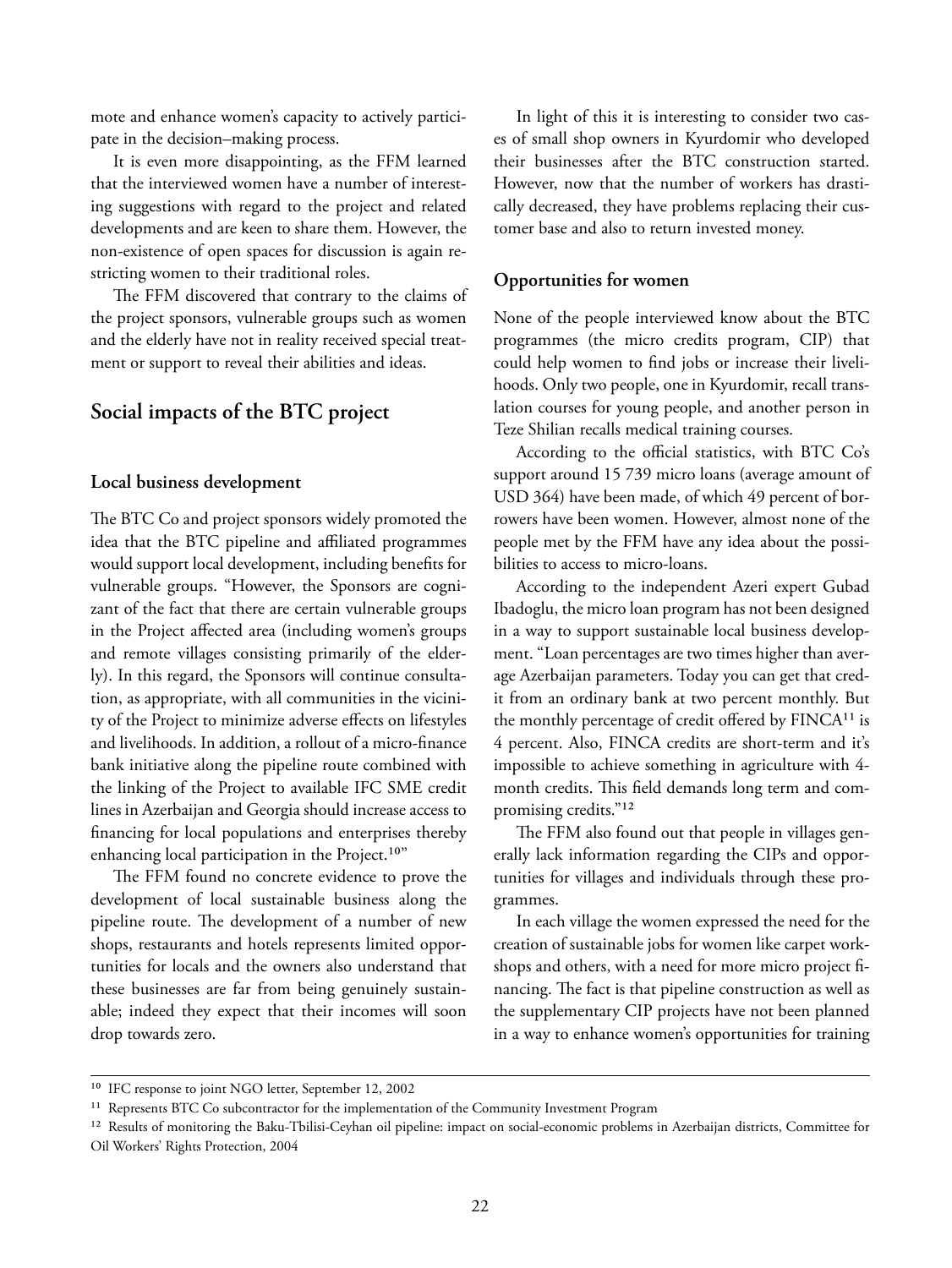mote and enhance women's capacity to actively participate in the decision–making process.

It is even more disappointing, as the FFM learned that the interviewed women have a number of interesting suggestions with regard to the project and related developments and are keen to share them. However, the non-existence of open spaces for discussion is again restricting women to their traditional roles.

The FFM discovered that contrary to the claims of the project sponsors, vulnerable groups such as women and the elderly have not in reality received special treatment or support to reveal their abilities and ideas.

## Social impacts of the BTC project

### Local business development

The BTC Co and project sponsors widely promoted the idea that the BTC pipeline and affiliated programmes would support local development, including benefits for vulnerable groups. "However, the Sponsors are cognizant of the fact that there are certain vulnerable groups in the Project affected area (including women's groups and remote villages consisting primarily of the elderly). In this regard, the Sponsors will continue consultation, as appropriate, with all communities in the vicinity of the Project to minimize adverse effects on lifestyles and livelihoods. In addition, a rollout of a micro-finance bank initiative along the pipeline route combined with the linking of the Project to available IFC SME credit lines in Azerbaijan and Georgia should increase access to financing for local populations and enterprises thereby enhancing local participation in the Project.[10]"

The FFM found no concrete evidence to prove the development of local sustainable business along the pipeline route. The development of a number of new shops, restaurants and hotels represents limited opportunities for locals and the owners also understand that these businesses are far from being genuinely sustainable; indeed they expect that their incomes will soon drop towards zero.

In light of this it is interesting to consider two cases of small shop owners in Kyurdomir who developed their businesses after the BTC construction started. However, now that the number of workers has drastically decreased, they have problems replacing their customer base and also to return invested money.

### Opportunities for women

None of the people interviewed know about the BTC programmes (the micro credits program, CIP) that could help women to find jobs or increase their livelihoods. Only two people, one in Kyurdomir, recall translation courses for young people, and another person in Teze Shilian recalls medical training courses.

According to the official statistics, with BTC Co's support around 15 739 micro loans (average amount of USD 364) have been made, of which 49 percent of borrowers have been women. However, almost none of the people met by the FFM have any idea about the possibilities to access to micro-loans.

According to the independent Azeri expert Gubad Ibadoglu, the micro loan program has not been designed in a way to support sustainable local business development. "Loan percentages are two times higher than average Azerbaijan parameters. Today you can get that credit from an ordinary bank at two percent monthly. But the monthly percentage of credit offered by FINCA[11] is 4 percent. Also, FINCA credits are short-term and it's impossible to achieve something in agriculture with 4-month credits. This field demands long term and compromising credits."[12]

The FFM also found out that people in villages generally lack information regarding the CIPs and opportunities for villages and individuals through these programmes.

In each village the women expressed the need for the creation of sustainable jobs for women like carpet workshops and others, with a need for more micro project financing. The fact is that pipeline construction as well as the supplementary CIP projects have not been planned in a way to enhance women's opportunities for training

---

[10] IFC response to joint NGO letter, September 12, 2002

[11] Represents BTC Co subcontractor for the implementation of the Community Investment Program

[12] Results of monitoring the Baku-Tbilisi-Ceyhan oil pipeline: impact on social-economic problems in Azerbaijan districts, Committee for Oil Workers' Rights Protection, 2004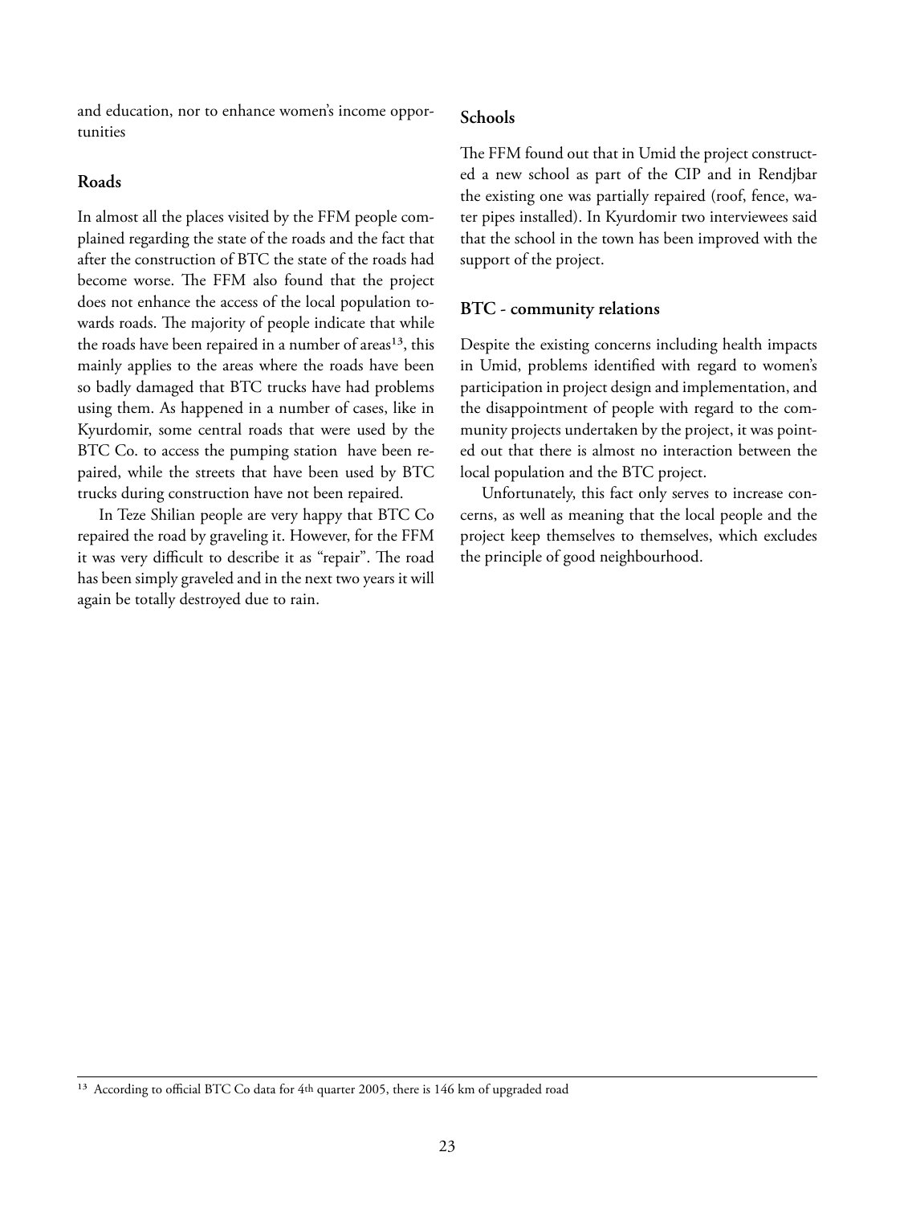and education, nor to enhance women's income opportunities

### Roads

In almost all the places visited by the FFM people complained regarding the state of the roads and the fact that after the construction of BTC the state of the roads had become worse. The FFM also found that the project does not enhance the access of the local population towards roads. The majority of people indicate that while the roads have been repaired in a number of areas[13], this mainly applies to the areas where the roads have been so badly damaged that BTC trucks have had problems using them. As happened in a number of cases, like in Kyurdomir, some central roads that were used by the BTC Co. to access the pumping station have been repaired, while the streets that have been used by BTC trucks during construction have not been repaired.

In Teze Shilian people are very happy that BTC Co repaired the road by graveling it. However, for the FFM it was very difficult to describe it as "repair". The road has been simply graveled and in the next two years it will again be totally destroyed due to rain.

### Schools

The FFM found out that in Umid the project constructed a new school as part of the CIP and in Rendjbar the existing one was partially repaired (roof, fence, water pipes installed). In Kyurdomir two interviewees said that the school in the town has been improved with the support of the project.

### BTC - community relations

Despite the existing concerns including health impacts in Umid, problems identified with regard to women's participation in project design and implementation, and the disappointment of people with regard to the community projects undertaken by the project, it was pointed out that there is almost no interaction between the local population and the BTC project.

Unfortunately, this fact only serves to increase concerns, as well as meaning that the local people and the project keep themselves to themselves, which excludes the principle of good neighbourhood.

[13] According to official BTC Co data for 4th quarter 2005, there is 146 km of upgraded road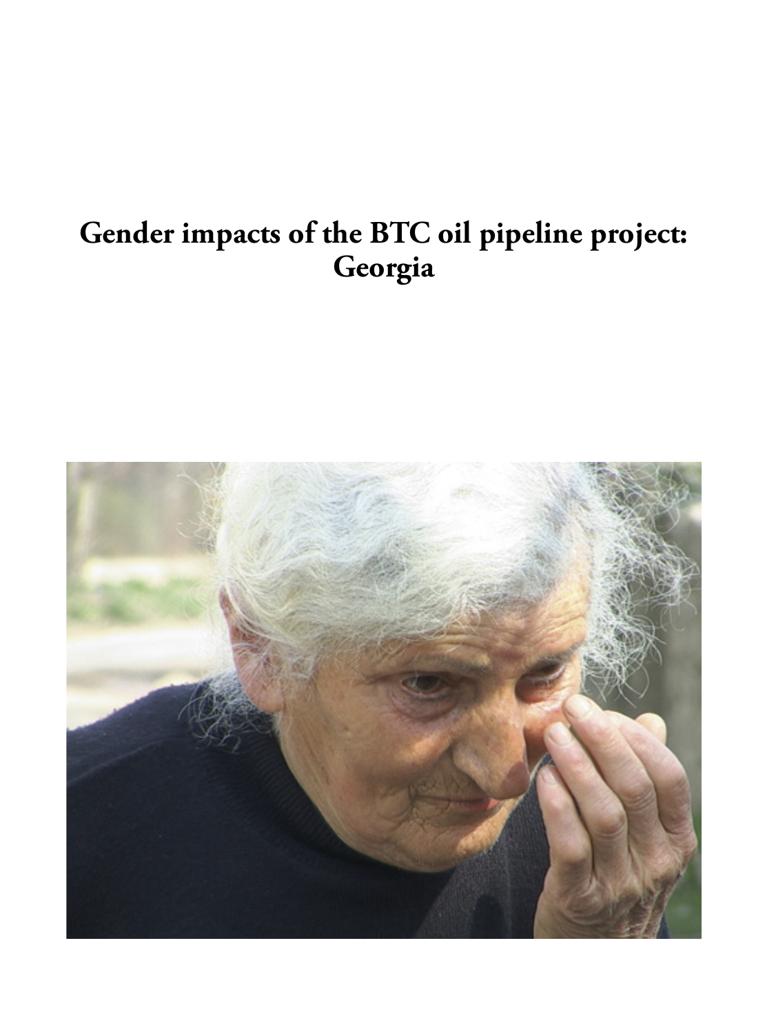# Gender impacts of the BTC oil pipeline project: Georgia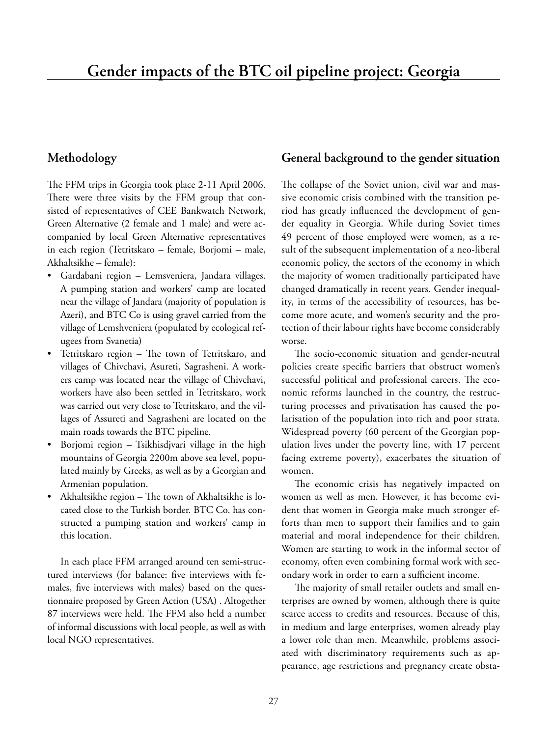# Gender impacts of the BTC oil pipeline project: Georgia

## Methodology

The FFM trips in Georgia took place 2-11 April 2006. There were three visits by the FFM group that consisted of representatives of CEE Bankwatch Network, Green Alternative (2 female and 1 male) and were accompanied by local Green Alternative representatives in each region (Tetritskaro – female, Borjomi – male, Akhaltsikhe – female):

- Gardabani region – Lemsveniera, Jandara villages. A pumping station and workers' camp are located near the village of Jandara (majority of population is Azeri), and BTC Co is using gravel carried from the village of Lemshveniera (populated by ecological refugees from Svanetia)
- Tetritskaro region – The town of Tetritskaro, and villages of Chivchavi, Asureti, Sagrasheni. A workers camp was located near the village of Chivchavi, workers have also been settled in Tetritskaro, work was carried out very close to Tetritskaro, and the villages of Assureti and Sagrasheni are located on the main roads towards the BTC pipeline.
- Borjomi region – Tsikhisdjvari village in the high mountains of Georgia 2200m above sea level, populated mainly by Greeks, as well as by a Georgian and Armenian population.
- Akhaltsikhe region – The town of Akhaltsikhe is located close to the Turkish border. BTC Co. has constructed a pumping station and workers' camp in this location.

In each place FFM arranged around ten semi-structured interviews (for balance: five interviews with females, five interviews with males) based on the questionnaire proposed by Green Action (USA) . Altogether 87 interviews were held. The FFM also held a number of informal discussions with local people, as well as with local NGO representatives.

## General background to the gender situation

The collapse of the Soviet union, civil war and massive economic crisis combined with the transition period has greatly influenced the development of gender equality in Georgia. While during Soviet times 49 percent of those employed were women, as a result of the subsequent implementation of a neo-liberal economic policy, the sectors of the economy in which the majority of women traditionally participated have changed dramatically in recent years. Gender inequality, in terms of the accessibility of resources, has become more acute, and women's security and the protection of their labour rights have become considerably worse.

The socio-economic situation and gender-neutral policies create specific barriers that obstruct women's successful political and professional careers. The economic reforms launched in the country, the restructuring processes and privatisation has caused the polarisation of the population into rich and poor strata. Widespread poverty (60 percent of the Georgian population lives under the poverty line, with 17 percent facing extreme poverty), exacerbates the situation of women.

The economic crisis has negatively impacted on women as well as men. However, it has become evident that women in Georgia make much stronger efforts than men to support their families and to gain material and moral independence for their children. Women are starting to work in the informal sector of economy, often even combining formal work with secondary work in order to earn a sufficient income.

The majority of small retailer outlets and small enterprises are owned by women, although there is quite scarce access to credits and resources. Because of this, in medium and large enterprises, women already play a lower role than men. Meanwhile, problems associated with discriminatory requirements such as appearance, age restrictions and pregnancy create obsta-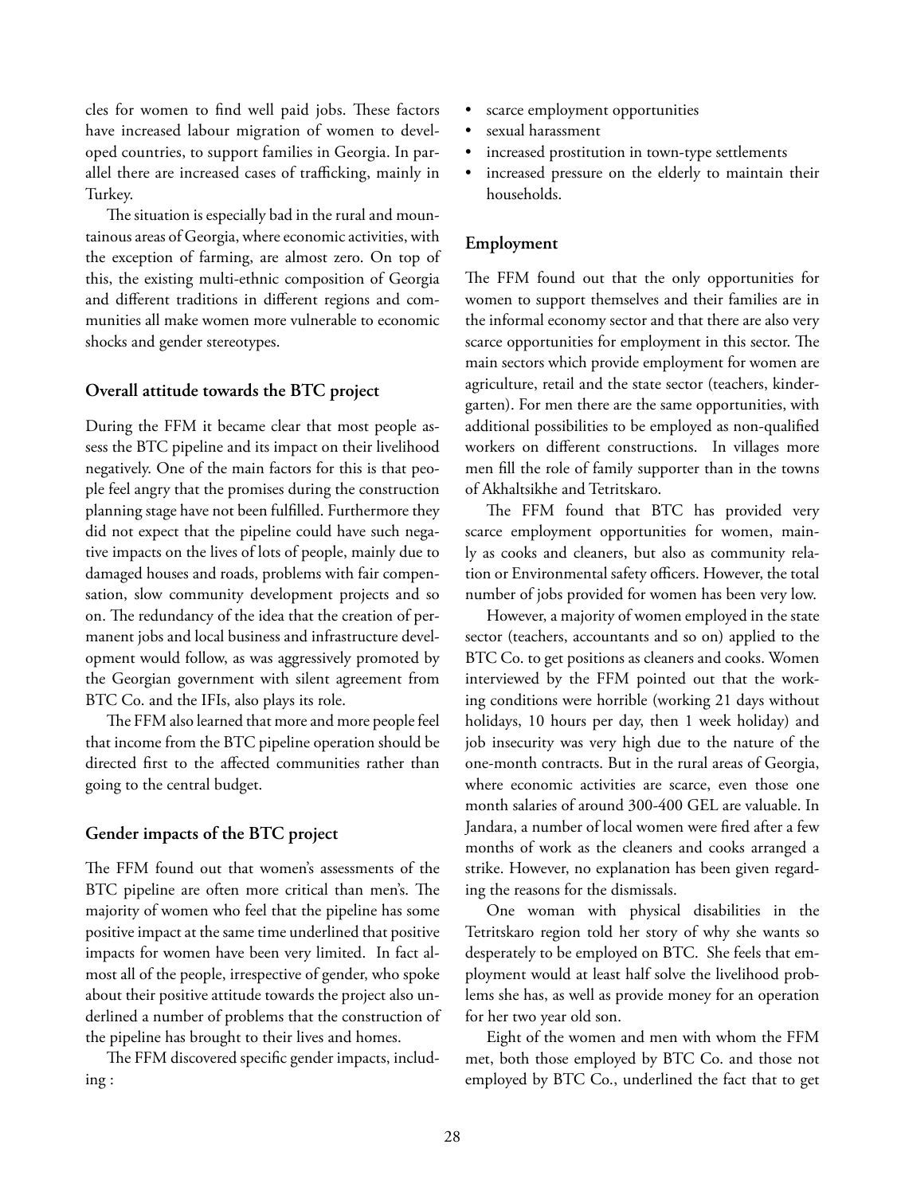cles for women to find well paid jobs. These factors have increased labour migration of women to developed countries, to support families in Georgia. In parallel there are increased cases of trafficking, mainly in Turkey.

The situation is especially bad in the rural and mountainous areas of Georgia, where economic activities, with the exception of farming, are almost zero. On top of this, the existing multi-ethnic composition of Georgia and different traditions in different regions and communities all make women more vulnerable to economic shocks and gender stereotypes.

### Overall attitude towards the BTC project

During the FFM it became clear that most people assess the BTC pipeline and its impact on their livelihood negatively. One of the main factors for this is that people feel angry that the promises during the construction planning stage have not been fulfilled. Furthermore they did not expect that the pipeline could have such negative impacts on the lives of lots of people, mainly due to damaged houses and roads, problems with fair compensation, slow community development projects and so on. The redundancy of the idea that the creation of permanent jobs and local business and infrastructure development would follow, as was aggressively promoted by the Georgian government with silent agreement from BTC Co. and the IFIs, also plays its role.

The FFM also learned that more and more people feel that income from the BTC pipeline operation should be directed first to the affected communities rather than going to the central budget.

### Gender impacts of the BTC project

The FFM found out that women's assessments of the BTC pipeline are often more critical than men's. The majority of women who feel that the pipeline has some positive impact at the same time underlined that positive impacts for women have been very limited. In fact almost all of the people, irrespective of gender, who spoke about their positive attitude towards the project also underlined a number of problems that the construction of the pipeline has brought to their lives and homes.

The FFM discovered specific gender impacts, including :

- scarce employment opportunities
- sexual harassment
- increased prostitution in town-type settlements
- increased pressure on the elderly to maintain their households.

### Employment

The FFM found out that the only opportunities for women to support themselves and their families are in the informal economy sector and that there are also very scarce opportunities for employment in this sector. The main sectors which provide employment for women are agriculture, retail and the state sector (teachers, kindergarten). For men there are the same opportunities, with additional possibilities to be employed as non-qualified workers on different constructions. In villages more men fill the role of family supporter than in the towns of Akhaltsikhe and Tetritskaro.

The FFM found that BTC has provided very scarce employment opportunities for women, mainly as cooks and cleaners, but also as community relation or Environmental safety officers. However, the total number of jobs provided for women has been very low.

However, a majority of women employed in the state sector (teachers, accountants and so on) applied to the BTC Co. to get positions as cleaners and cooks. Women interviewed by the FFM pointed out that the working conditions were horrible (working 21 days without holidays, 10 hours per day, then 1 week holiday) and job insecurity was very high due to the nature of the one-month contracts. But in the rural areas of Georgia, where economic activities are scarce, even those one month salaries of around 300-400 GEL are valuable. In Jandara, a number of local women were fired after a few months of work as the cleaners and cooks arranged a strike. However, no explanation has been given regarding the reasons for the dismissals.

One woman with physical disabilities in the Tetritskaro region told her story of why she wants so desperately to be employed on BTC. She feels that employment would at least half solve the livelihood problems she has, as well as provide money for an operation for her two year old son.

Eight of the women and men with whom the FFM met, both those employed by BTC Co. and those not employed by BTC Co., underlined the fact that to get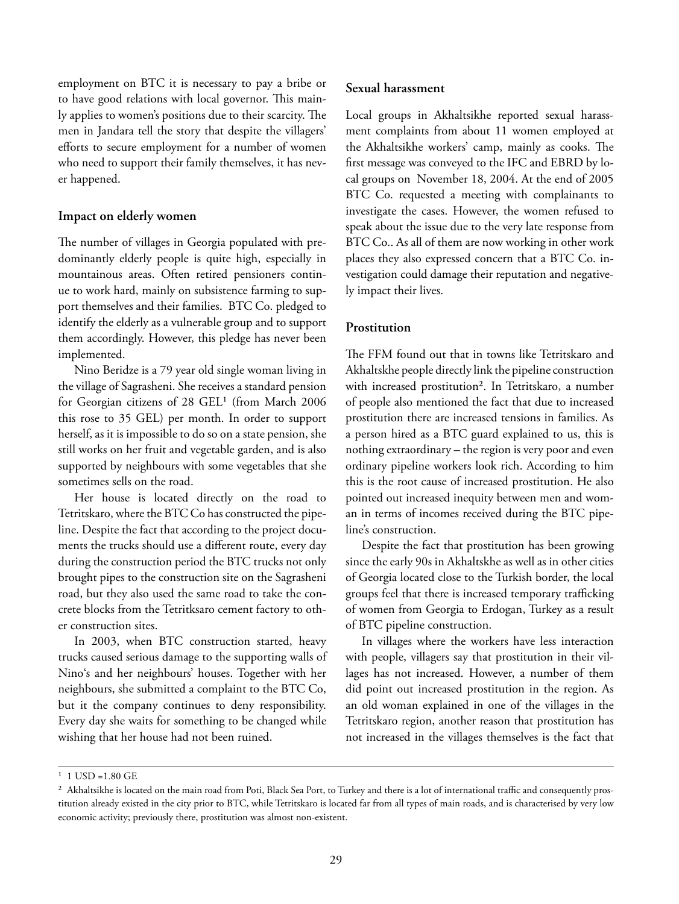employment on BTC it is necessary to pay a bribe or to have good relations with local governor. This mainly applies to women's positions due to their scarcity. The men in Jandara tell the story that despite the villagers' efforts to secure employment for a number of women who need to support their family themselves, it has never happened.

### Impact on elderly women

The number of villages in Georgia populated with predominantly elderly people is quite high, especially in mountainous areas. Often retired pensioners continue to work hard, mainly on subsistence farming to support themselves and their families. BTC Co. pledged to identify the elderly as a vulnerable group and to support them accordingly. However, this pledge has never been implemented.

Nino Beridze is a 79 year old single woman living in the village of Sagrasheni. She receives a standard pension for Georgian citizens of 28 GEL[1] (from March 2006 this rose to 35 GEL) per month. In order to support herself, as it is impossible to do so on a state pension, she still works on her fruit and vegetable garden, and is also supported by neighbours with some vegetables that she sometimes sells on the road.

Her house is located directly on the road to Tetritskaro, where the BTC Co has constructed the pipeline. Despite the fact that according to the project documents the trucks should use a different route, every day during the construction period the BTC trucks not only brought pipes to the construction site on the Sagrasheni road, but they also used the same road to take the concrete blocks from the Tetritksaro cement factory to other construction sites.

In 2003, when BTC construction started, heavy trucks caused serious damage to the supporting walls of Nino's and her neighbours' houses. Together with her neighbours, she submitted a complaint to the BTC Co, but it the company continues to deny responsibility. Every day she waits for something to be changed while wishing that her house had not been ruined.

### Sexual harassment

Local groups in Akhaltsikhe reported sexual harassment complaints from about 11 women employed at the Akhaltsikhe workers' camp, mainly as cooks. The first message was conveyed to the IFC and EBRD by local groups on November 18, 2004. At the end of 2005 BTC Co. requested a meeting with complainants to investigate the cases. However, the women refused to speak about the issue due to the very late response from BTC Co.. As all of them are now working in other work places they also expressed concern that a BTC Co. investigation could damage their reputation and negatively impact their lives.

### Prostitution

The FFM found out that in towns like Tetritskaro and Akhaltskhe people directly link the pipeline construction with increased prostitution[2]. In Tetritskaro, a number of people also mentioned the fact that due to increased prostitution there are increased tensions in families. As a person hired as a BTC guard explained to us, this is nothing extraordinary – the region is very poor and even ordinary pipeline workers look rich. According to him this is the root cause of increased prostitution. He also pointed out increased inequity between men and woman in terms of incomes received during the BTC pipeline's construction.

Despite the fact that prostitution has been growing since the early 90s in Akhaltskhe as well as in other cities of Georgia located close to the Turkish border, the local groups feel that there is increased temporary trafficking of women from Georgia to Erdogan, Turkey as a result of BTC pipeline construction.

In villages where the workers have less interaction with people, villagers say that prostitution in their villages has not increased. However, a number of them did point out increased prostitution in the region. As an old woman explained in one of the villages in the Tetritskaro region, another reason that prostitution has not increased in the villages themselves is the fact that

---

[1] 1 USD =1.80 GE

[2] Akhaltsikhe is located on the main road from Poti, Black Sea Port, to Turkey and there is a lot of international traffic and consequently prostitution already existed in the city prior to BTC, while Tetritskaro is located far from all types of main roads, and is characterised by very low economic activity; previously there, prostitution was almost non-existent.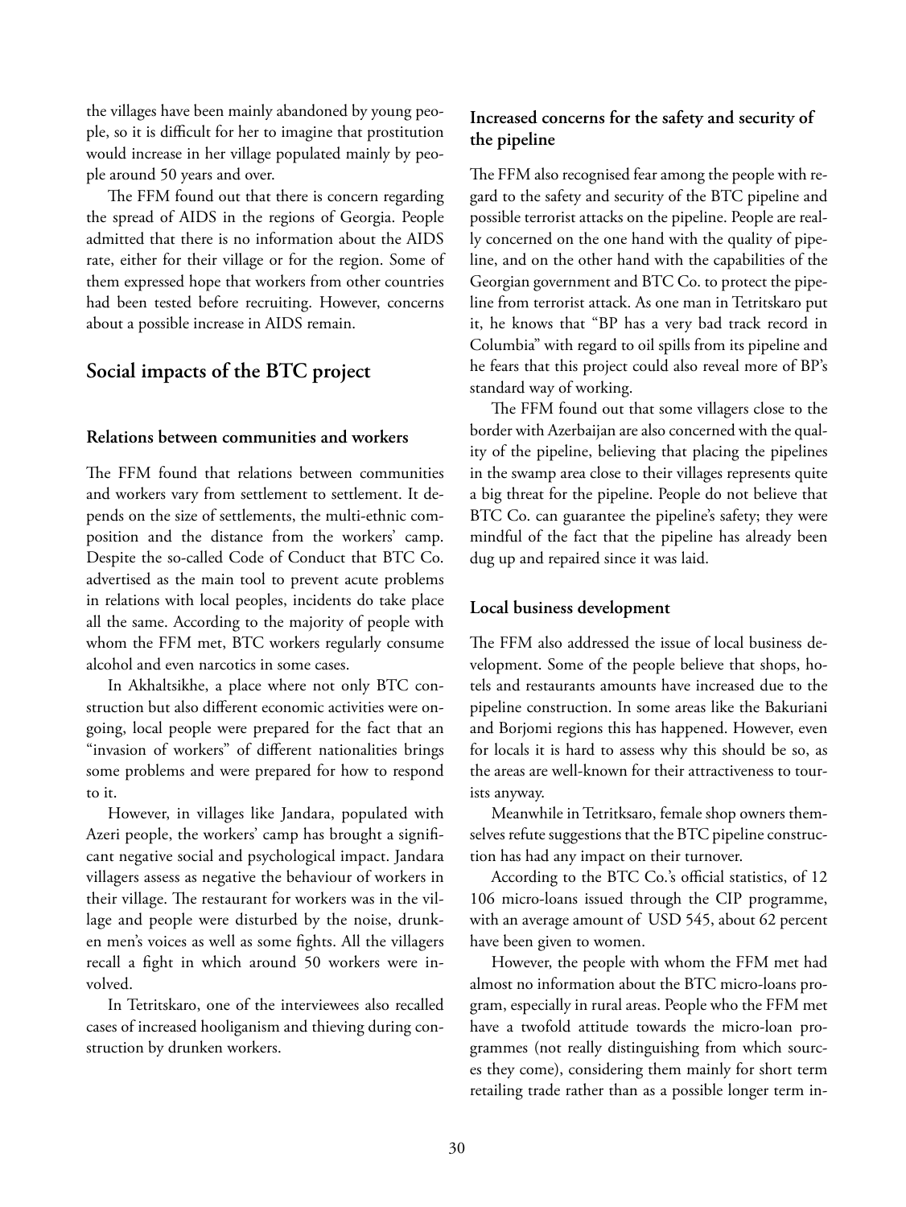the villages have been mainly abandoned by young people, so it is difficult for her to imagine that prostitution would increase in her village populated mainly by people around 50 years and over.

The FFM found out that there is concern regarding the spread of AIDS in the regions of Georgia. People admitted that there is no information about the AIDS rate, either for their village or for the region. Some of them expressed hope that workers from other countries had been tested before recruiting. However, concerns about a possible increase in AIDS remain.

## Social impacts of the BTC project

### Relations between communities and workers

The FFM found that relations between communities and workers vary from settlement to settlement. It depends on the size of settlements, the multi-ethnic composition and the distance from the workers' camp. Despite the so-called Code of Conduct that BTC Co. advertised as the main tool to prevent acute problems in relations with local peoples, incidents do take place all the same. According to the majority of people with whom the FFM met, BTC workers regularly consume alcohol and even narcotics in some cases.

In Akhaltsikhe, a place where not only BTC construction but also different economic activities were ongoing, local people were prepared for the fact that an "invasion of workers" of different nationalities brings some problems and were prepared for how to respond to it.

However, in villages like Jandara, populated with Azeri people, the workers' camp has brought a significant negative social and psychological impact. Jandara villagers assess as negative the behaviour of workers in their village. The restaurant for workers was in the village and people were disturbed by the noise, drunken men's voices as well as some fights. All the villagers recall a fight in which around 50 workers were involved.

In Tetritskaro, one of the interviewees also recalled cases of increased hooliganism and thieving during construction by drunken workers.

### Increased concerns for the safety and security of the pipeline

The FFM also recognised fear among the people with regard to the safety and security of the BTC pipeline and possible terrorist attacks on the pipeline. People are really concerned on the one hand with the quality of pipeline, and on the other hand with the capabilities of the Georgian government and BTC Co. to protect the pipeline from terrorist attack. As one man in Tetritskaro put it, he knows that "BP has a very bad track record in Columbia" with regard to oil spills from its pipeline and he fears that this project could also reveal more of BP's standard way of working.

The FFM found out that some villagers close to the border with Azerbaijan are also concerned with the quality of the pipeline, believing that placing the pipelines in the swamp area close to their villages represents quite a big threat for the pipeline. People do not believe that BTC Co. can guarantee the pipeline's safety; they were mindful of the fact that the pipeline has already been dug up and repaired since it was laid.

### Local business development

The FFM also addressed the issue of local business development. Some of the people believe that shops, hotels and restaurants amounts have increased due to the pipeline construction. In some areas like the Bakuriani and Borjomi regions this has happened. However, even for locals it is hard to assess why this should be so, as the areas are well-known for their attractiveness to tourists anyway.

Meanwhile in Tetritksaro, female shop owners themselves refute suggestions that the BTC pipeline construction has had any impact on their turnover.

According to the BTC Co.'s official statistics, of 12 106 micro-loans issued through the CIP programme, with an average amount of USD 545, about 62 percent have been given to women.

However, the people with whom the FFM met had almost no information about the BTC micro-loans program, especially in rural areas. People who the FFM met have a twofold attitude towards the micro-loan programmes (not really distinguishing from which sources they come), considering them mainly for short term retailing trade rather than as a possible longer term in-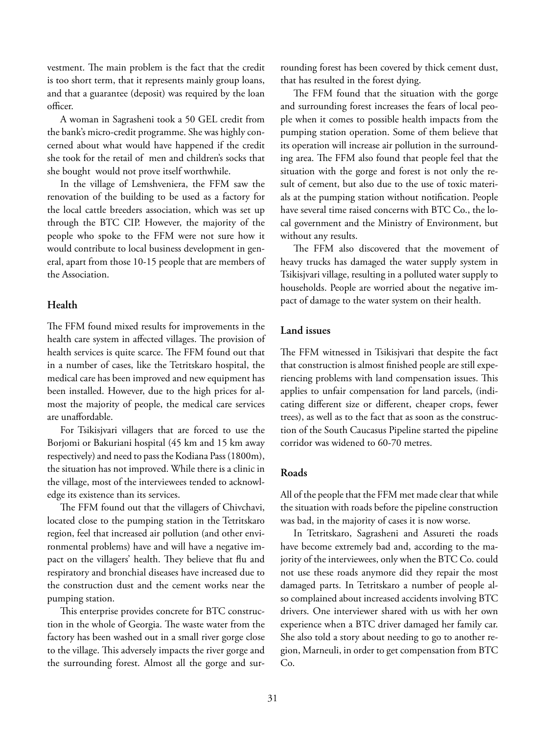vestment. The main problem is the fact that the credit is too short term, that it represents mainly group loans, and that a guarantee (deposit) was required by the loan officer.

A woman in Sagrasheni took a 50 GEL credit from the bank's micro-credit programme. She was highly concerned about what would have happened if the credit she took for the retail of men and children's socks that she bought would not prove itself worthwhile.

In the village of Lemshveniera, the FFM saw the renovation of the building to be used as a factory for the local cattle breeders association, which was set up through the BTC CIP. However, the majority of the people who spoke to the FFM were not sure how it would contribute to local business development in general, apart from those 10-15 people that are members of the Association.

## Health

The FFM found mixed results for improvements in the health care system in affected villages. The provision of health services is quite scarce. The FFM found out that in a number of cases, like the Tetritskaro hospital, the medical care has been improved and new equipment has been installed. However, due to the high prices for almost the majority of people, the medical care services are unaffordable.

For Tsikisjvari villagers that are forced to use the Borjomi or Bakuriani hospital (45 km and 15 km away respectively) and need to pass the Kodiana Pass (1800m), the situation has not improved. While there is a clinic in the village, most of the interviewees tended to acknowledge its existence than its services.

The FFM found out that the villagers of Chivchavi, located close to the pumping station in the Tetritskaro region, feel that increased air pollution (and other environmental problems) have and will have a negative impact on the villagers' health. They believe that flu and respiratory and bronchial diseases have increased due to the construction dust and the cement works near the pumping station.

This enterprise provides concrete for BTC construction in the whole of Georgia. The waste water from the factory has been washed out in a small river gorge close to the village. This adversely impacts the river gorge and the surrounding forest. Almost all the gorge and surrounding forest has been covered by thick cement dust, that has resulted in the forest dying.

The FFM found that the situation with the gorge and surrounding forest increases the fears of local people when it comes to possible health impacts from the pumping station operation. Some of them believe that its operation will increase air pollution in the surrounding area. The FFM also found that people feel that the situation with the gorge and forest is not only the result of cement, but also due to the use of toxic materials at the pumping station without notification. People have several time raised concerns with BTC Co., the local government and the Ministry of Environment, but without any results.

The FFM also discovered that the movement of heavy trucks has damaged the water supply system in Tsikisjvari village, resulting in a polluted water supply to households. People are worried about the negative impact of damage to the water system on their health.

## Land issues

The FFM witnessed in Tsikisjvari that despite the fact that construction is almost finished people are still experiencing problems with land compensation issues. This applies to unfair compensation for land parcels, (indicating different size or different, cheaper crops, fewer trees), as well as to the fact that as soon as the construction of the South Caucasus Pipeline started the pipeline corridor was widened to 60-70 metres.

## Roads

All of the people that the FFM met made clear that while the situation with roads before the pipeline construction was bad, in the majority of cases it is now worse.

In Tetritskaro, Sagrasheni and Assureti the roads have become extremely bad and, according to the majority of the interviewees, only when the BTC Co. could not use these roads anymore did they repair the most damaged parts. In Tetritskaro a number of people also complained about increased accidents involving BTC drivers. One interviewer shared with us with her own experience when a BTC driver damaged her family car. She also told a story about needing to go to another region, Marneuli, in order to get compensation from BTC Co.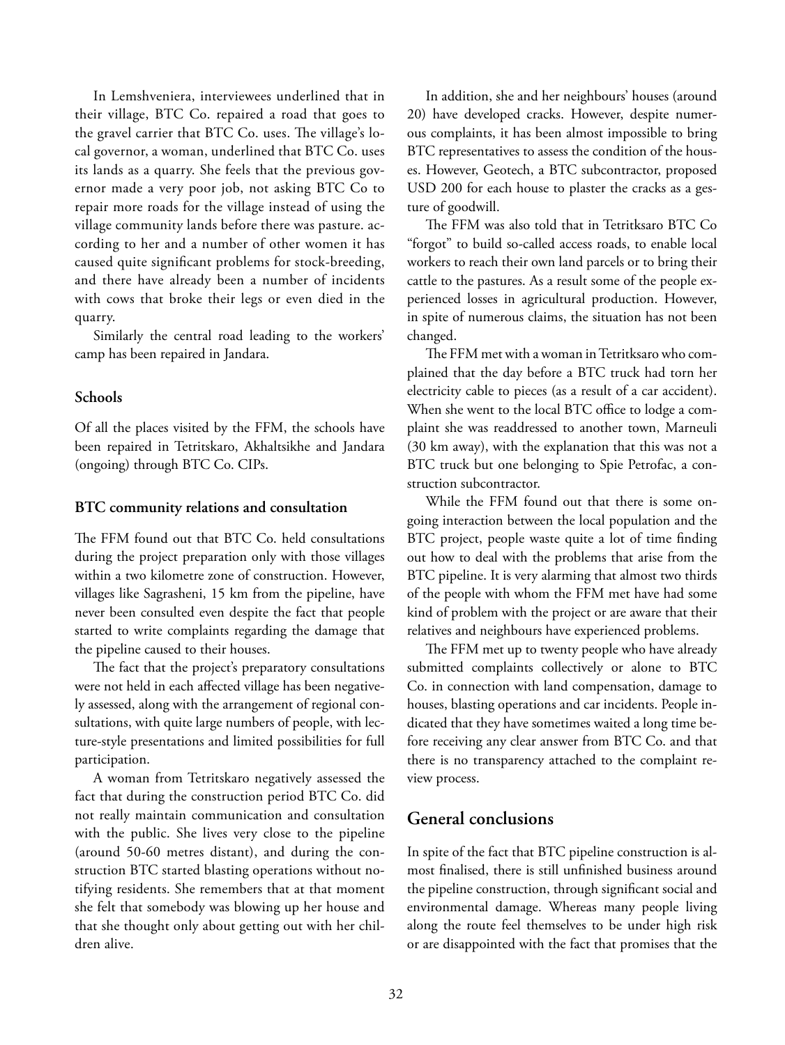In Lemshveniera, interviewees underlined that in their village, BTC Co. repaired a road that goes to the gravel carrier that BTC Co. uses. The village's local governor, a woman, underlined that BTC Co. uses its lands as a quarry. She feels that the previous governor made a very poor job, not asking BTC Co to repair more roads for the village instead of using the village community lands before there was pasture. according to her and a number of other women it has caused quite significant problems for stock-breeding, and there have already been a number of incidents with cows that broke their legs or even died in the quarry.

Similarly the central road leading to the workers' camp has been repaired in Jandara.

### Schools

Of all the places visited by the FFM, the schools have been repaired in Tetritskaro, Akhaltsikhe and Jandara (ongoing) through BTC Co. CIPs.

### BTC community relations and consultation

The FFM found out that BTC Co. held consultations during the project preparation only with those villages within a two kilometre zone of construction. However, villages like Sagrasheni, 15 km from the pipeline, have never been consulted even despite the fact that people started to write complaints regarding the damage that the pipeline caused to their houses.

The fact that the project's preparatory consultations were not held in each affected village has been negatively assessed, along with the arrangement of regional consultations, with quite large numbers of people, with lecture-style presentations and limited possibilities for full participation.

A woman from Tetritskaro negatively assessed the fact that during the construction period BTC Co. did not really maintain communication and consultation with the public. She lives very close to the pipeline (around 50-60 metres distant), and during the construction BTC started blasting operations without notifying residents. She remembers that at that moment she felt that somebody was blowing up her house and that she thought only about getting out with her children alive.

In addition, she and her neighbours' houses (around 20) have developed cracks. However, despite numerous complaints, it has been almost impossible to bring BTC representatives to assess the condition of the houses. However, Geotech, a BTC subcontractor, proposed USD 200 for each house to plaster the cracks as a gesture of goodwill.

The FFM was also told that in Tetritksaro BTC Co "forgot" to build so-called access roads, to enable local workers to reach their own land parcels or to bring their cattle to the pastures. As a result some of the people experienced losses in agricultural production. However, in spite of numerous claims, the situation has not been changed.

The FFM met with a woman in Tetritksaro who complained that the day before a BTC truck had torn her electricity cable to pieces (as a result of a car accident). When she went to the local BTC office to lodge a complaint she was readdressed to another town, Marneuli (30 km away), with the explanation that this was not a BTC truck but one belonging to Spie Petrofac, a construction subcontractor.

While the FFM found out that there is some ongoing interaction between the local population and the BTC project, people waste quite a lot of time finding out how to deal with the problems that arise from the BTC pipeline. It is very alarming that almost two thirds of the people with whom the FFM met have had some kind of problem with the project or are aware that their relatives and neighbours have experienced problems.

The FFM met up to twenty people who have already submitted complaints collectively or alone to BTC Co. in connection with land compensation, damage to houses, blasting operations and car incidents. People indicated that they have sometimes waited a long time before receiving any clear answer from BTC Co. and that there is no transparency attached to the complaint review process.

## General conclusions

In spite of the fact that BTC pipeline construction is almost finalised, there is still unfinished business around the pipeline construction, through significant social and environmental damage. Whereas many people living along the route feel themselves to be under high risk or are disappointed with the fact that promises that the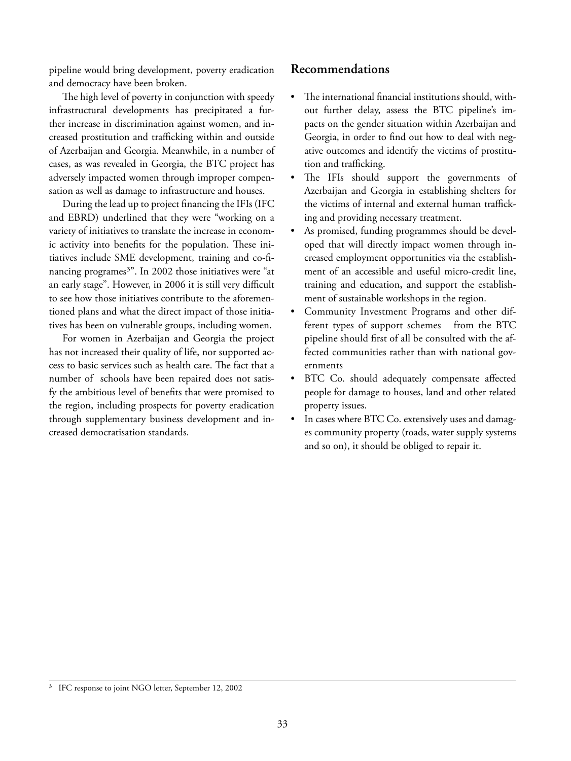pipeline would bring development, poverty eradication and democracy have been broken.

The high level of poverty in conjunction with speedy infrastructural developments has precipitated a further increase in discrimination against women, and increased prostitution and trafficking within and outside of Azerbaijan and Georgia. Meanwhile, in a number of cases, as was revealed in Georgia, the BTC project has adversely impacted women through improper compensation as well as damage to infrastructure and houses.

During the lead up to project financing the IFIs (IFC and EBRD) underlined that they were "working on a variety of initiatives to translate the increase in economic activity into benefits for the population. These initiatives include SME development, training and co-financing programes[3]". In 2002 those initiatives were "at an early stage". However, in 2006 it is still very difficult to see how those initiatives contribute to the aforementioned plans and what the direct impact of those initiatives has been on vulnerable groups, including women.

For women in Azerbaijan and Georgia the project has not increased their quality of life, nor supported access to basic services such as health care. The fact that a number of schools have been repaired does not satisfy the ambitious level of benefits that were promised to the region, including prospects for poverty eradication through supplementary business development and increased democratisation standards.

## Recommendations

- The international financial institutions should, without further delay, assess the BTC pipeline's impacts on the gender situation within Azerbaijan and Georgia, in order to find out how to deal with negative outcomes and identify the victims of prostitution and trafficking.
- The IFIs should support the governments of Azerbaijan and Georgia in establishing shelters for the victims of internal and external human trafficking and providing necessary treatment.
- As promised, funding programmes should be developed that will directly impact women through increased employment opportunities via the establishment of an accessible and useful micro-credit line, training and education, and support the establishment of sustainable workshops in the region.
- Community Investment Programs and other different types of support schemes from the BTC pipeline should first of all be consulted with the affected communities rather than with national governments
- BTC Co. should adequately compensate affected people for damage to houses, land and other related property issues.
- In cases where BTC Co. extensively uses and damages community property (roads, water supply systems and so on), it should be obliged to repair it.

[3] IFC response to joint NGO letter, September 12, 2002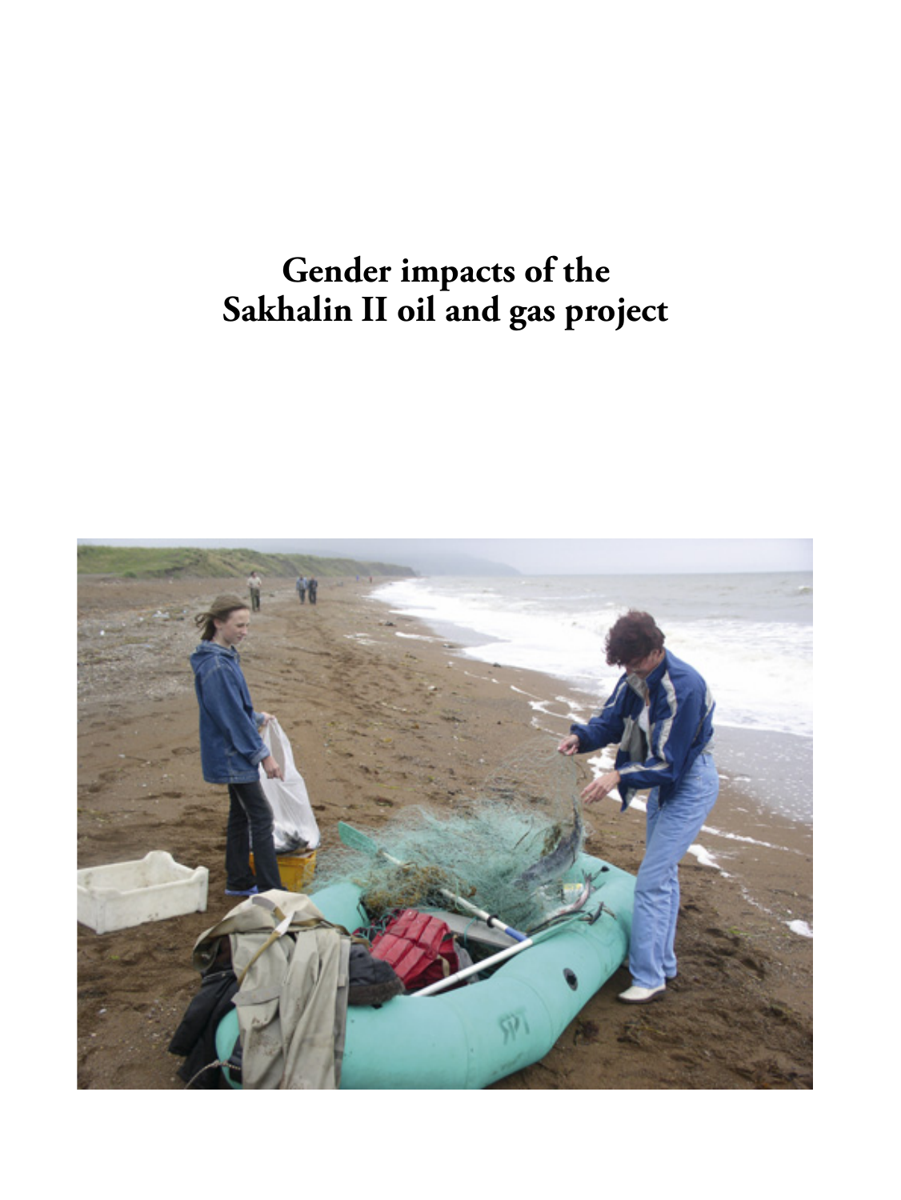# Gender impacts of the Sakhalin II oil and gas project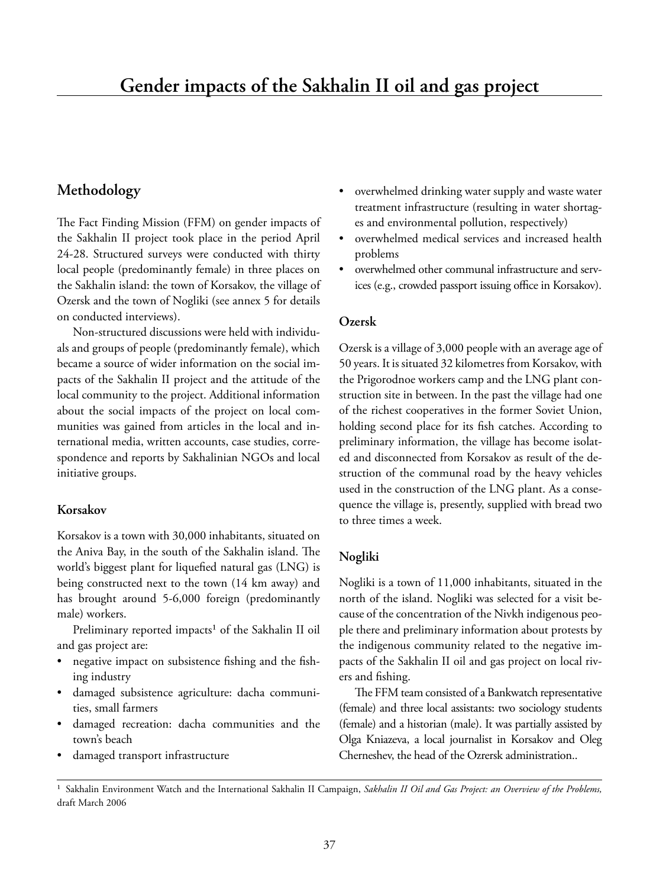# Gender impacts of the Sakhalin II oil and gas project

## Methodology

The Fact Finding Mission (FFM) on gender impacts of the Sakhalin II project took place in the period April 24-28. Structured surveys were conducted with thirty local people (predominantly female) in three places on the Sakhalin island: the town of Korsakov, the village of Ozersk and the town of Nogliki (see annex 5 for details on conducted interviews).

Non-structured discussions were held with individuals and groups of people (predominantly female), which became a source of wider information on the social impacts of the Sakhalin II project and the attitude of the local community to the project. Additional information about the social impacts of the project on local communities was gained from articles in the local and international media, written accounts, case studies, correspondence and reports by Sakhalinian NGOs and local initiative groups.

### Korsakov

Korsakov is a town with 30,000 inhabitants, situated on the Aniva Bay, in the south of the Sakhalin island. The world's biggest plant for liquefied natural gas (LNG) is being constructed next to the town (14 km away) and has brought around 5-6,000 foreign (predominantly male) workers.

Preliminary reported impacts[1] of the Sakhalin II oil and gas project are:

- negative impact on subsistence fishing and the fishing industry
- damaged subsistence agriculture: dacha communities, small farmers
- damaged recreation: dacha communities and the town's beach
- damaged transport infrastructure
- overwhelmed drinking water supply and waste water treatment infrastructure (resulting in water shortages and environmental pollution, respectively)
- overwhelmed medical services and increased health problems
- overwhelmed other communal infrastructure and services (e.g., crowded passport issuing office in Korsakov).

### Ozersk

Ozersk is a village of 3,000 people with an average age of 50 years. It is situated 32 kilometres from Korsakov, with the Prigorodnoe workers camp and the LNG plant construction site in between. In the past the village had one of the richest cooperatives in the former Soviet Union, holding second place for its fish catches. According to preliminary information, the village has become isolated and disconnected from Korsakov as result of the destruction of the communal road by the heavy vehicles used in the construction of the LNG plant. As a consequence the village is, presently, supplied with bread two to three times a week.

### Nogliki

Nogliki is a town of 11,000 inhabitants, situated in the north of the island. Nogliki was selected for a visit because of the concentration of the Nivkh indigenous people there and preliminary information about protests by the indigenous community related to the negative impacts of the Sakhalin II oil and gas project on local rivers and fishing.

The FFM team consisted of a Bankwatch representative (female) and three local assistants: two sociology students (female) and a historian (male). It was partially assisted by Olga Kniazeva, a local journalist in Korsakov and Oleg Cherneshev, the head of the Ozrersk administration..

---

[1] Sakhalin Environment Watch and the International Sakhalin II Campaign, *Sakhalin II Oil and Gas Project: an Overview of the Problems,* draft March 2006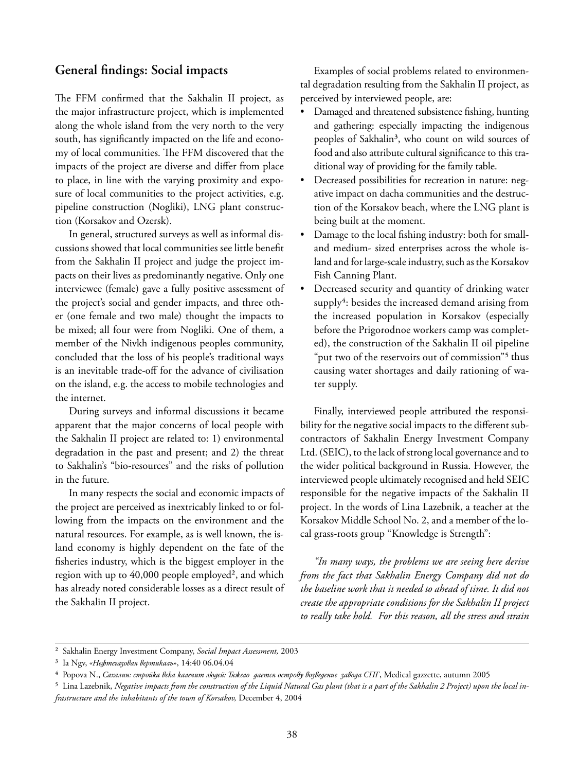## General findings: Social impacts

The FFM confirmed that the Sakhalin II project, as the major infrastructure project, which is implemented along the whole island from the very north to the very south, has significantly impacted on the life and economy of local communities. The FFM discovered that the impacts of the project are diverse and differ from place to place, in line with the varying proximity and exposure of local communities to the project activities, e.g. pipeline construction (Nogliki), LNG plant construction (Korsakov and Ozersk).

In general, structured surveys as well as informal discussions showed that local communities see little benefit from the Sakhalin II project and judge the project impacts on their lives as predominantly negative. Only one interviewee (female) gave a fully positive assessment of the project's social and gender impacts, and three other (one female and two male) thought the impacts to be mixed; all four were from Nogliki. One of them, a member of the Nivkh indigenous peoples community, concluded that the loss of his people's traditional ways is an inevitable trade-off for the advance of civilisation on the island, e.g. the access to mobile technologies and the internet.

During surveys and informal discussions it became apparent that the major concerns of local people with the Sakhalin II project are related to: 1) environmental degradation in the past and present; and 2) the threat to Sakhalin's "bio-resources" and the risks of pollution in the future.

In many respects the social and economic impacts of the project are perceived as inextricably linked to or following from the impacts on the environment and the natural resources. For example, as is well known, the island economy is highly dependent on the fate of the fisheries industry, which is the biggest employer in the region with up to 40,000 people employed[2], and which has already noted considerable losses as a direct result of the Sakhalin II project.

Examples of social problems related to environmental degradation resulting from the Sakhalin II project, as perceived by interviewed people, are:

- Damaged and threatened subsistence fishing, hunting and gathering: especially impacting the indigenous peoples of Sakhalin[3], who count on wild sources of food and also attribute cultural significance to this traditional way of providing for the family table.
- Decreased possibilities for recreation in nature: negative impact on dacha communities and the destruction of the Korsakov beach, where the LNG plant is being built at the moment.
- Damage to the local fishing industry: both for small- and medium- sized enterprises across the whole island and for large-scale industry, such as the Korsakov Fish Canning Plant.
- Decreased security and quantity of drinking water supply[4]: besides the increased demand arising from the increased population in Korsakov (especially before the Prigorodnoe workers camp was completed), the construction of the Sakhalin II oil pipeline "put two of the reservoirs out of commission"[5] thus causing water shortages and daily rationing of water supply.

Finally, interviewed people attributed the responsibility for the negative social impacts to the different subcontractors of Sakhalin Energy Investment Company Ltd. (SEIC), to the lack of strong local governance and to the wider political background in Russia. However, the interviewed people ultimately recognised and held SEIC responsible for the negative impacts of the Sakhalin II project. In the words of Lina Lazebnik, a teacher at the Korsakov Middle School No. 2, and a member of the local grass-roots group "Knowledge is Strength":

*"In many ways, the problems we are seeing here derive from the fact that Sakhalin Energy Company did not do the baseline work that it needed to ahead of time. It did not create the appropriate conditions for the Sakhalin II project to really take hold. For this reason, all the stress and strain*

---

[2] Sakhalin Energy Investment Company, *Social Impact Assessment,* 2003

[3] Ia Ngv, *«Нефтегазовая вертикаль»*, 14:40 06.04.04

[4] Popova N., *Сахалин: стройка века калечит людей: Тяжело дается острову возведение завода СПГ*, Medical gazzette, autumn 2005

[5] Lina Lazebnik, *Negative impacts from the construction of the Liquid Natural Gas plant (that is a part of the Sakhalin 2 Project) upon the local infrastructure and the inhabitants of the town of Korsakov,* December 4, 2004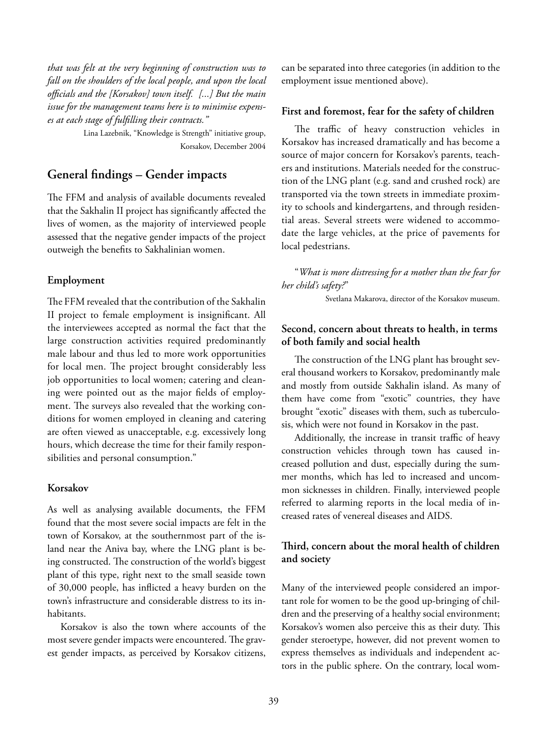*that was felt at the very beginning of construction was to fall on the shoulders of the local people, and upon the local officials and the [Korsakov] town itself. [...] But the main issue for the management teams here is to minimise expenses at each stage of fulfilling their contracts."*

Lina Lazebnik, "Knowledge is Strength" initiative group, Korsakov, December 2004

## General findings – Gender impacts

The FFM and analysis of available documents revealed that the Sakhalin II project has significantly affected the lives of women, as the majority of interviewed people assessed that the negative gender impacts of the project outweigh the benefits to Sakhalinian women.

### Employment

The FFM revealed that the contribution of the Sakhalin II project to female employment is insignificant. All the interviewees accepted as normal the fact that the large construction activities required predominantly male labour and thus led to more work opportunities for local men. The project brought considerably less job opportunities to local women; catering and cleaning were pointed out as the major fields of employment. The surveys also revealed that the working conditions for women employed in cleaning and catering are often viewed as unacceptable, e.g. excessively long hours, which decrease the time for their family responsibilities and personal consumption."

### Korsakov

As well as analysing available documents, the FFM found that the most severe social impacts are felt in the town of Korsakov, at the southernmost part of the island near the Aniva bay, where the LNG plant is being constructed. The construction of the world's biggest plant of this type, right next to the small seaside town of 30,000 people, has inflicted a heavy burden on the town's infrastructure and considerable distress to its inhabitants.

Korsakov is also the town where accounts of the most severe gender impacts were encountered. The gravest gender impacts, as perceived by Korsakov citizens, can be separated into three categories (in addition to the employment issue mentioned above).

### First and foremost, fear for the safety of children

The traffic of heavy construction vehicles in Korsakov has increased dramatically and has become a source of major concern for Korsakov's parents, teachers and institutions. Materials needed for the construction of the LNG plant (e.g. sand and crushed rock) are transported via the town streets in immediate proximity to schools and kindergartens, and through residential areas. Several streets were widened to accommodate the large vehicles, at the price of pavements for local pedestrians.

"*What is more distressing for a mother than the fear for her child's safety?*"

Svetlana Makarova, director of the Korsakov museum.

### Second, concern about threats to health, in terms of both family and social health

The construction of the LNG plant has brought several thousand workers to Korsakov, predominantly male and mostly from outside Sakhalin island. As many of them have come from "exotic" countries, they have brought "exotic" diseases with them, such as tuberculosis, which were not found in Korsakov in the past.

Additionally, the increase in transit traffic of heavy construction vehicles through town has caused increased pollution and dust, especially during the summer months, which has led to increased and uncommon sicknesses in children. Finally, interviewed people referred to alarming reports in the local media of increased rates of venereal diseases and AIDS.

### Third, concern about the moral health of children and society

Many of the interviewed people considered an important role for women to be the good up-bringing of children and the preserving of a healthy social environment; Korsakov's women also perceive this as their duty. This gender stereotype, however, did not prevent women to express themselves as individuals and independent actors in the public sphere. On the contrary, local wom-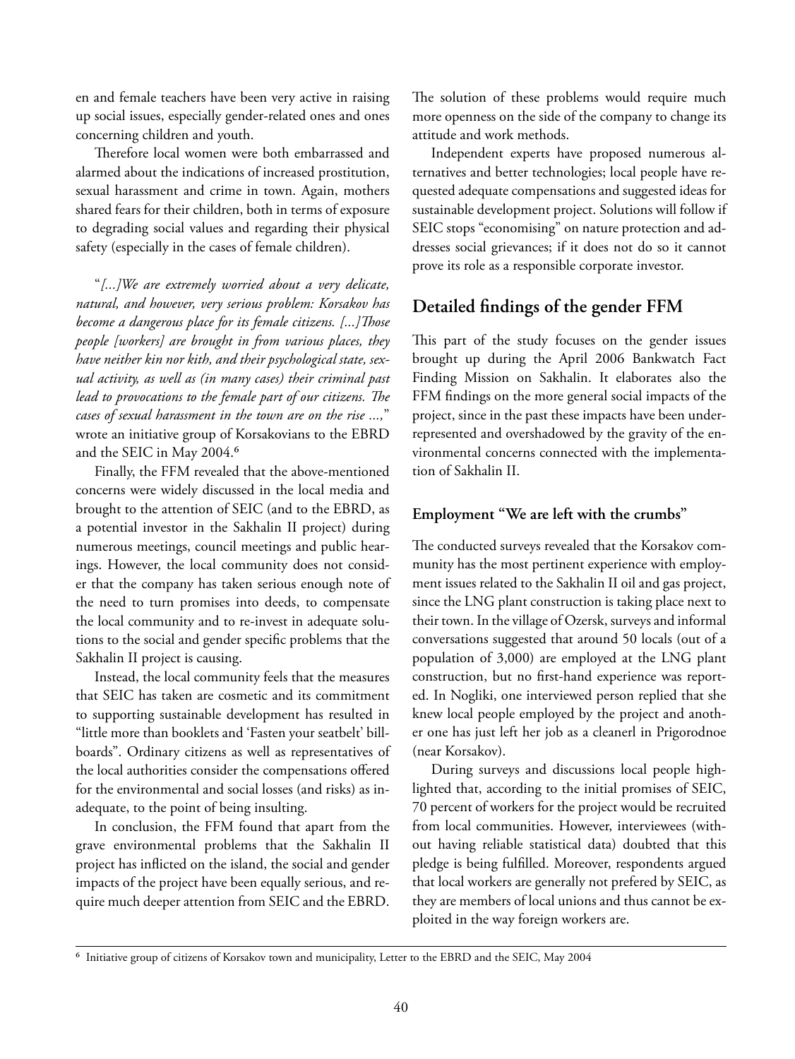en and female teachers have been very active in raising up social issues, especially gender-related ones and ones concerning children and youth.

Therefore local women were both embarrassed and alarmed about the indications of increased prostitution, sexual harassment and crime in town. Again, mothers shared fears for their children, both in terms of exposure to degrading social values and regarding their physical safety (especially in the cases of female children).

"*[...]We are extremely worried about a very delicate, natural, and however, very serious problem: Korsakov has become a dangerous place for its female citizens. [...]Those people [workers] are brought in from various places, they have neither kin nor kith, and their psychological state, sexual activity, as well as (in many cases) their criminal past lead to provocations to the female part of our citizens. The cases of sexual harassment in the town are on the rise ...,*" wrote an initiative group of Korsakovians to the EBRD and the SEIC in May 2004.[6]

Finally, the FFM revealed that the above-mentioned concerns were widely discussed in the local media and brought to the attention of SEIC (and to the EBRD, as a potential investor in the Sakhalin II project) during numerous meetings, council meetings and public hearings. However, the local community does not consider that the company has taken serious enough note of the need to turn promises into deeds, to compensate the local community and to re-invest in adequate solutions to the social and gender specific problems that the Sakhalin II project is causing.

Instead, the local community feels that the measures that SEIC has taken are cosmetic and its commitment to supporting sustainable development has resulted in "little more than booklets and 'Fasten your seatbelt' billboards". Ordinary citizens as well as representatives of the local authorities consider the compensations offered for the environmental and social losses (and risks) as inadequate, to the point of being insulting.

In conclusion, the FFM found that apart from the grave environmental problems that the Sakhalin II project has inflicted on the island, the social and gender impacts of the project have been equally serious, and require much deeper attention from SEIC and the EBRD.

The solution of these problems would require much more openness on the side of the company to change its attitude and work methods.

Independent experts have proposed numerous alternatives and better technologies; local people have requested adequate compensations and suggested ideas for sustainable development project. Solutions will follow if SEIC stops "economising" on nature protection and addresses social grievances; if it does not do so it cannot prove its role as a responsible corporate investor.

## Detailed findings of the gender FFM

This part of the study focuses on the gender issues brought up during the April 2006 Bankwatch Fact Finding Mission on Sakhalin. It elaborates also the FFM findings on the more general social impacts of the project, since in the past these impacts have been underrepresented and overshadowed by the gravity of the environmental concerns connected with the implementation of Sakhalin II.

### Employment "We are left with the crumbs"

The conducted surveys revealed that the Korsakov community has the most pertinent experience with employment issues related to the Sakhalin II oil and gas project, since the LNG plant construction is taking place next to their town. In the village of Ozersk, surveys and informal conversations suggested that around 50 locals (out of a population of 3,000) are employed at the LNG plant construction, but no first-hand experience was reported. In Nogliki, one interviewed person replied that she knew local people employed by the project and another one has just left her job as a cleanerl in Prigorodnoe (near Korsakov).

During surveys and discussions local people highlighted that, according to the initial promises of SEIC, 70 percent of workers for the project would be recruited from local communities. However, interviewees (without having reliable statistical data) doubted that this pledge is being fulfilled. Moreover, respondents argued that local workers are generally not prefered by SEIC, as they are members of local unions and thus cannot be exploited in the way foreign workers are.

[6] Initiative group of citizens of Korsakov town and municipality, Letter to the EBRD and the SEIC, May 2004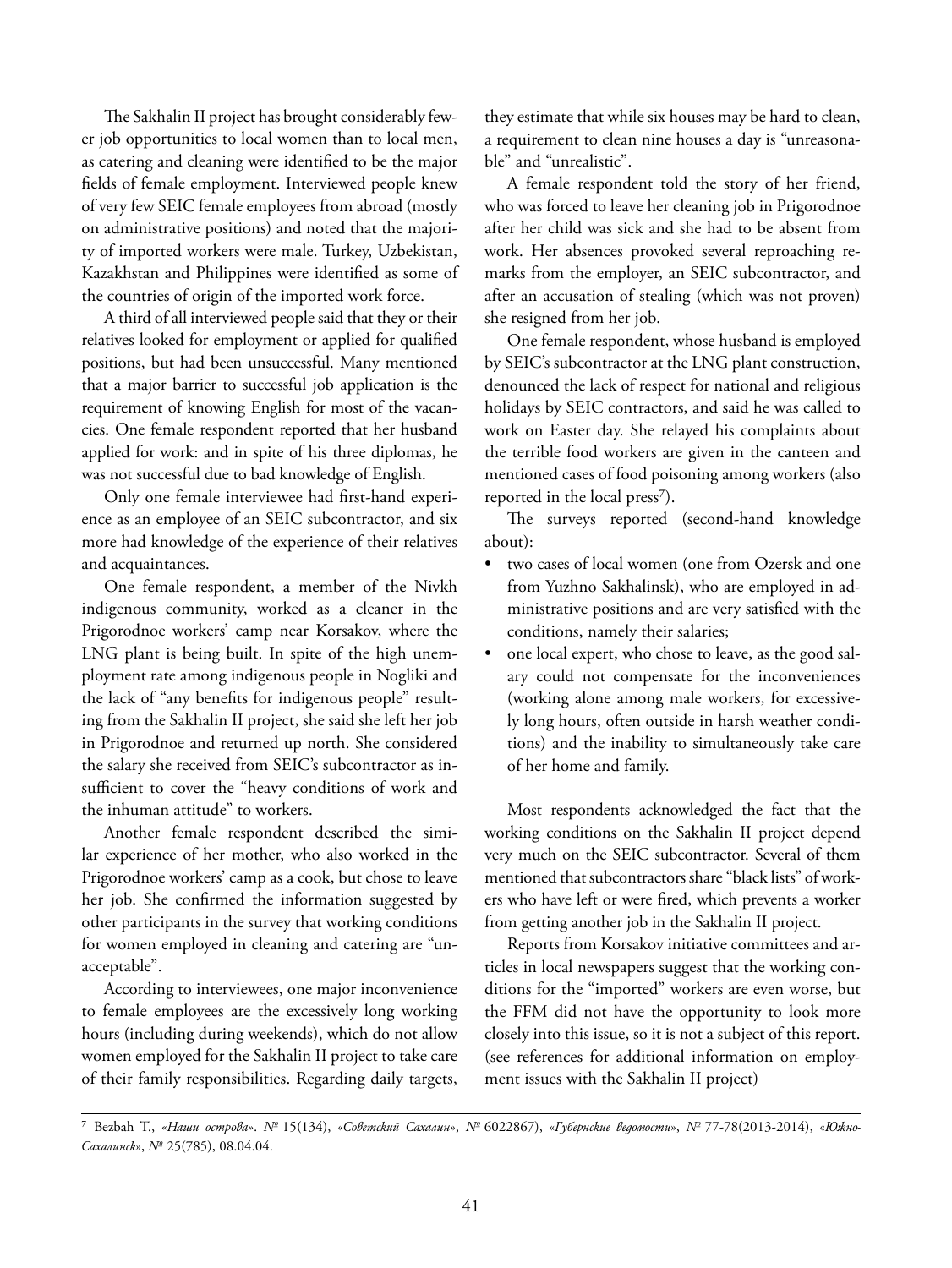The Sakhalin II project has brought considerably fewer job opportunities to local women than to local men, as catering and cleaning were identified to be the major fields of female employment. Interviewed people knew of very few SEIC female employees from abroad (mostly on administrative positions) and noted that the majority of imported workers were male. Turkey, Uzbekistan, Kazakhstan and Philippines were identified as some of the countries of origin of the imported work force.

A third of all interviewed people said that they or their relatives looked for employment or applied for qualified positions, but had been unsuccessful. Many mentioned that a major barrier to successful job application is the requirement of knowing English for most of the vacancies. One female respondent reported that her husband applied for work: and in spite of his three diplomas, he was not successful due to bad knowledge of English.

Only one female interviewee had first-hand experience as an employee of an SEIC subcontractor, and six more had knowledge of the experience of their relatives and acquaintances.

One female respondent, a member of the Nivkh indigenous community, worked as a cleaner in the Prigorodnoe workers' camp near Korsakov, where the LNG plant is being built. In spite of the high unemployment rate among indigenous people in Nogliki and the lack of "any benefits for indigenous people" resulting from the Sakhalin II project, she said she left her job in Prigorodnoe and returned up north. She considered the salary she received from SEIC's subcontractor as insufficient to cover the "heavy conditions of work and the inhuman attitude" to workers.

Another female respondent described the similar experience of her mother, who also worked in the Prigorodnoe workers' camp as a cook, but chose to leave her job. She confirmed the information suggested by other participants in the survey that working conditions for women employed in cleaning and catering are "unacceptable".

According to interviewees, one major inconvenience to female employees are the excessively long working hours (including during weekends), which do not allow women employed for the Sakhalin II project to take care of their family responsibilities. Regarding daily targets, they estimate that while six houses may be hard to clean, a requirement to clean nine houses a day is "unreasonable" and "unrealistic".

A female respondent told the story of her friend, who was forced to leave her cleaning job in Prigorodnoe after her child was sick and she had to be absent from work. Her absences provoked several reproaching remarks from the employer, an SEIC subcontractor, and after an accusation of stealing (which was not proven) she resigned from her job.

One female respondent, whose husband is employed by SEIC's subcontractor at the LNG plant construction, denounced the lack of respect for national and religious holidays by SEIC contractors, and said he was called to work on Easter day. She relayed his complaints about the terrible food workers are given in the canteen and mentioned cases of food poisoning among workers (also reported in the local press[7]).

The surveys reported (second-hand knowledge about):

- two cases of local women (one from Ozersk and one from Yuzhno Sakhalinsk), who are employed in administrative positions and are very satisfied with the conditions, namely their salaries;
- one local expert, who chose to leave, as the good salary could not compensate for the inconveniences (working alone among male workers, for excessively long hours, often outside in harsh weather conditions) and the inability to simultaneously take care of her home and family.

Most respondents acknowledged the fact that the working conditions on the Sakhalin II project depend very much on the SEIC subcontractor. Several of them mentioned that subcontractors share "black lists" of workers who have left or were fired, which prevents a worker from getting another job in the Sakhalin II project.

Reports from Korsakov initiative committees and articles in local newspapers suggest that the working conditions for the "imported" workers are even worse, but the FFM did not have the opportunity to look more closely into this issue, so it is not a subject of this report. (see references for additional information on employment issues with the Sakhalin II project)

---

[7] Bezbah T., *«Наши острова»*, № 15(134), *«Советский Сахалин»*, № 6022867), *«Губернские ведомости»*, № 77-78(2013-2014), *«Южно-Сахалинск»*, № 25(785), 08.04.04.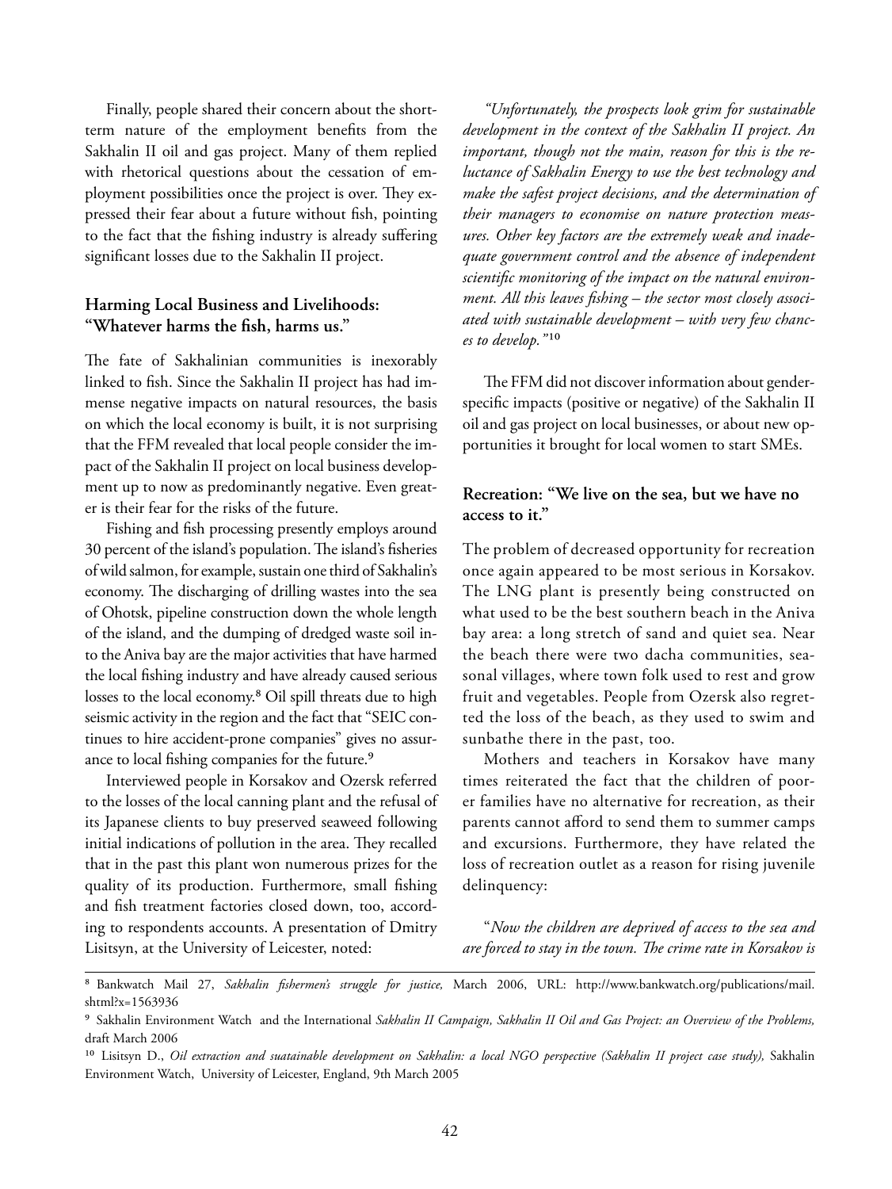Finally, people shared their concern about the short-term nature of the employment benefits from the Sakhalin II oil and gas project. Many of them replied with rhetorical questions about the cessation of employment possibilities once the project is over. They expressed their fear about a future without fish, pointing to the fact that the fishing industry is already suffering significant losses due to the Sakhalin II project.

### Harming Local Business and Livelihoods: "Whatever harms the fish, harms us."

The fate of Sakhalinian communities is inexorably linked to fish. Since the Sakhalin II project has had immense negative impacts on natural resources, the basis on which the local economy is built, it is not surprising that the FFM revealed that local people consider the impact of the Sakhalin II project on local business development up to now as predominantly negative. Even greater is their fear for the risks of the future.

Fishing and fish processing presently employs around 30 percent of the island's population. The island's fisheries of wild salmon, for example, sustain one third of Sakhalin's economy. The discharging of drilling wastes into the sea of Ohotsk, pipeline construction down the whole length of the island, and the dumping of dredged waste soil into the Aniva bay are the major activities that have harmed the local fishing industry and have already caused serious losses to the local economy.[8] Oil spill threats due to high seismic activity in the region and the fact that "SEIC continues to hire accident-prone companies" gives no assurance to local fishing companies for the future.[9]

Interviewed people in Korsakov and Ozersk referred to the losses of the local canning plant and the refusal of its Japanese clients to buy preserved seaweed following initial indications of pollution in the area. They recalled that in the past this plant won numerous prizes for the quality of its production. Furthermore, small fishing and fish treatment factories closed down, too, according to respondents accounts. A presentation of Dmitry Lisitsyn, at the University of Leicester, noted:

*"Unfortunately, the prospects look grim for sustainable development in the context of the Sakhalin II project. An important, though not the main, reason for this is the reluctance of Sakhalin Energy to use the best technology and make the safest project decisions, and the determination of their managers to economise on nature protection measures. Other key factors are the extremely weak and inadequate government control and the absence of independent scientific monitoring of the impact on the natural environment. All this leaves fishing – the sector most closely associated with sustainable development – with very few chances to develop."*[10]

The FFM did not discover information about gender-specific impacts (positive or negative) of the Sakhalin II oil and gas project on local businesses, or about new opportunities it brought for local women to start SMEs.

### Recreation: "We live on the sea, but we have no access to it."

The problem of decreased opportunity for recreation once again appeared to be most serious in Korsakov. The LNG plant is presently being constructed on what used to be the best southern beach in the Aniva bay area: a long stretch of sand and quiet sea. Near the beach there were two dacha communities, seasonal villages, where town folk used to rest and grow fruit and vegetables. People from Ozersk also regretted the loss of the beach, as they used to swim and sunbathe there in the past, too.

Mothers and teachers in Korsakov have many times reiterated the fact that the children of poorer families have no alternative for recreation, as their parents cannot afford to send them to summer camps and excursions. Furthermore, they have related the loss of recreation outlet as a reason for rising juvenile delinquency:

"*Now the children are deprived of access to the sea and are forced to stay in the town. The crime rate in Korsakov is*

---

[8] Bankwatch Mail 27, *Sakhalin fishermen's struggle for justice,* March 2006, URL: http://www.bankwatch.org/publications/mail.shtml?x=1563936

[9] Sakhalin Environment Watch and the International *Sakhalin II Campaign, Sakhalin II Oil and Gas Project: an Overview of the Problems,* draft March 2006

[10] Lisitsyn D., *Oil extraction and suatainable development on Sakhalin: a local NGO perspective (Sakhalin II project case study),* Sakhalin Environment Watch, University of Leicester, England, 9th March 2005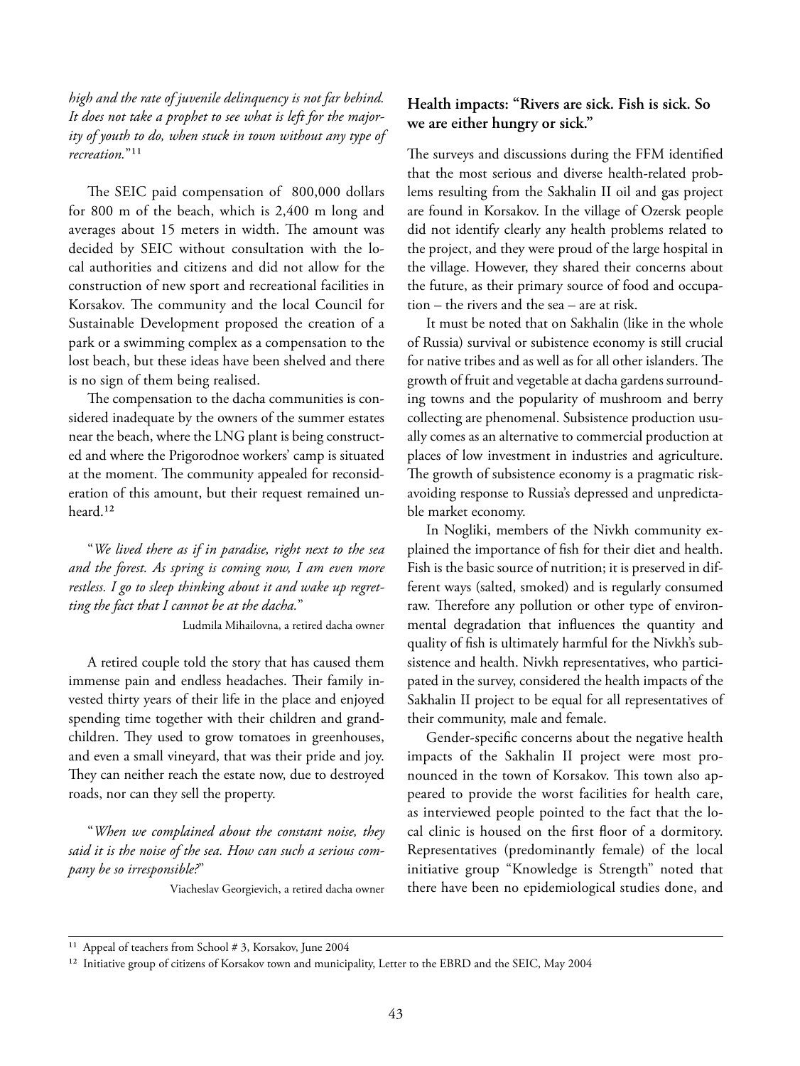*high and the rate of juvenile delinquency is not far behind. It does not take a prophet to see what is left for the majority of youth to do, when stuck in town without any type of recreation.*"[11]

The SEIC paid compensation of 800,000 dollars for 800 m of the beach, which is 2,400 m long and averages about 15 meters in width. The amount was decided by SEIC without consultation with the local authorities and citizens and did not allow for the construction of new sport and recreational facilities in Korsakov. The community and the local Council for Sustainable Development proposed the creation of a park or a swimming complex as a compensation to the lost beach, but these ideas have been shelved and there is no sign of them being realised.

The compensation to the dacha communities is considered inadequate by the owners of the summer estates near the beach, where the LNG plant is being constructed and where the Prigorodnoe workers' camp is situated at the moment. The community appealed for reconsideration of this amount, but their request remained unheard.[12]

"*We lived there as if in paradise, right next to the sea and the forest. As spring is coming now, I am even more restless. I go to sleep thinking about it and wake up regretting the fact that I cannot be at the dacha.*"

Ludmila Mihailovna, a retired dacha owner

A retired couple told the story that has caused them immense pain and endless headaches. Their family invested thirty years of their life in the place and enjoyed spending time together with their children and grandchildren. They used to grow tomatoes in greenhouses, and even a small vineyard, that was their pride and joy. They can neither reach the estate now, due to destroyed roads, nor can they sell the property.

"*When we complained about the constant noise, they said it is the noise of the sea. How can such a serious company be so irresponsible?*"

Viacheslav Georgievich, a retired dacha owner

## Health impacts: "Rivers are sick. Fish is sick. So we are either hungry or sick."

The surveys and discussions during the FFM identified that the most serious and diverse health-related problems resulting from the Sakhalin II oil and gas project are found in Korsakov. In the village of Ozersk people did not identify clearly any health problems related to the project, and they were proud of the large hospital in the village. However, they shared their concerns about the future, as their primary source of food and occupation – the rivers and the sea – are at risk.

It must be noted that on Sakhalin (like in the whole of Russia) survival or subsistence economy is still crucial for native tribes and as well as for all other islanders. The growth of fruit and vegetable at dacha gardens surrounding towns and the popularity of mushroom and berry collecting are phenomenal. Subsistence production usually comes as an alternative to commercial production at places of low investment in industries and agriculture. The growth of subsistence economy is a pragmatic risk-avoiding response to Russia's depressed and unpredictable market economy.

In Nogliki, members of the Nivkh community explained the importance of fish for their diet and health. Fish is the basic source of nutrition; it is preserved in different ways (salted, smoked) and is regularly consumed raw. Therefore any pollution or other type of environmental degradation that influences the quantity and quality of fish is ultimately harmful for the Nivkh's subsistence and health. Nivkh representatives, who participated in the survey, considered the health impacts of the Sakhalin II project to be equal for all representatives of their community, male and female.

Gender-specific concerns about the negative health impacts of the Sakhalin II project were most pronounced in the town of Korsakov. This town also appeared to provide the worst facilities for health care, as interviewed people pointed to the fact that the local clinic is housed on the first floor of a dormitory. Representatives (predominantly female) of the local initiative group "Knowledge is Strength" noted that there have been no epidemiological studies done, and

---

[11] Appeal of teachers from School # 3, Korsakov, June 2004

[12] Initiative group of citizens of Korsakov town and municipality, Letter to the EBRD and the SEIC, May 2004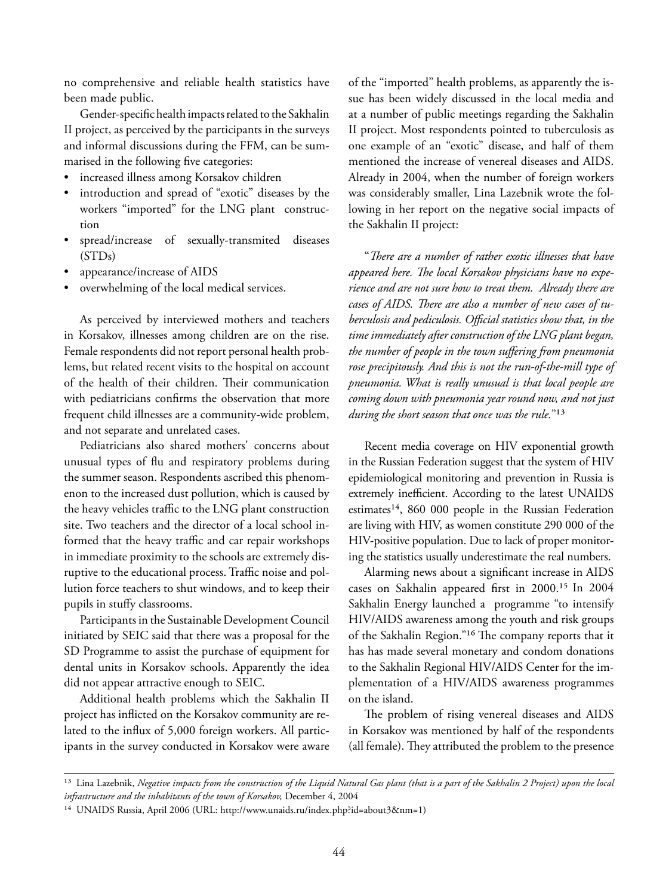no comprehensive and reliable health statistics have been made public.

Gender-specific health impacts related to the Sakhalin II project, as perceived by the participants in the surveys and informal discussions during the FFM, can be summarised in the following five categories:

- increased illness among Korsakov children
- introduction and spread of "exotic" diseases by the workers "imported" for the LNG plant construction
- spread/increase of sexually-transmited diseases (STDs)
- appearance/increase of AIDS
- overwhelming of the local medical services.

As perceived by interviewed mothers and teachers in Korsakov, illnesses among children are on the rise. Female respondents did not report personal health problems, but related recent visits to the hospital on account of the health of their children. Their communication with pediatricians confirms the observation that more frequent child illnesses are a community-wide problem, and not separate and unrelated cases.

Pediatricians also shared mothers' concerns about unusual types of flu and respiratory problems during the summer season. Respondents ascribed this phenomenon to the increased dust pollution, which is caused by the heavy vehicles traffic to the LNG plant construction site. Two teachers and the director of a local school informed that the heavy traffic and car repair workshops in immediate proximity to the schools are extremely disruptive to the educational process. Traffic noise and pollution force teachers to shut windows, and to keep their pupils in stuffy classrooms.

Participants in the Sustainable Development Council initiated by SEIC said that there was a proposal for the SD Programme to assist the purchase of equipment for dental units in Korsakov schools. Apparently the idea did not appear attractive enough to SEIC.

Additional health problems which the Sakhalin II project has inflicted on the Korsakov community are related to the influx of 5,000 foreign workers. All participants in the survey conducted in Korsakov were aware of the "imported" health problems, as apparently the issue has been widely discussed in the local media and at a number of public meetings regarding the Sakhalin II project. Most respondents pointed to tuberculosis as one example of an "exotic" disease, and half of them mentioned the increase of venereal diseases and AIDS. Already in 2004, when the number of foreign workers was considerably smaller, Lina Lazebnik wrote the following in her report on the negative social impacts of the Sakhalin II project:

"*There are a number of rather exotic illnesses that have appeared here. The local Korsakov physicians have no experience and are not sure how to treat them. Already there are cases of AIDS. There are also a number of new cases of tuberculosis and pediculosis. Official statistics show that, in the time immediately after construction of the LNG plant began, the number of people in the town suffering from pneumonia rose precipitously. And this is not the run-of-the-mill type of pneumonia. What is really unusual is that local people are coming down with pneumonia year round now, and not just during the short season that once was the rule.*"[13]

Recent media coverage on HIV exponential growth in the Russian Federation suggest that the system of HIV epidemiological monitoring and prevention in Russia is extremely inefficient. According to the latest UNAIDS estimates[14], 860 000 people in the Russian Federation are living with HIV, as women constitute 290 000 of the HIV-positive population. Due to lack of proper monitoring the statistics usually underestimate the real numbers.

Alarming news about a significant increase in AIDS cases on Sakhalin appeared first in 2000.[15] In 2004 Sakhalin Energy launched a programme "to intensify HIV/AIDS awareness among the youth and risk groups of the Sakhalin Region."[16] The company reports that it has has made several monetary and condom donations to the Sakhalin Regional HIV/AIDS Center for the implementation of a HIV/AIDS awareness programmes on the island.

The problem of rising venereal diseases and AIDS in Korsakov was mentioned by half of the respondents (all female). They attributed the problem to the presence

---

[13] Lina Lazebnik, *Negative impacts from the construction of the Liquid Natural Gas plant (that is a part of the Sakhalin 2 Project) upon the local infrastructure and the inhabitants of the town of Korsakov,* December 4, 2004

[14] UNAIDS Russia, April 2006 (URL: http://www.unaids.ru/index.php?id=about3&nm=1)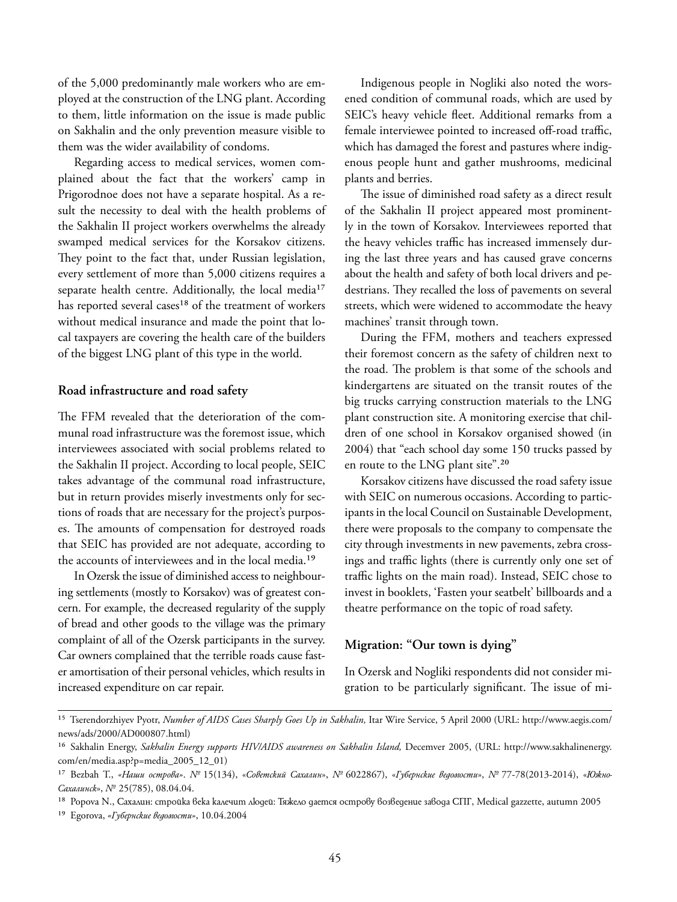of the 5,000 predominantly male workers who are employed at the construction of the LNG plant. According to them, little information on the issue is made public on Sakhalin and the only prevention measure visible to them was the wider availability of condoms.

Regarding access to medical services, women complained about the fact that the workers' camp in Prigorodnoe does not have a separate hospital. As a result the necessity to deal with the health problems of the Sakhalin II project workers overwhelms the already swamped medical services for the Korsakov citizens. They point to the fact that, under Russian legislation, every settlement of more than 5,000 citizens requires a separate health centre. Additionally, the local media[17] has reported several cases[18] of the treatment of workers without medical insurance and made the point that local taxpayers are covering the health care of the builders of the biggest LNG plant of this type in the world.

### Road infrastructure and road safety

The FFM revealed that the deterioration of the communal road infrastructure was the foremost issue, which interviewees associated with social problems related to the Sakhalin II project. According to local people, SEIC takes advantage of the communal road infrastructure, but in return provides miserly investments only for sections of roads that are necessary for the project's purposes. The amounts of compensation for destroyed roads that SEIC has provided are not adequate, according to the accounts of interviewees and in the local media.[19]

In Ozersk the issue of diminished access to neighbouring settlements (mostly to Korsakov) was of greatest concern. For example, the decreased regularity of the supply of bread and other goods to the village was the primary complaint of all of the Ozersk participants in the survey. Car owners complained that the terrible roads cause faster amortisation of their personal vehicles, which results in increased expenditure on car repair.

Indigenous people in Nogliki also noted the worsened condition of communal roads, which are used by SEIC's heavy vehicle fleet. Additional remarks from a female interviewee pointed to increased off-road traffic, which has damaged the forest and pastures where indigenous people hunt and gather mushrooms, medicinal plants and berries.

The issue of diminished road safety as a direct result of the Sakhalin II project appeared most prominently in the town of Korsakov. Interviewees reported that the heavy vehicles traffic has increased immensely during the last three years and has caused grave concerns about the health and safety of both local drivers and pedestrians. They recalled the loss of pavements on several streets, which were widened to accommodate the heavy machines' transit through town.

During the FFM, mothers and teachers expressed their foremost concern as the safety of children next to the road. The problem is that some of the schools and kindergartens are situated on the transit routes of the big trucks carrying construction materials to the LNG plant construction site. A monitoring exercise that children of one school in Korsakov organised showed (in 2004) that "each school day some 150 trucks passed by en route to the LNG plant site".[20]

Korsakov citizens have discussed the road safety issue with SEIC on numerous occasions. According to participants in the local Council on Sustainable Development, there were proposals to the company to compensate the city through investments in new pavements, zebra crossings and traffic lights (there is currently only one set of traffic lights on the main road). Instead, SEIC chose to invest in booklets, 'Fasten your seatbelt' billboards and a theatre performance on the topic of road safety.

### Migration: "Our town is dying"

In Ozersk and Nogliki respondents did not consider migration to be particularly significant. The issue of mi-

---

[15] Tserendorzhiyev Pyotr, *Number of AIDS Cases Sharply Goes Up in Sakhalin,* Itar Wire Service, 5 April 2000 (URL: http://www.aegis.com/news/ads/2000/AD000807.html)

[16] Sakhalin Energy, *Sakhalin Energy supports HIV/AIDS awareness on Sakhalin Island,* Decemver 2005, (URL: http://www.sakhalinenergy.com/en/media.asp?p=media_2005_12_01)

[17] Bezbah T., *«Наши острова»*. № 15(134), *«Советский Сахалин»*, № 6022867), *«Губернские ведомости»*, № 77-78(2013-2014), *«Южно-Сахалинск»*, № 25(785), 08.04.04.

[18] Popova N., Сахалин: стройка века калечит людей: Тяжело дается острову возведение завода СПГ, Medical gazzette, autumn 2005

[19] Egorova, *«Губернские ведомости»*, 10.04.2004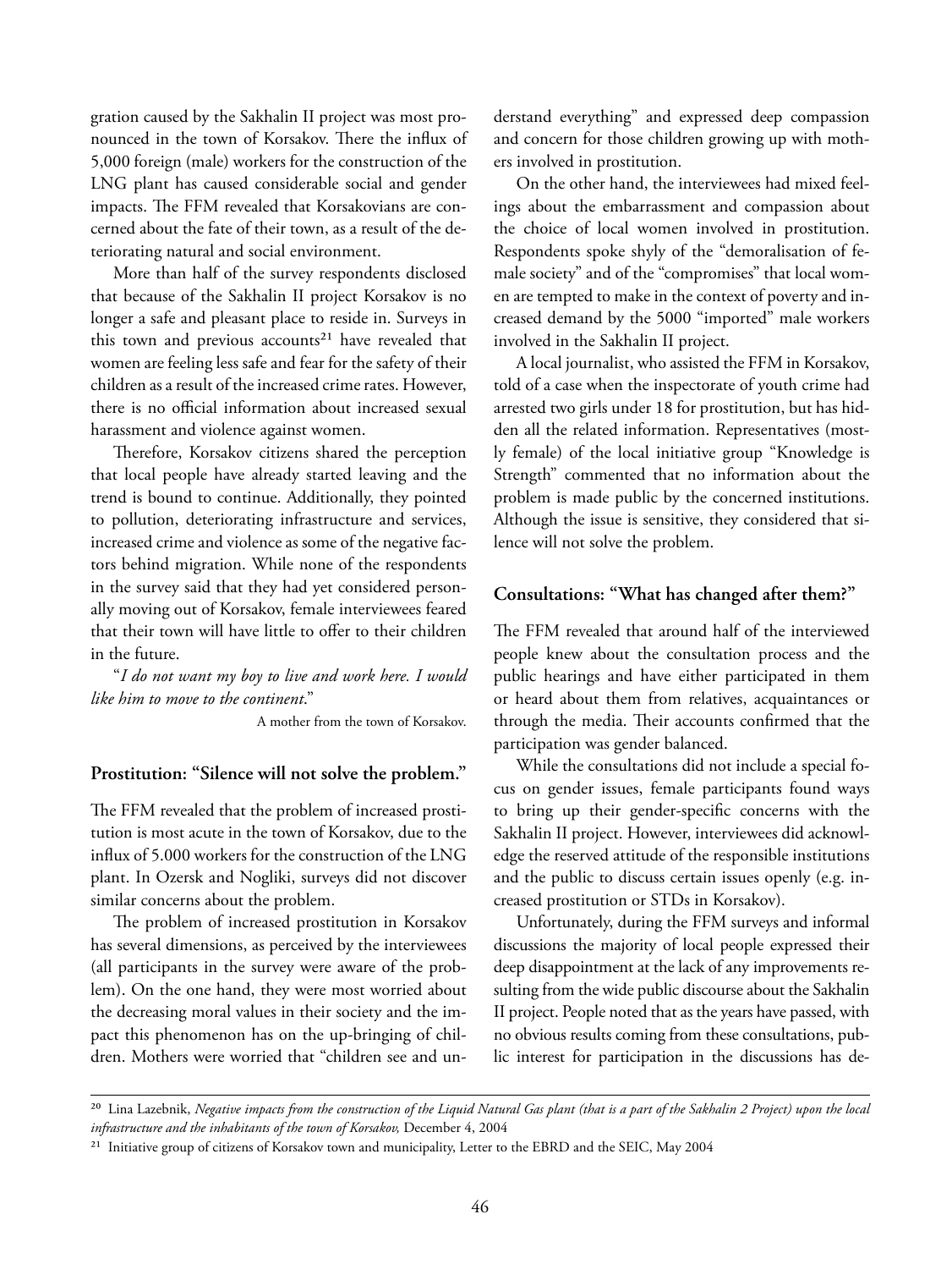gration caused by the Sakhalin II project was most pronounced in the town of Korsakov. There the influx of 5,000 foreign (male) workers for the construction of the LNG plant has caused considerable social and gender impacts. The FFM revealed that Korsakovians are concerned about the fate of their town, as a result of the deteriorating natural and social environment.

More than half of the survey respondents disclosed that because of the Sakhalin II project Korsakov is no longer a safe and pleasant place to reside in. Surveys in this town and previous accounts[21] have revealed that women are feeling less safe and fear for the safety of their children as a result of the increased crime rates. However, there is no official information about increased sexual harassment and violence against women.

Therefore, Korsakov citizens shared the perception that local people have already started leaving and the trend is bound to continue. Additionally, they pointed to pollution, deteriorating infrastructure and services, increased crime and violence as some of the negative factors behind migration. While none of the respondents in the survey said that they had yet considered personally moving out of Korsakov, female interviewees feared that their town will have little to offer to their children in the future.

"*I do not want my boy to live and work here. I would like him to move to the continent.*"

A mother from the town of Korsakov.

### Prostitution: "Silence will not solve the problem."

The FFM revealed that the problem of increased prostitution is most acute in the town of Korsakov, due to the influx of 5.000 workers for the construction of the LNG plant. In Ozersk and Nogliki, surveys did not discover similar concerns about the problem.

The problem of increased prostitution in Korsakov has several dimensions, as perceived by the interviewees (all participants in the survey were aware of the problem). On the one hand, they were most worried about the decreasing moral values in their society and the impact this phenomenon has on the up-bringing of children. Mothers were worried that "children see and understand everything" and expressed deep compassion and concern for those children growing up with mothers involved in prostitution.

On the other hand, the interviewees had mixed feelings about the embarrassment and compassion about the choice of local women involved in prostitution. Respondents spoke shyly of the "demoralisation of female society" and of the "compromises" that local women are tempted to make in the context of poverty and increased demand by the 5000 "imported" male workers involved in the Sakhalin II project.

A local journalist, who assisted the FFM in Korsakov, told of a case when the inspectorate of youth crime had arrested two girls under 18 for prostitution, but has hidden all the related information. Representatives (mostly female) of the local initiative group "Knowledge is Strength" commented that no information about the problem is made public by the concerned institutions. Although the issue is sensitive, they considered that silence will not solve the problem.

### Consultations: "What has changed after them?"

The FFM revealed that around half of the interviewed people knew about the consultation process and the public hearings and have either participated in them or heard about them from relatives, acquaintances or through the media. Their accounts confirmed that the participation was gender balanced.

While the consultations did not include a special focus on gender issues, female participants found ways to bring up their gender-specific concerns with the Sakhalin II project. However, interviewees did acknowledge the reserved attitude of the responsible institutions and the public to discuss certain issues openly (e.g. increased prostitution or STDs in Korsakov).

Unfortunately, during the FFM surveys and informal discussions the majority of local people expressed their deep disappointment at the lack of any improvements resulting from the wide public discourse about the Sakhalin II project. People noted that as the years have passed, with no obvious results coming from these consultations, public interest for participation in the discussions has de-

---

[20] Lina Lazebnik, *Negative impacts from the construction of the Liquid Natural Gas plant (that is a part of the Sakhalin 2 Project) upon the local infrastructure and the inhabitants of the town of Korsakov,* December 4, 2004

[21] Initiative group of citizens of Korsakov town and municipality, Letter to the EBRD and the SEIC, May 2004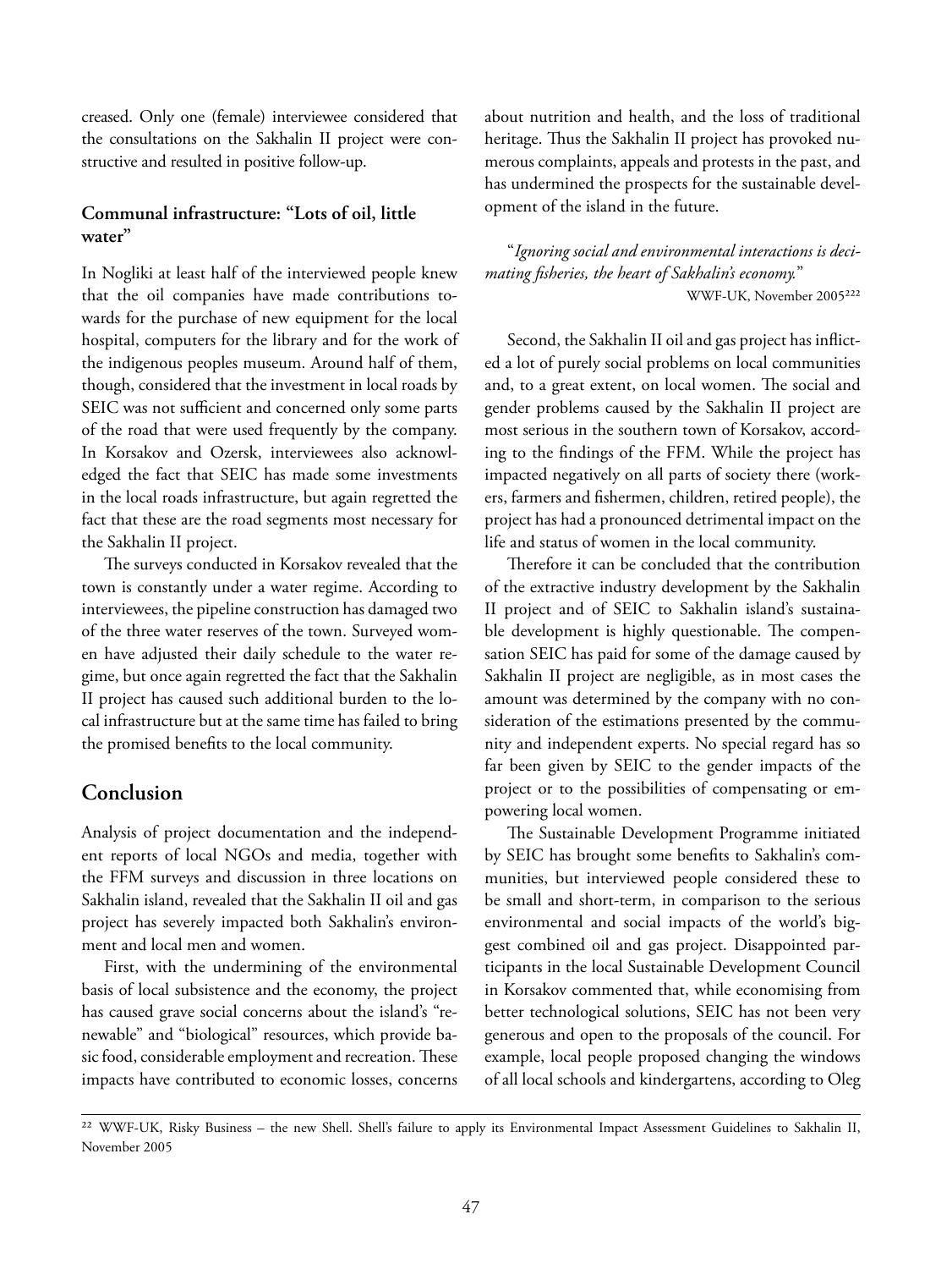creased. Only one (female) interviewee considered that the consultations on the Sakhalin II project were constructive and resulted in positive follow-up.

### Communal infrastructure: "Lots of oil, little water"

In Nogliki at least half of the interviewed people knew that the oil companies have made contributions towards for the purchase of new equipment for the local hospital, computers for the library and for the work of the indigenous peoples museum. Around half of them, though, considered that the investment in local roads by SEIC was not sufficient and concerned only some parts of the road that were used frequently by the company. In Korsakov and Ozersk, interviewees also acknowledged the fact that SEIC has made some investments in the local roads infrastructure, but again regretted the fact that these are the road segments most necessary for the Sakhalin II project.

The surveys conducted in Korsakov revealed that the town is constantly under a water regime. According to interviewees, the pipeline construction has damaged two of the three water reserves of the town. Surveyed women have adjusted their daily schedule to the water regime, but once again regretted the fact that the Sakhalin II project has caused such additional burden to the local infrastructure but at the same time has failed to bring the promised benefits to the local community.

## Conclusion

Analysis of project documentation and the independent reports of local NGOs and media, together with the FFM surveys and discussion in three locations on Sakhalin island, revealed that the Sakhalin II oil and gas project has severely impacted both Sakhalin's environment and local men and women.

First, with the undermining of the environmental basis of local subsistence and the economy, the project has caused grave social concerns about the island's "renewable" and "biological" resources, which provide basic food, considerable employment and recreation. These impacts have contributed to economic losses, concerns about nutrition and health, and the loss of traditional heritage. Thus the Sakhalin II project has provoked numerous complaints, appeals and protests in the past, and has undermined the prospects for the sustainable development of the island in the future.

> "*Ignoring social and environmental interactions is decimating fisheries, the heart of Sakhalin's economy.*"
>
> WWF-UK, November 2005[22]

Second, the Sakhalin II oil and gas project has inflicted a lot of purely social problems on local communities and, to a great extent, on local women. The social and gender problems caused by the Sakhalin II project are most serious in the southern town of Korsakov, according to the findings of the FFM. While the project has impacted negatively on all parts of society there (workers, farmers and fishermen, children, retired people), the project has had a pronounced detrimental impact on the life and status of women in the local community.

Therefore it can be concluded that the contribution of the extractive industry development by the Sakhalin II project and of SEIC to Sakhalin island's sustainable development is highly questionable. The compensation SEIC has paid for some of the damage caused by Sakhalin II project are negligible, as in most cases the amount was determined by the company with no consideration of the estimations presented by the community and independent experts. No special regard has so far been given by SEIC to the gender impacts of the project or to the possibilities of compensating or empowering local women.

The Sustainable Development Programme initiated by SEIC has brought some benefits to Sakhalin's communities, but interviewed people considered these to be small and short-term, in comparison to the serious environmental and social impacts of the world's biggest combined oil and gas project. Disappointed participants in the local Sustainable Development Council in Korsakov commented that, while economising from better technological solutions, SEIC has not been very generous and open to the proposals of the council. For example, local people proposed changing the windows of all local schools and kindergartens, according to Oleg

---

[22] WWF-UK, Risky Business – the new Shell. Shell's failure to apply its Environmental Impact Assessment Guidelines to Sakhalin II, November 2005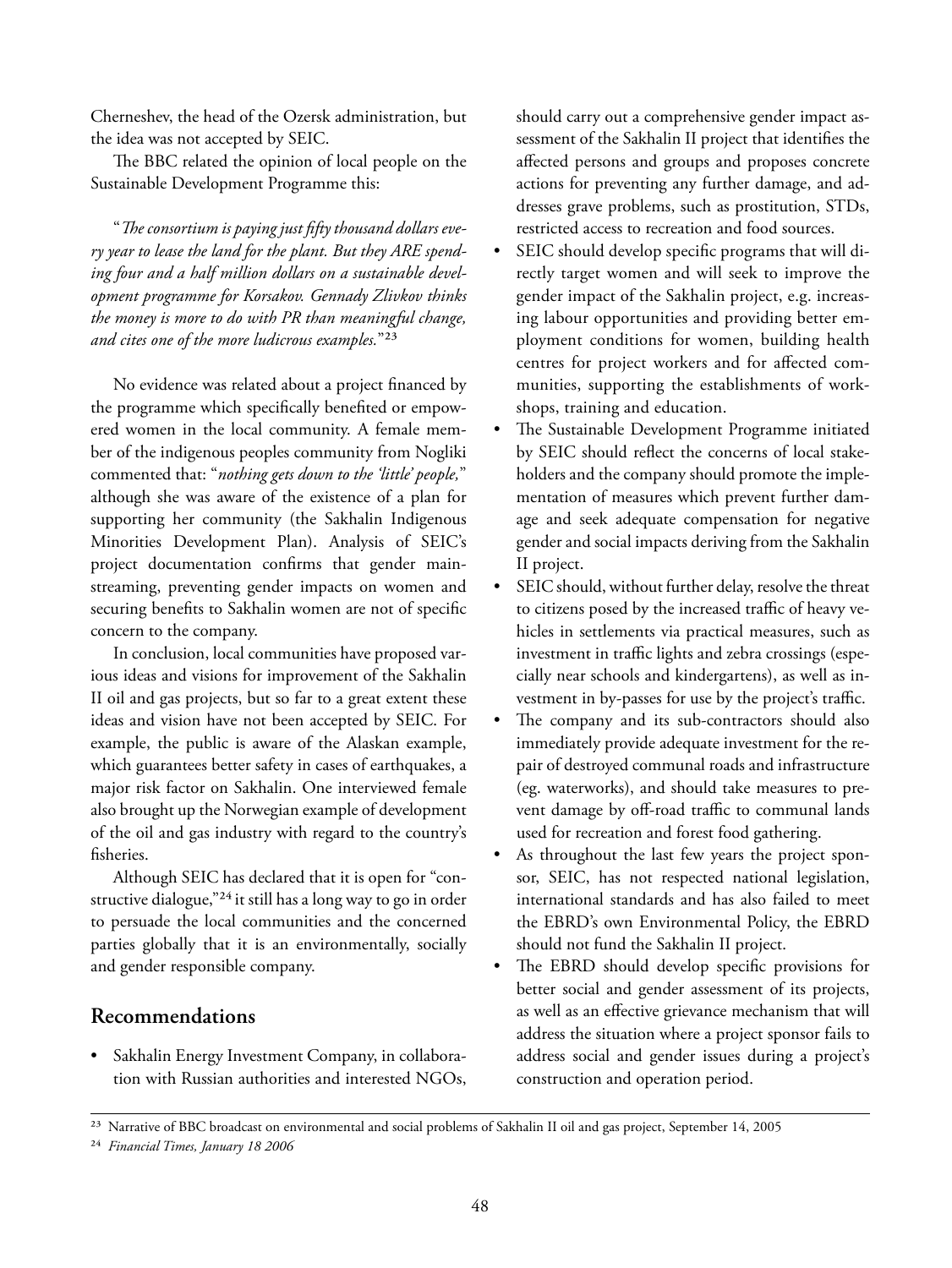Cherneshev, the head of the Ozersk administration, but the idea was not accepted by SEIC.

The BBC related the opinion of local people on the Sustainable Development Programme this:

"*The consortium is paying just fifty thousand dollars every year to lease the land for the plant. But they ARE spending four and a half million dollars on a sustainable development programme for Korsakov. Gennady Zlivkov thinks the money is more to do with PR than meaningful change, and cites one of the more ludicrous examples.*"[23]

No evidence was related about a project financed by the programme which specifically benefited or empowered women in the local community. A female member of the indigenous peoples community from Nogliki commented that: "*nothing gets down to the 'little' people,*" although she was aware of the existence of a plan for supporting her community (the Sakhalin Indigenous Minorities Development Plan). Analysis of SEIC's project documentation confirms that gender mainstreaming, preventing gender impacts on women and securing benefits to Sakhalin women are not of specific concern to the company.

In conclusion, local communities have proposed various ideas and visions for improvement of the Sakhalin II oil and gas projects, but so far to a great extent these ideas and vision have not been accepted by SEIC. For example, the public is aware of the Alaskan example, which guarantees better safety in cases of earthquakes, a major risk factor on Sakhalin. One interviewed female also brought up the Norwegian example of development of the oil and gas industry with regard to the country's fisheries.

Although SEIC has declared that it is open for "constructive dialogue,"[24] it still has a long way to go in order to persuade the local communities and the concerned parties globally that it is an environmentally, socially and gender responsible company.

## Recommendations

- Sakhalin Energy Investment Company, in collaboration with Russian authorities and interested NGOs, should carry out a comprehensive gender impact assessment of the Sakhalin II project that identifies the affected persons and groups and proposes concrete actions for preventing any further damage, and addresses grave problems, such as prostitution, STDs, restricted access to recreation and food sources.
- SEIC should develop specific programs that will directly target women and will seek to improve the gender impact of the Sakhalin project, e.g. increasing labour opportunities and providing better employment conditions for women, building health centres for project workers and for affected communities, supporting the establishments of workshops, training and education.
- The Sustainable Development Programme initiated by SEIC should reflect the concerns of local stakeholders and the company should promote the implementation of measures which prevent further damage and seek adequate compensation for negative gender and social impacts deriving from the Sakhalin II project.
- SEIC should, without further delay, resolve the threat to citizens posed by the increased traffic of heavy vehicles in settlements via practical measures, such as investment in traffic lights and zebra crossings (especially near schools and kindergartens), as well as investment in by-passes for use by the project's traffic.
- The company and its sub-contractors should also immediately provide adequate investment for the repair of destroyed communal roads and infrastructure (eg. waterworks), and should take measures to prevent damage by off-road traffic to communal lands used for recreation and forest food gathering.
- As throughout the last few years the project sponsor, SEIC, has not respected national legislation, international standards and has also failed to meet the EBRD's own Environmental Policy, the EBRD should not fund the Sakhalin II project.
- The EBRD should develop specific provisions for better social and gender assessment of its projects, as well as an effective grievance mechanism that will address the situation where a project sponsor fails to address social and gender issues during a project's construction and operation period.

---

[23] Narrative of BBC broadcast on environmental and social problems of Sakhalin II oil and gas project, September 14, 2005

[24] *Financial Times, January 18 2006*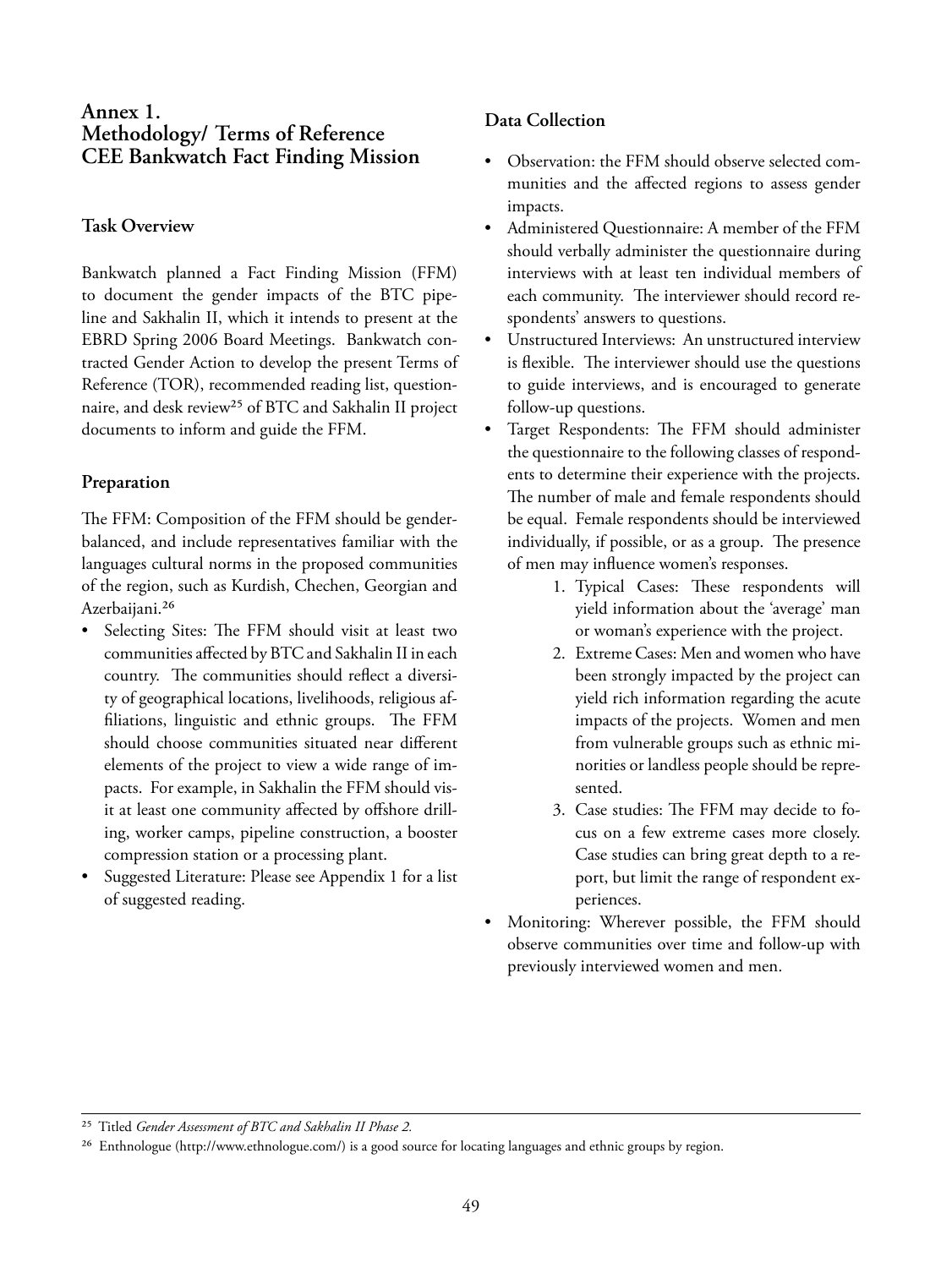# Annex 1.
# Methodology/ Terms of Reference
# CEE Bankwatch Fact Finding Mission

## Task Overview

Bankwatch planned a Fact Finding Mission (FFM) to document the gender impacts of the BTC pipeline and Sakhalin II, which it intends to present at the EBRD Spring 2006 Board Meetings. Bankwatch contracted Gender Action to develop the present Terms of Reference (TOR), recommended reading list, questionnaire, and desk review[25] of BTC and Sakhalin II project documents to inform and guide the FFM.

## Preparation

The FFM: Composition of the FFM should be gender-balanced, and include representatives familiar with the languages cultural norms in the proposed communities of the region, such as Kurdish, Chechen, Georgian and Azerbaijani.[26]

- Selecting Sites: The FFM should visit at least two communities affected by BTC and Sakhalin II in each country. The communities should reflect a diversity of geographical locations, livelihoods, religious affiliations, linguistic and ethnic groups. The FFM should choose communities situated near different elements of the project to view a wide range of impacts. For example, in Sakhalin the FFM should visit at least one community affected by offshore drilling, worker camps, pipeline construction, a booster compression station or a processing plant.
- Suggested Literature: Please see Appendix 1 for a list of suggested reading.

## Data Collection

- Observation: the FFM should observe selected communities and the affected regions to assess gender impacts.
- Administered Questionnaire: A member of the FFM should verbally administer the questionnaire during interviews with at least ten individual members of each community. The interviewer should record respondents' answers to questions.
- Unstructured Interviews: An unstructured interview is flexible. The interviewer should use the questions to guide interviews, and is encouraged to generate follow-up questions.
- Target Respondents: The FFM should administer the questionnaire to the following classes of respondents to determine their experience with the projects. The number of male and female respondents should be equal. Female respondents should be interviewed individually, if possible, or as a group. The presence of men may influence women's responses.
    1. Typical Cases: These respondents will yield information about the 'average' man or woman's experience with the project.
    2. Extreme Cases: Men and women who have been strongly impacted by the project can yield rich information regarding the acute impacts of the projects. Women and men from vulnerable groups such as ethnic minorities or landless people should be represented.
    3. Case studies: The FFM may decide to focus on a few extreme cases more closely. Case studies can bring great depth to a report, but limit the range of respondent experiences.
- Monitoring: Wherever possible, the FFM should observe communities over time and follow-up with previously interviewed women and men.

---

[25] Titled *Gender Assessment of BTC and Sakhalin II Phase 2.*

[26] Enthnologue (http://www.ethnologue.com/) is a good source for locating languages and ethnic groups by region.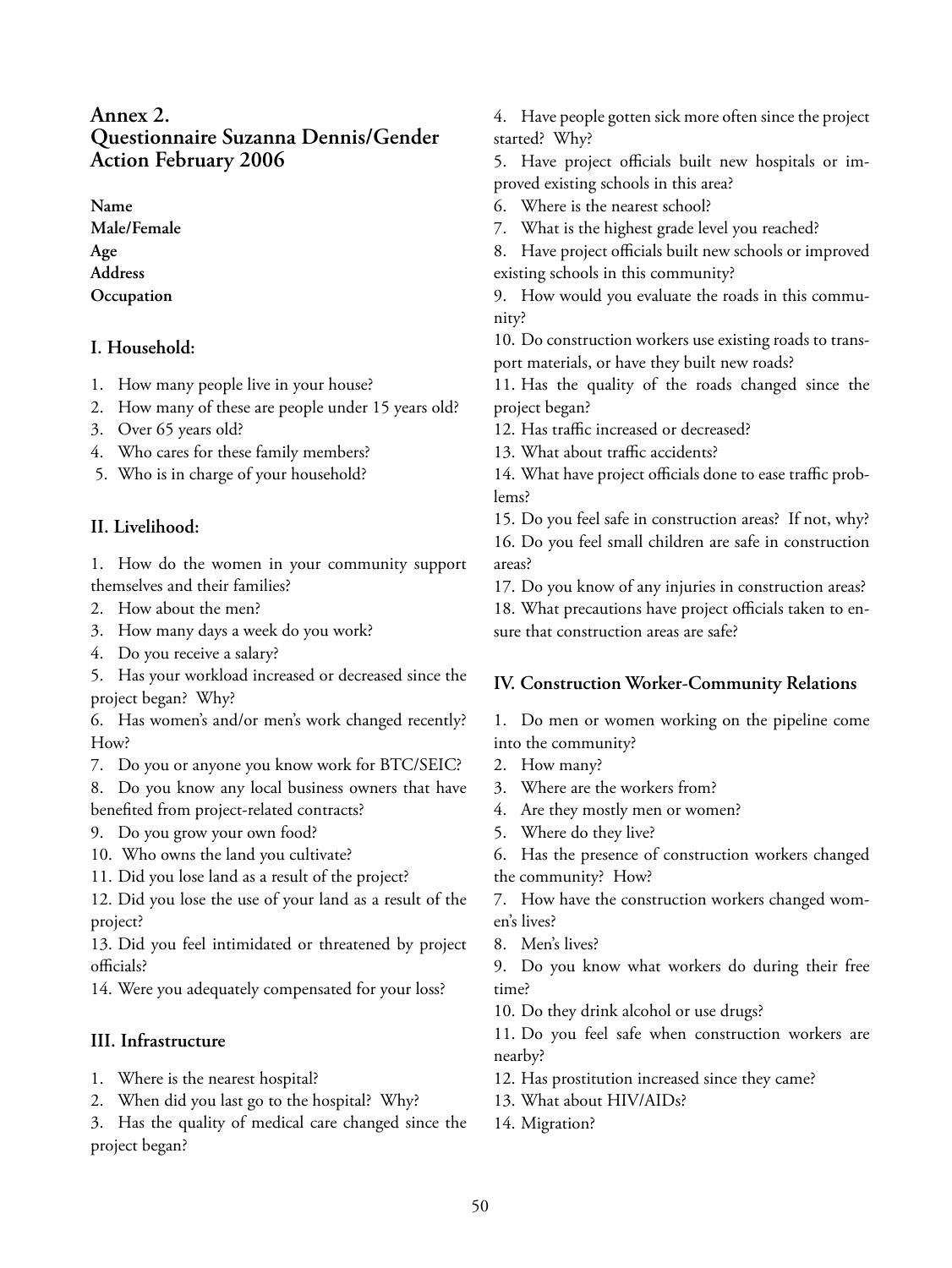## Annex 2.
## Questionnaire Suzanna Dennis/Gender Action February 2006

**Name**
**Male/Female**
**Age**
**Address**
**Occupation**

### I. Household:

1. How many people live in your house?
2. How many of these are people under 15 years old?
3. Over 65 years old?
4. Who cares for these family members?
5. Who is in charge of your household?

### II. Livelihood:

1. How do the women in your community support themselves and their families?
2. How about the men?
3. How many days a week do you work?
4. Do you receive a salary?
5. Has your workload increased or decreased since the project began? Why?
6. Has women's and/or men's work changed recently? How?
7. Do you or anyone you know work for BTC/SEIC?
8. Do you know any local business owners that have benefited from project-related contracts?
9. Do you grow your own food?
10. Who owns the land you cultivate?
11. Did you lose land as a result of the project?
12. Did you lose the use of your land as a result of the project?
13. Did you feel intimidated or threatened by project officials?
14. Were you adequately compensated for your loss?

### III. Infrastructure

1. Where is the nearest hospital?
2. When did you last go to the hospital? Why?
3. Has the quality of medical care changed since the project began?
4. Have people gotten sick more often since the project started? Why?
5. Have project officials built new hospitals or improved existing schools in this area?
6. Where is the nearest school?
7. What is the highest grade level you reached?
8. Have project officials built new schools or improved existing schools in this community?
9. How would you evaluate the roads in this community?
10. Do construction workers use existing roads to transport materials, or have they built new roads?
11. Has the quality of the roads changed since the project began?
12. Has traffic increased or decreased?
13. What about traffic accidents?
14. What have project officials done to ease traffic problems?
15. Do you feel safe in construction areas? If not, why?
16. Do you feel small children are safe in construction areas?
17. Do you know of any injuries in construction areas?
18. What precautions have project officials taken to ensure that construction areas are safe?

### IV. Construction Worker-Community Relations

1. Do men or women working on the pipeline come into the community?
2. How many?
3. Where are the workers from?
4. Are they mostly men or women?
5. Where do they live?
6. Has the presence of construction workers changed the community? How?
7. How have the construction workers changed women's lives?
8. Men's lives?
9. Do you know what workers do during their free time?
10. Do they drink alcohol or use drugs?
11. Do you feel safe when construction workers are nearby?
12. Has prostitution increased since they came?
13. What about HIV/AIDs?
14. Migration?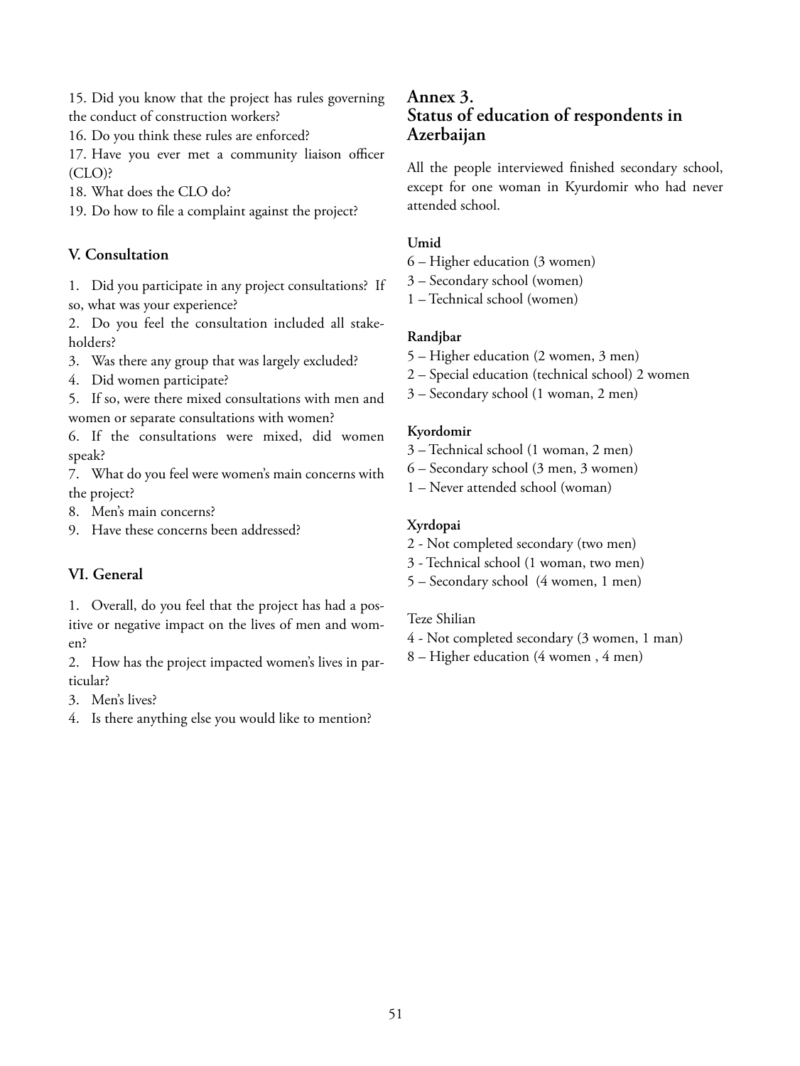15. Did you know that the project has rules governing the conduct of construction workers?

16. Do you think these rules are enforced?

17. Have you ever met a community liaison officer (CLO)?

18. What does the CLO do?

19. Do how to file a complaint against the project?

### V. Consultation

1. Did you participate in any project consultations? If so, what was your experience?
2. Do you feel the consultation included all stakeholders?
3. Was there any group that was largely excluded?
4. Did women participate?
5. If so, were there mixed consultations with men and women or separate consultations with women?
6. If the consultations were mixed, did women speak?
7. What do you feel were women's main concerns with the project?
8. Men's main concerns?
9. Have these concerns been addressed?

### VI. General

1. Overall, do you feel that the project has had a positive or negative impact on the lives of men and women?
2. How has the project impacted women's lives in particular?
3. Men's lives?
4. Is there anything else you would like to mention?

## Annex 3. Status of education of respondents in Azerbaijan

All the people interviewed finished secondary school, except for one woman in Kyurdomir who had never attended school.

**Umid**

6 – Higher education (3 women)
3 – Secondary school (women)
1 – Technical school (women)

**Randjbar**

5 – Higher education (2 women, 3 men)
2 – Special education (technical school) 2 women
3 – Secondary school (1 woman, 2 men)

**Kyordomir**

3 – Technical school (1 woman, 2 men)
6 – Secondary school (3 men, 3 women)
1 – Never attended school (woman)

**Xyrdopai**

2 - Not completed secondary (two men)
3 - Technical school (1 woman, two men)
5 – Secondary school (4 women, 1 men)

Teze Shilian

4 - Not completed secondary (3 women, 1 man)
8 – Higher education (4 women , 4 men)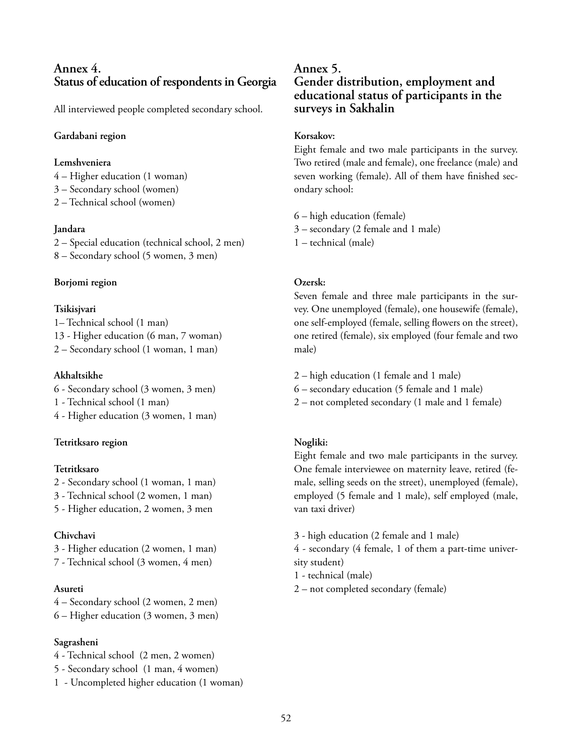## Annex 4. Status of education of respondents in Georgia

All interviewed people completed secondary school.

**Gardabani region**

**Lemshveniera**

4 – Higher education (1 woman)
3 – Secondary school (women)
2 – Technical school (women)

**Jandara**

2 – Special education (technical school, 2 men)
8 – Secondary school (5 women, 3 men)

**Borjomi region**

**Tsikisjvari**

1– Technical school (1 man)
13 - Higher education (6 man, 7 woman)
2 – Secondary school (1 woman, 1 man)

**Akhaltsikhe**

6 - Secondary school (3 women, 3 men)
1 - Technical school (1 man)
4 - Higher education (3 women, 1 man)

**Tetritksaro region**

**Tetritksaro**

2 - Secondary school (1 woman, 1 man)
3 - Technical school (2 women, 1 man)
5 - Higher education, 2 women, 3 men

**Chivchavi**

3 - Higher education (2 women, 1 man)
7 - Technical school (3 women, 4 men)

**Asureti**

4 – Secondary school (2 women, 2 men)
6 – Higher education (3 women, 3 men)

**Sagrasheni**

4 - Technical school (2 men, 2 women)
5 - Secondary school (1 man, 4 women)
1 - Uncompleted higher education (1 woman)

## Annex 5. Gender distribution, employment and educational status of participants in the surveys in Sakhalin

**Korsakov:**

Eight female and two male participants in the survey. Two retired (male and female), one freelance (male) and seven working (female). All of them have finished secondary school:

6 – high education (female)
3 – secondary (2 female and 1 male)
1 – technical (male)

**Ozersk:**

Seven female and three male participants in the survey. One unemployed (female), one housewife (female), one self-employed (female, selling flowers on the street), one retired (female), six employed (four female and two male)

2 – high education (1 female and 1 male)
6 – secondary education (5 female and 1 male)
2 – not completed secondary (1 male and 1 female)

**Nogliki:**

Eight female and two male participants in the survey. One female interviewee on maternity leave, retired (female, selling seeds on the street), unemployed (female), employed (5 female and 1 male), self employed (male, van taxi driver)

3 - high education (2 female and 1 male)
4 - secondary (4 female, 1 of them a part-time university student)
1 - technical (male)
2 – not completed secondary (female)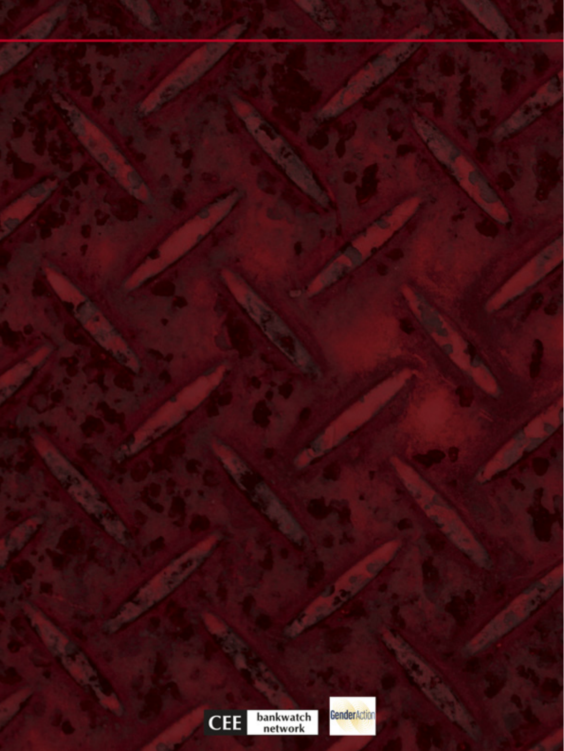CEE bankwatch network

GenderAction